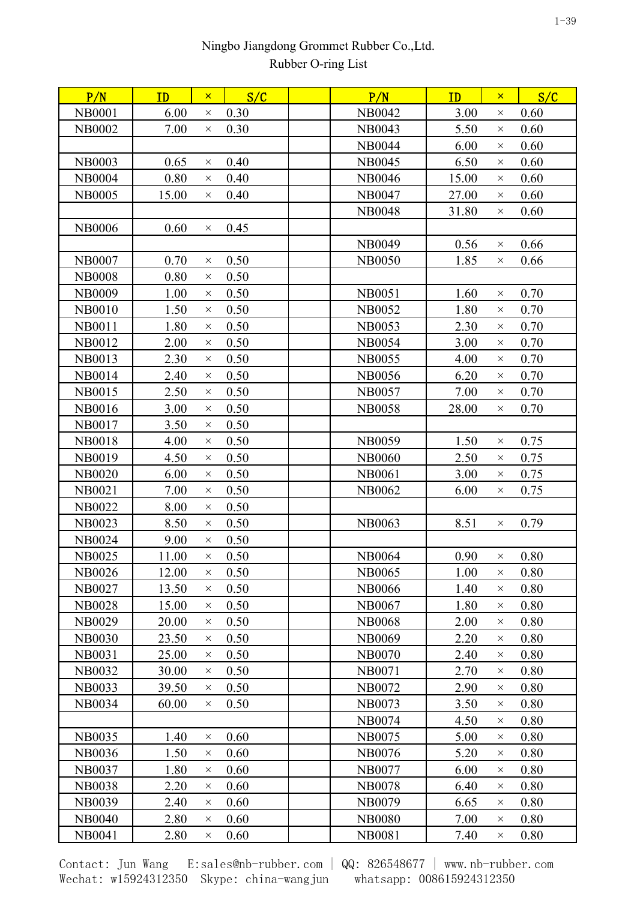Ningbo Jiangdong Grommet Rubber Co.,Ltd.

Rubber O-ring List

| P/N | ID | × | S/C | | P/N | ID | × | S/C |
|---|---|---|---|---|---|---|---|---|
| NB0001 | 6.00 | × | 0.30 | | NB0042 | 3.00 | × | 0.60 |
| NB0002 | 7.00 | × | 0.30 | | NB0043 | 5.50 | × | 0.60 |
| | | | | | NB0044 | 6.00 | × | 0.60 |
| NB0003 | 0.65 | × | 0.40 | | NB0045 | 6.50 | × | 0.60 |
| NB0004 | 0.80 | × | 0.40 | | NB0046 | 15.00 | × | 0.60 |
| NB0005 | 15.00 | × | 0.40 | | NB0047 | 27.00 | × | 0.60 |
| | | | | | NB0048 | 31.80 | × | 0.60 |
| NB0006 | 0.60 | × | 0.45 | | | | | |
| | | | | | NB0049 | 0.56 | × | 0.66 |
| NB0007 | 0.70 | × | 0.50 | | NB0050 | 1.85 | × | 0.66 |
| NB0008 | 0.80 | × | 0.50 | | | | | |
| NB0009 | 1.00 | × | 0.50 | | NB0051 | 1.60 | × | 0.70 |
| NB0010 | 1.50 | × | 0.50 | | NB0052 | 1.80 | × | 0.70 |
| NB0011 | 1.80 | × | 0.50 | | NB0053 | 2.30 | × | 0.70 |
| NB0012 | 2.00 | × | 0.50 | | NB0054 | 3.00 | × | 0.70 |
| NB0013 | 2.30 | × | 0.50 | | NB0055 | 4.00 | × | 0.70 |
| NB0014 | 2.40 | × | 0.50 | | NB0056 | 6.20 | × | 0.70 |
| NB0015 | 2.50 | × | 0.50 | | NB0057 | 7.00 | × | 0.70 |
| NB0016 | 3.00 | × | 0.50 | | NB0058 | 28.00 | × | 0.70 |
| NB0017 | 3.50 | × | 0.50 | | | | | |
| NB0018 | 4.00 | × | 0.50 | | NB0059 | 1.50 | × | 0.75 |
| NB0019 | 4.50 | × | 0.50 | | NB0060 | 2.50 | × | 0.75 |
| NB0020 | 6.00 | × | 0.50 | | NB0061 | 3.00 | × | 0.75 |
| NB0021 | 7.00 | × | 0.50 | | NB0062 | 6.00 | × | 0.75 |
| NB0022 | 8.00 | × | 0.50 | | | | | |
| NB0023 | 8.50 | × | 0.50 | | NB0063 | 8.51 | × | 0.79 |
| NB0024 | 9.00 | × | 0.50 | | | | | |
| NB0025 | 11.00 | × | 0.50 | | NB0064 | 0.90 | × | 0.80 |
| NB0026 | 12.00 | × | 0.50 | | NB0065 | 1.00 | × | 0.80 |
| NB0027 | 13.50 | × | 0.50 | | NB0066 | 1.40 | × | 0.80 |
| NB0028 | 15.00 | × | 0.50 | | NB0067 | 1.80 | × | 0.80 |
| NB0029 | 20.00 | × | 0.50 | | NB0068 | 2.00 | × | 0.80 |
| NB0030 | 23.50 | × | 0.50 | | NB0069 | 2.20 | × | 0.80 |
| NB0031 | 25.00 | × | 0.50 | | NB0070 | 2.40 | × | 0.80 |
| NB0032 | 30.00 | × | 0.50 | | NB0071 | 2.70 | × | 0.80 |
| NB0033 | 39.50 | × | 0.50 | | NB0072 | 2.90 | × | 0.80 |
| NB0034 | 60.00 | × | 0.50 | | NB0073 | 3.50 | × | 0.80 |
| | | | | | NB0074 | 4.50 | × | 0.80 |
| NB0035 | 1.40 | × | 0.60 | | NB0075 | 5.00 | × | 0.80 |
| NB0036 | 1.50 | × | 0.60 | | NB0076 | 5.20 | × | 0.80 |
| NB0037 | 1.80 | × | 0.60 | | NB0077 | 6.00 | × | 0.80 |
| NB0038 | 2.20 | × | 0.60 | | NB0078 | 6.40 | × | 0.80 |
| NB0039 | 2.40 | × | 0.60 | | NB0079 | 6.65 | × | 0.80 |
| NB0040 | 2.80 | × | 0.60 | | NB0080 | 7.00 | × | 0.80 |
| NB0041 | 2.80 | × | 0.60 | | NB0081 | 7.40 | × | 0.80 |

Contact: Jun Wang E:sales@nb-rubber.com | QQ: 826548677 | www.nb-rubber.com
Wechat: w15924312350 Skype: china-wangjun whatsapp: 008615924312350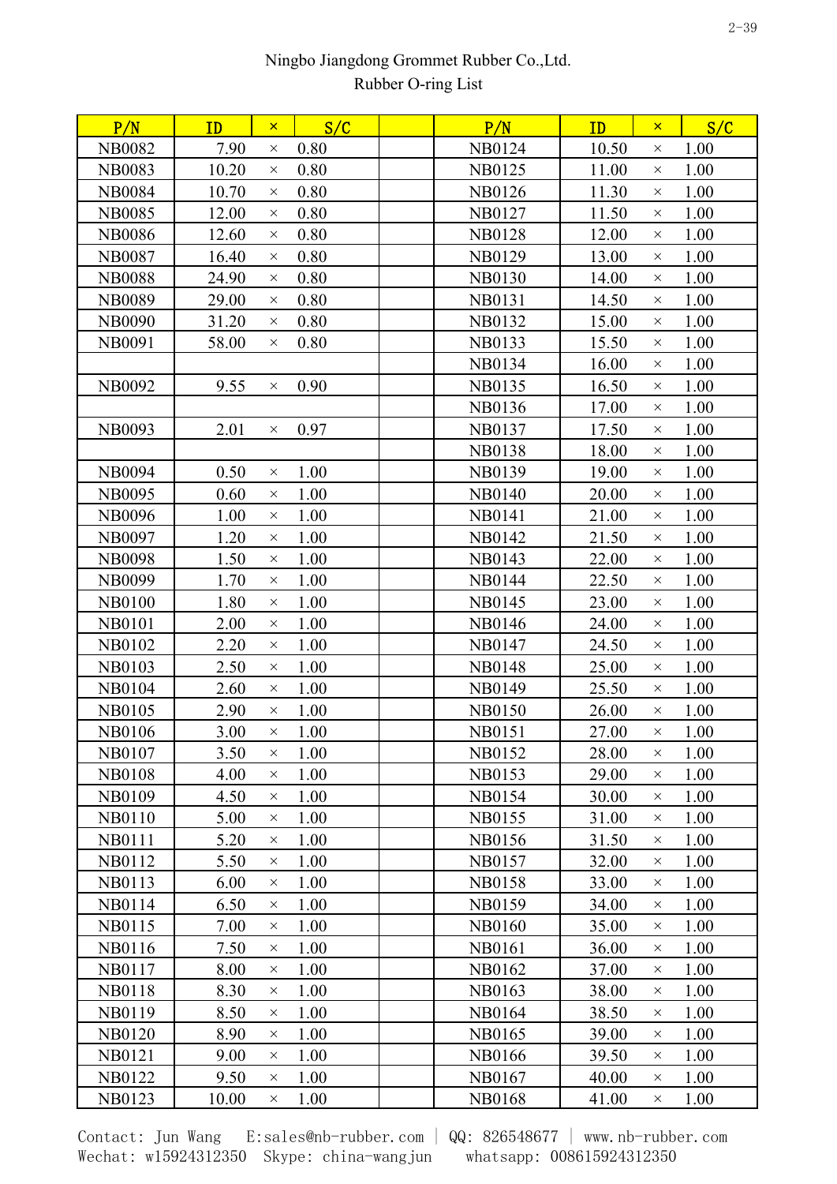Ningbo Jiangdong Grommet Rubber Co.,Ltd.
Rubber O-ring List

| P/N | ID | × | S/C | | P/N | ID | × | S/C |
|---|---|---|---|---|---|---|---|---|
| NB0082 | 7.90 | × | 0.80 | | NB0124 | 10.50 | × | 1.00 |
| NB0083 | 10.20 | × | 0.80 | | NB0125 | 11.00 | × | 1.00 |
| NB0084 | 10.70 | × | 0.80 | | NB0126 | 11.30 | × | 1.00 |
| NB0085 | 12.00 | × | 0.80 | | NB0127 | 11.50 | × | 1.00 |
| NB0086 | 12.60 | × | 0.80 | | NB0128 | 12.00 | × | 1.00 |
| NB0087 | 16.40 | × | 0.80 | | NB0129 | 13.00 | × | 1.00 |
| NB0088 | 24.90 | × | 0.80 | | NB0130 | 14.00 | × | 1.00 |
| NB0089 | 29.00 | × | 0.80 | | NB0131 | 14.50 | × | 1.00 |
| NB0090 | 31.20 | × | 0.80 | | NB0132 | 15.00 | × | 1.00 |
| NB0091 | 58.00 | × | 0.80 | | NB0133 | 15.50 | × | 1.00 |
| | | | | | NB0134 | 16.00 | × | 1.00 |
| NB0092 | 9.55 | × | 0.90 | | NB0135 | 16.50 | × | 1.00 |
| | | | | | NB0136 | 17.00 | × | 1.00 |
| NB0093 | 2.01 | × | 0.97 | | NB0137 | 17.50 | × | 1.00 |
| | | | | | NB0138 | 18.00 | × | 1.00 |
| NB0094 | 0.50 | × | 1.00 | | NB0139 | 19.00 | × | 1.00 |
| NB0095 | 0.60 | × | 1.00 | | NB0140 | 20.00 | × | 1.00 |
| NB0096 | 1.00 | × | 1.00 | | NB0141 | 21.00 | × | 1.00 |
| NB0097 | 1.20 | × | 1.00 | | NB0142 | 21.50 | × | 1.00 |
| NB0098 | 1.50 | × | 1.00 | | NB0143 | 22.00 | × | 1.00 |
| NB0099 | 1.70 | × | 1.00 | | NB0144 | 22.50 | × | 1.00 |
| NB0100 | 1.80 | × | 1.00 | | NB0145 | 23.00 | × | 1.00 |
| NB0101 | 2.00 | × | 1.00 | | NB0146 | 24.00 | × | 1.00 |
| NB0102 | 2.20 | × | 1.00 | | NB0147 | 24.50 | × | 1.00 |
| NB0103 | 2.50 | × | 1.00 | | NB0148 | 25.00 | × | 1.00 |
| NB0104 | 2.60 | × | 1.00 | | NB0149 | 25.50 | × | 1.00 |
| NB0105 | 2.90 | × | 1.00 | | NB0150 | 26.00 | × | 1.00 |
| NB0106 | 3.00 | × | 1.00 | | NB0151 | 27.00 | × | 1.00 |
| NB0107 | 3.50 | × | 1.00 | | NB0152 | 28.00 | × | 1.00 |
| NB0108 | 4.00 | × | 1.00 | | NB0153 | 29.00 | × | 1.00 |
| NB0109 | 4.50 | × | 1.00 | | NB0154 | 30.00 | × | 1.00 |
| NB0110 | 5.00 | × | 1.00 | | NB0155 | 31.00 | × | 1.00 |
| NB0111 | 5.20 | × | 1.00 | | NB0156 | 31.50 | × | 1.00 |
| NB0112 | 5.50 | × | 1.00 | | NB0157 | 32.00 | × | 1.00 |
| NB0113 | 6.00 | × | 1.00 | | NB0158 | 33.00 | × | 1.00 |
| NB0114 | 6.50 | × | 1.00 | | NB0159 | 34.00 | × | 1.00 |
| NB0115 | 7.00 | × | 1.00 | | NB0160 | 35.00 | × | 1.00 |
| NB0116 | 7.50 | × | 1.00 | | NB0161 | 36.00 | × | 1.00 |
| NB0117 | 8.00 | × | 1.00 | | NB0162 | 37.00 | × | 1.00 |
| NB0118 | 8.30 | × | 1.00 | | NB0163 | 38.00 | × | 1.00 |
| NB0119 | 8.50 | × | 1.00 | | NB0164 | 38.50 | × | 1.00 |
| NB0120 | 8.90 | × | 1.00 | | NB0165 | 39.00 | × | 1.00 |
| NB0121 | 9.00 | × | 1.00 | | NB0166 | 39.50 | × | 1.00 |
| NB0122 | 9.50 | × | 1.00 | | NB0167 | 40.00 | × | 1.00 |
| NB0123 | 10.00 | × | 1.00 | | NB0168 | 41.00 | × | 1.00 |

Contact: Jun Wang E:sales@nb-rubber.com | QQ: 826548677 | www.nb-rubber.com
Wechat: w15924312350 Skype: china-wangjun whatsapp: 008615924312350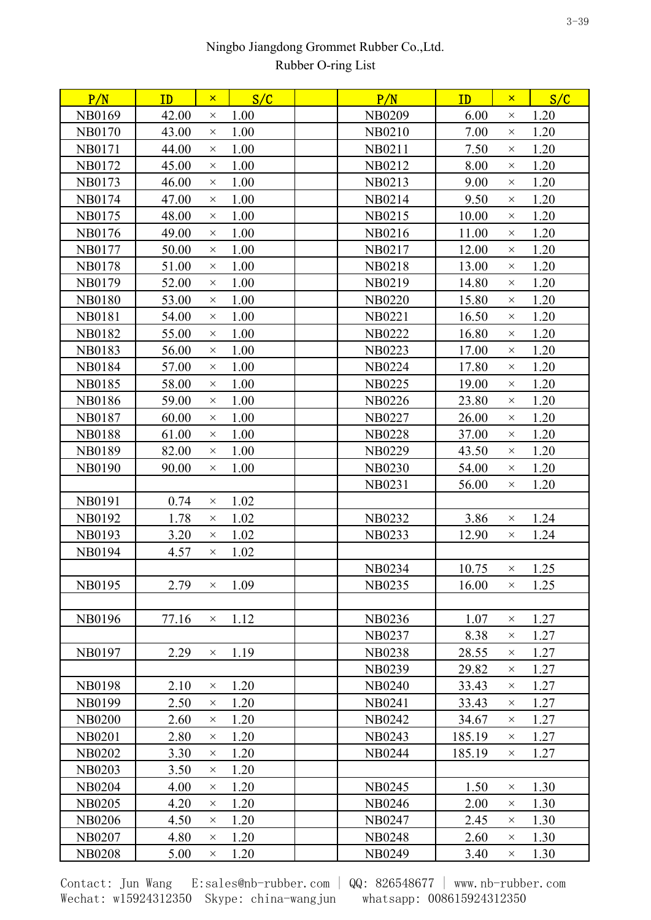Ningbo Jiangdong Grommet Rubber Co.,Ltd.
Rubber O-ring List

| P/N | ID | × | S/C | | P/N | ID | × | S/C |
|---|---|---|---|---|---|---|---|---|
| NB0169 | 42.00 | × | 1.00 | | NB0209 | 6.00 | × | 1.20 |
| NB0170 | 43.00 | × | 1.00 | | NB0210 | 7.00 | × | 1.20 |
| NB0171 | 44.00 | × | 1.00 | | NB0211 | 7.50 | × | 1.20 |
| NB0172 | 45.00 | × | 1.00 | | NB0212 | 8.00 | × | 1.20 |
| NB0173 | 46.00 | × | 1.00 | | NB0213 | 9.00 | × | 1.20 |
| NB0174 | 47.00 | × | 1.00 | | NB0214 | 9.50 | × | 1.20 |
| NB0175 | 48.00 | × | 1.00 | | NB0215 | 10.00 | × | 1.20 |
| NB0176 | 49.00 | × | 1.00 | | NB0216 | 11.00 | × | 1.20 |
| NB0177 | 50.00 | × | 1.00 | | NB0217 | 12.00 | × | 1.20 |
| NB0178 | 51.00 | × | 1.00 | | NB0218 | 13.00 | × | 1.20 |
| NB0179 | 52.00 | × | 1.00 | | NB0219 | 14.80 | × | 1.20 |
| NB0180 | 53.00 | × | 1.00 | | NB0220 | 15.80 | × | 1.20 |
| NB0181 | 54.00 | × | 1.00 | | NB0221 | 16.50 | × | 1.20 |
| NB0182 | 55.00 | × | 1.00 | | NB0222 | 16.80 | × | 1.20 |
| NB0183 | 56.00 | × | 1.00 | | NB0223 | 17.00 | × | 1.20 |
| NB0184 | 57.00 | × | 1.00 | | NB0224 | 17.80 | × | 1.20 |
| NB0185 | 58.00 | × | 1.00 | | NB0225 | 19.00 | × | 1.20 |
| NB0186 | 59.00 | × | 1.00 | | NB0226 | 23.80 | × | 1.20 |
| NB0187 | 60.00 | × | 1.00 | | NB0227 | 26.00 | × | 1.20 |
| NB0188 | 61.00 | × | 1.00 | | NB0228 | 37.00 | × | 1.20 |
| NB0189 | 82.00 | × | 1.00 | | NB0229 | 43.50 | × | 1.20 |
| NB0190 | 90.00 | × | 1.00 | | NB0230 | 54.00 | × | 1.20 |
| | | | | | NB0231 | 56.00 | × | 1.20 |
| NB0191 | 0.74 | × | 1.02 | | | | | |
| NB0192 | 1.78 | × | 1.02 | | NB0232 | 3.86 | × | 1.24 |
| NB0193 | 3.20 | × | 1.02 | | NB0233 | 12.90 | × | 1.24 |
| NB0194 | 4.57 | × | 1.02 | | | | | |
| | | | | | NB0234 | 10.75 | × | 1.25 |
| NB0195 | 2.79 | × | 1.09 | | NB0235 | 16.00 | × | 1.25 |
| | | | | | | | | |
| NB0196 | 77.16 | × | 1.12 | | NB0236 | 1.07 | × | 1.27 |
| | | | | | NB0237 | 8.38 | × | 1.27 |
| NB0197 | 2.29 | × | 1.19 | | NB0238 | 28.55 | × | 1.27 |
| | | | | | NB0239 | 29.82 | × | 1.27 |
| NB0198 | 2.10 | × | 1.20 | | NB0240 | 33.43 | × | 1.27 |
| NB0199 | 2.50 | × | 1.20 | | NB0241 | 33.43 | × | 1.27 |
| NB0200 | 2.60 | × | 1.20 | | NB0242 | 34.67 | × | 1.27 |
| NB0201 | 2.80 | × | 1.20 | | NB0243 | 185.19 | × | 1.27 |
| NB0202 | 3.30 | × | 1.20 | | NB0244 | 185.19 | × | 1.27 |
| NB0203 | 3.50 | × | 1.20 | | | | | |
| NB0204 | 4.00 | × | 1.20 | | NB0245 | 1.50 | × | 1.30 |
| NB0205 | 4.20 | × | 1.20 | | NB0246 | 2.00 | × | 1.30 |
| NB0206 | 4.50 | × | 1.20 | | NB0247 | 2.45 | × | 1.30 |
| NB0207 | 4.80 | × | 1.20 | | NB0248 | 2.60 | × | 1.30 |
| NB0208 | 5.00 | × | 1.20 | | NB0249 | 3.40 | × | 1.30 |

Contact: Jun Wang E:sales@nb-rubber.com | QQ: 826548677 | www.nb-rubber.com
Wechat: w15924312350 Skype: china-wangjun whatsapp: 008615924312350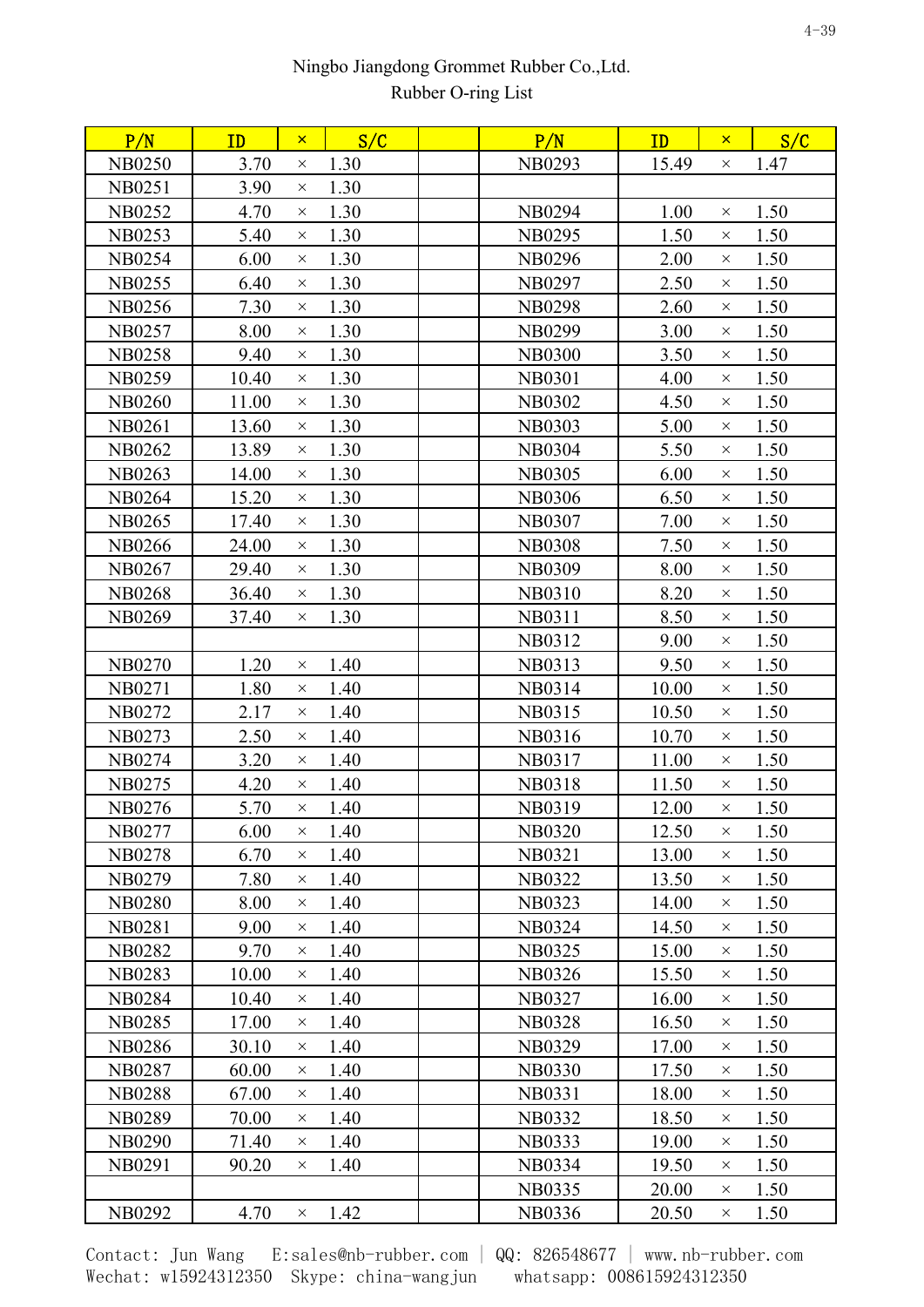Ningbo Jiangdong Grommet Rubber Co.,Ltd.
Rubber O-ring List

| P/N | ID | × | S/C | | P/N | ID | × | S/C |
|---|---|---|---|---|---|---|---|---|
| NB0250 | 3.70 | × | 1.30 | | NB0293 | 15.49 | × | 1.47 |
| NB0251 | 3.90 | × | 1.30 | | | | | |
| NB0252 | 4.70 | × | 1.30 | | NB0294 | 1.00 | × | 1.50 |
| NB0253 | 5.40 | × | 1.30 | | NB0295 | 1.50 | × | 1.50 |
| NB0254 | 6.00 | × | 1.30 | | NB0296 | 2.00 | × | 1.50 |
| NB0255 | 6.40 | × | 1.30 | | NB0297 | 2.50 | × | 1.50 |
| NB0256 | 7.30 | × | 1.30 | | NB0298 | 2.60 | × | 1.50 |
| NB0257 | 8.00 | × | 1.30 | | NB0299 | 3.00 | × | 1.50 |
| NB0258 | 9.40 | × | 1.30 | | NB0300 | 3.50 | × | 1.50 |
| NB0259 | 10.40 | × | 1.30 | | NB0301 | 4.00 | × | 1.50 |
| NB0260 | 11.00 | × | 1.30 | | NB0302 | 4.50 | × | 1.50 |
| NB0261 | 13.60 | × | 1.30 | | NB0303 | 5.00 | × | 1.50 |
| NB0262 | 13.89 | × | 1.30 | | NB0304 | 5.50 | × | 1.50 |
| NB0263 | 14.00 | × | 1.30 | | NB0305 | 6.00 | × | 1.50 |
| NB0264 | 15.20 | × | 1.30 | | NB0306 | 6.50 | × | 1.50 |
| NB0265 | 17.40 | × | 1.30 | | NB0307 | 7.00 | × | 1.50 |
| NB0266 | 24.00 | × | 1.30 | | NB0308 | 7.50 | × | 1.50 |
| NB0267 | 29.40 | × | 1.30 | | NB0309 | 8.00 | × | 1.50 |
| NB0268 | 36.40 | × | 1.30 | | NB0310 | 8.20 | × | 1.50 |
| NB0269 | 37.40 | × | 1.30 | | NB0311 | 8.50 | × | 1.50 |
| | | | | | NB0312 | 9.00 | × | 1.50 |
| NB0270 | 1.20 | × | 1.40 | | NB0313 | 9.50 | × | 1.50 |
| NB0271 | 1.80 | × | 1.40 | | NB0314 | 10.00 | × | 1.50 |
| NB0272 | 2.17 | × | 1.40 | | NB0315 | 10.50 | × | 1.50 |
| NB0273 | 2.50 | × | 1.40 | | NB0316 | 10.70 | × | 1.50 |
| NB0274 | 3.20 | × | 1.40 | | NB0317 | 11.00 | × | 1.50 |
| NB0275 | 4.20 | × | 1.40 | | NB0318 | 11.50 | × | 1.50 |
| NB0276 | 5.70 | × | 1.40 | | NB0319 | 12.00 | × | 1.50 |
| NB0277 | 6.00 | × | 1.40 | | NB0320 | 12.50 | × | 1.50 |
| NB0278 | 6.70 | × | 1.40 | | NB0321 | 13.00 | × | 1.50 |
| NB0279 | 7.80 | × | 1.40 | | NB0322 | 13.50 | × | 1.50 |
| NB0280 | 8.00 | × | 1.40 | | NB0323 | 14.00 | × | 1.50 |
| NB0281 | 9.00 | × | 1.40 | | NB0324 | 14.50 | × | 1.50 |
| NB0282 | 9.70 | × | 1.40 | | NB0325 | 15.00 | × | 1.50 |
| NB0283 | 10.00 | × | 1.40 | | NB0326 | 15.50 | × | 1.50 |
| NB0284 | 10.40 | × | 1.40 | | NB0327 | 16.00 | × | 1.50 |
| NB0285 | 17.00 | × | 1.40 | | NB0328 | 16.50 | × | 1.50 |
| NB0286 | 30.10 | × | 1.40 | | NB0329 | 17.00 | × | 1.50 |
| NB0287 | 60.00 | × | 1.40 | | NB0330 | 17.50 | × | 1.50 |
| NB0288 | 67.00 | × | 1.40 | | NB0331 | 18.00 | × | 1.50 |
| NB0289 | 70.00 | × | 1.40 | | NB0332 | 18.50 | × | 1.50 |
| NB0290 | 71.40 | × | 1.40 | | NB0333 | 19.00 | × | 1.50 |
| NB0291 | 90.20 | × | 1.40 | | NB0334 | 19.50 | × | 1.50 |
| | | | | | NB0335 | 20.00 | × | 1.50 |
| NB0292 | 4.70 | × | 1.42 | | NB0336 | 20.50 | × | 1.50 |

Contact: Jun Wang E:sales@nb-rubber.com | QQ: 826548677 | www.nb-rubber.com
Wechat: w15924312350 Skype: china-wangjun whatsapp: 008615924312350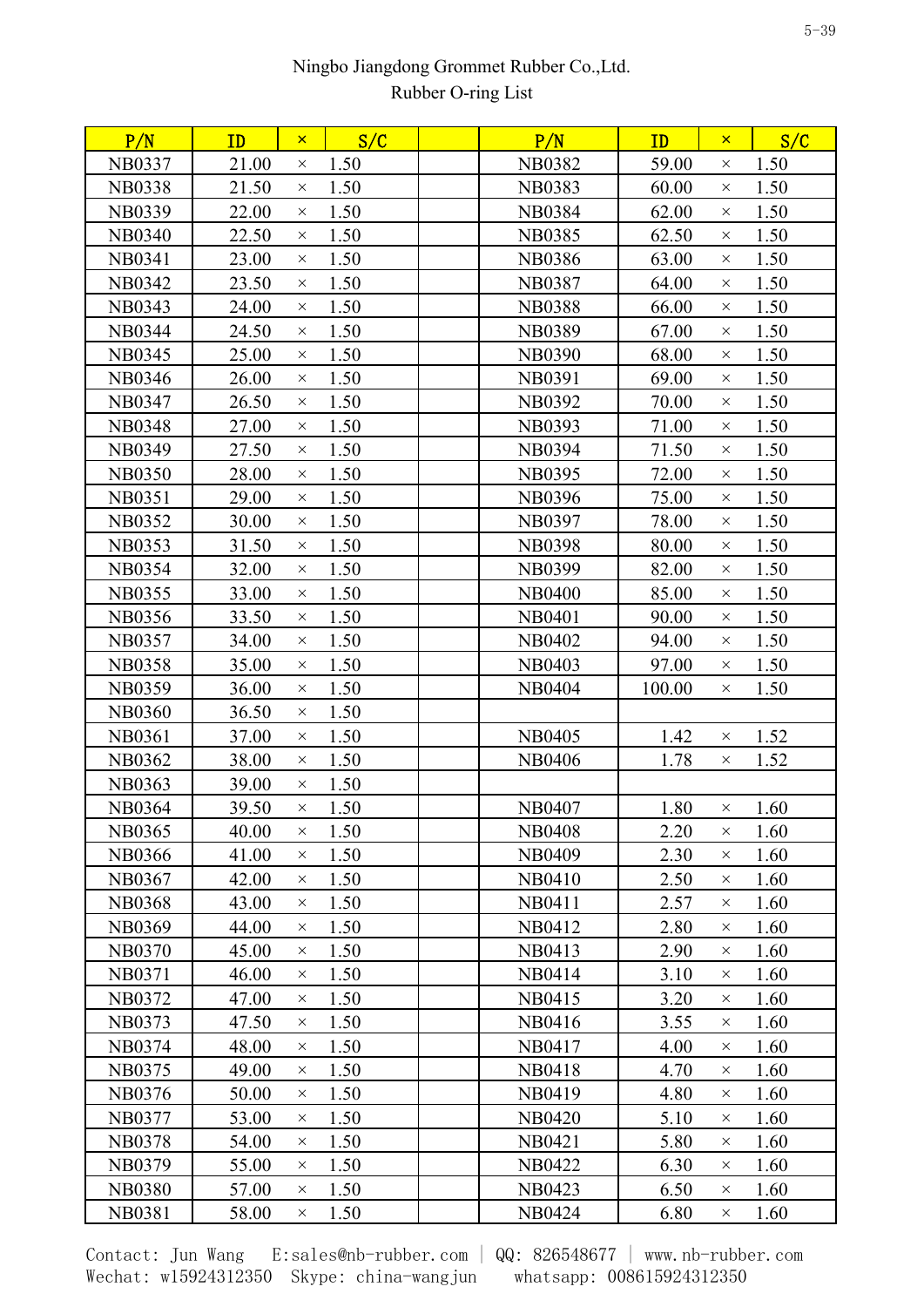Ningbo Jiangdong Grommet Rubber Co.,Ltd.

Rubber O-ring List

| P/N | ID | × | S/C | | P/N | ID | × | S/C |
|---|---|---|---|---|---|---|---|---|
| NB0337 | 21.00 | × | 1.50 | | NB0382 | 59.00 | × | 1.50 |
| NB0338 | 21.50 | × | 1.50 | | NB0383 | 60.00 | × | 1.50 |
| NB0339 | 22.00 | × | 1.50 | | NB0384 | 62.00 | × | 1.50 |
| NB0340 | 22.50 | × | 1.50 | | NB0385 | 62.50 | × | 1.50 |
| NB0341 | 23.00 | × | 1.50 | | NB0386 | 63.00 | × | 1.50 |
| NB0342 | 23.50 | × | 1.50 | | NB0387 | 64.00 | × | 1.50 |
| NB0343 | 24.00 | × | 1.50 | | NB0388 | 66.00 | × | 1.50 |
| NB0344 | 24.50 | × | 1.50 | | NB0389 | 67.00 | × | 1.50 |
| NB0345 | 25.00 | × | 1.50 | | NB0390 | 68.00 | × | 1.50 |
| NB0346 | 26.00 | × | 1.50 | | NB0391 | 69.00 | × | 1.50 |
| NB0347 | 26.50 | × | 1.50 | | NB0392 | 70.00 | × | 1.50 |
| NB0348 | 27.00 | × | 1.50 | | NB0393 | 71.00 | × | 1.50 |
| NB0349 | 27.50 | × | 1.50 | | NB0394 | 71.50 | × | 1.50 |
| NB0350 | 28.00 | × | 1.50 | | NB0395 | 72.00 | × | 1.50 |
| NB0351 | 29.00 | × | 1.50 | | NB0396 | 75.00 | × | 1.50 |
| NB0352 | 30.00 | × | 1.50 | | NB0397 | 78.00 | × | 1.50 |
| NB0353 | 31.50 | × | 1.50 | | NB0398 | 80.00 | × | 1.50 |
| NB0354 | 32.00 | × | 1.50 | | NB0399 | 82.00 | × | 1.50 |
| NB0355 | 33.00 | × | 1.50 | | NB0400 | 85.00 | × | 1.50 |
| NB0356 | 33.50 | × | 1.50 | | NB0401 | 90.00 | × | 1.50 |
| NB0357 | 34.00 | × | 1.50 | | NB0402 | 94.00 | × | 1.50 |
| NB0358 | 35.00 | × | 1.50 | | NB0403 | 97.00 | × | 1.50 |
| NB0359 | 36.00 | × | 1.50 | | NB0404 | 100.00 | × | 1.50 |
| NB0360 | 36.50 | × | 1.50 | | | | | |
| NB0361 | 37.00 | × | 1.50 | | NB0405 | 1.42 | × | 1.52 |
| NB0362 | 38.00 | × | 1.50 | | NB0406 | 1.78 | × | 1.52 |
| NB0363 | 39.00 | × | 1.50 | | | | | |
| NB0364 | 39.50 | × | 1.50 | | NB0407 | 1.80 | × | 1.60 |
| NB0365 | 40.00 | × | 1.50 | | NB0408 | 2.20 | × | 1.60 |
| NB0366 | 41.00 | × | 1.50 | | NB0409 | 2.30 | × | 1.60 |
| NB0367 | 42.00 | × | 1.50 | | NB0410 | 2.50 | × | 1.60 |
| NB0368 | 43.00 | × | 1.50 | | NB0411 | 2.57 | × | 1.60 |
| NB0369 | 44.00 | × | 1.50 | | NB0412 | 2.80 | × | 1.60 |
| NB0370 | 45.00 | × | 1.50 | | NB0413 | 2.90 | × | 1.60 |
| NB0371 | 46.00 | × | 1.50 | | NB0414 | 3.10 | × | 1.60 |
| NB0372 | 47.00 | × | 1.50 | | NB0415 | 3.20 | × | 1.60 |
| NB0373 | 47.50 | × | 1.50 | | NB0416 | 3.55 | × | 1.60 |
| NB0374 | 48.00 | × | 1.50 | | NB0417 | 4.00 | × | 1.60 |
| NB0375 | 49.00 | × | 1.50 | | NB0418 | 4.70 | × | 1.60 |
| NB0376 | 50.00 | × | 1.50 | | NB0419 | 4.80 | × | 1.60 |
| NB0377 | 53.00 | × | 1.50 | | NB0420 | 5.10 | × | 1.60 |
| NB0378 | 54.00 | × | 1.50 | | NB0421 | 5.80 | × | 1.60 |
| NB0379 | 55.00 | × | 1.50 | | NB0422 | 6.30 | × | 1.60 |
| NB0380 | 57.00 | × | 1.50 | | NB0423 | 6.50 | × | 1.60 |
| NB0381 | 58.00 | × | 1.50 | | NB0424 | 6.80 | × | 1.60 |

Contact: Jun Wang E:sales@nb-rubber.com | QQ: 826548677 | www.nb-rubber.com
Wechat: w15924312350 Skype: china-wangjun whatsapp: 008615924312350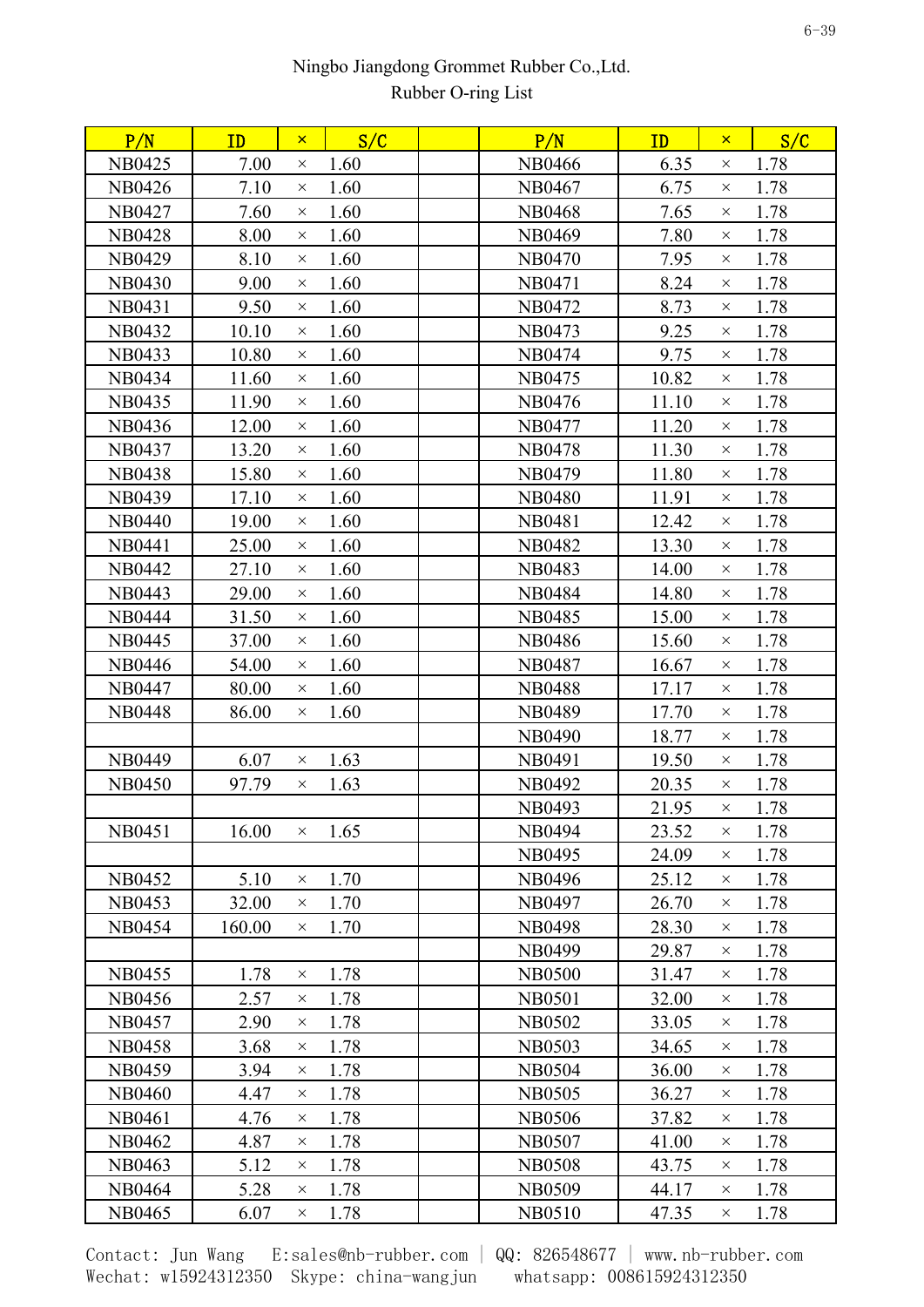Ningbo Jiangdong Grommet Rubber Co.,Ltd.
Rubber O-ring List

| P/N | ID | × | S/C | | P/N | ID | × | S/C |
|---|---|---|---|---|---|---|---|---|
| NB0425 | 7.00 | × | 1.60 | | NB0466 | 6.35 | × | 1.78 |
| NB0426 | 7.10 | × | 1.60 | | NB0467 | 6.75 | × | 1.78 |
| NB0427 | 7.60 | × | 1.60 | | NB0468 | 7.65 | × | 1.78 |
| NB0428 | 8.00 | × | 1.60 | | NB0469 | 7.80 | × | 1.78 |
| NB0429 | 8.10 | × | 1.60 | | NB0470 | 7.95 | × | 1.78 |
| NB0430 | 9.00 | × | 1.60 | | NB0471 | 8.24 | × | 1.78 |
| NB0431 | 9.50 | × | 1.60 | | NB0472 | 8.73 | × | 1.78 |
| NB0432 | 10.10 | × | 1.60 | | NB0473 | 9.25 | × | 1.78 |
| NB0433 | 10.80 | × | 1.60 | | NB0474 | 9.75 | × | 1.78 |
| NB0434 | 11.60 | × | 1.60 | | NB0475 | 10.82 | × | 1.78 |
| NB0435 | 11.90 | × | 1.60 | | NB0476 | 11.10 | × | 1.78 |
| NB0436 | 12.00 | × | 1.60 | | NB0477 | 11.20 | × | 1.78 |
| NB0437 | 13.20 | × | 1.60 | | NB0478 | 11.30 | × | 1.78 |
| NB0438 | 15.80 | × | 1.60 | | NB0479 | 11.80 | × | 1.78 |
| NB0439 | 17.10 | × | 1.60 | | NB0480 | 11.91 | × | 1.78 |
| NB0440 | 19.00 | × | 1.60 | | NB0481 | 12.42 | × | 1.78 |
| NB0441 | 25.00 | × | 1.60 | | NB0482 | 13.30 | × | 1.78 |
| NB0442 | 27.10 | × | 1.60 | | NB0483 | 14.00 | × | 1.78 |
| NB0443 | 29.00 | × | 1.60 | | NB0484 | 14.80 | × | 1.78 |
| NB0444 | 31.50 | × | 1.60 | | NB0485 | 15.00 | × | 1.78 |
| NB0445 | 37.00 | × | 1.60 | | NB0486 | 15.60 | × | 1.78 |
| NB0446 | 54.00 | × | 1.60 | | NB0487 | 16.67 | × | 1.78 |
| NB0447 | 80.00 | × | 1.60 | | NB0488 | 17.17 | × | 1.78 |
| NB0448 | 86.00 | × | 1.60 | | NB0489 | 17.70 | × | 1.78 |
| | | | | | NB0490 | 18.77 | × | 1.78 |
| NB0449 | 6.07 | × | 1.63 | | NB0491 | 19.50 | × | 1.78 |
| NB0450 | 97.79 | × | 1.63 | | NB0492 | 20.35 | × | 1.78 |
| | | | | | NB0493 | 21.95 | × | 1.78 |
| NB0451 | 16.00 | × | 1.65 | | NB0494 | 23.52 | × | 1.78 |
| | | | | | NB0495 | 24.09 | × | 1.78 |
| NB0452 | 5.10 | × | 1.70 | | NB0496 | 25.12 | × | 1.78 |
| NB0453 | 32.00 | × | 1.70 | | NB0497 | 26.70 | × | 1.78 |
| NB0454 | 160.00 | × | 1.70 | | NB0498 | 28.30 | × | 1.78 |
| | | | | | NB0499 | 29.87 | × | 1.78 |
| NB0455 | 1.78 | × | 1.78 | | NB0500 | 31.47 | × | 1.78 |
| NB0456 | 2.57 | × | 1.78 | | NB0501 | 32.00 | × | 1.78 |
| NB0457 | 2.90 | × | 1.78 | | NB0502 | 33.05 | × | 1.78 |
| NB0458 | 3.68 | × | 1.78 | | NB0503 | 34.65 | × | 1.78 |
| NB0459 | 3.94 | × | 1.78 | | NB0504 | 36.00 | × | 1.78 |
| NB0460 | 4.47 | × | 1.78 | | NB0505 | 36.27 | × | 1.78 |
| NB0461 | 4.76 | × | 1.78 | | NB0506 | 37.82 | × | 1.78 |
| NB0462 | 4.87 | × | 1.78 | | NB0507 | 41.00 | × | 1.78 |
| NB0463 | 5.12 | × | 1.78 | | NB0508 | 43.75 | × | 1.78 |
| NB0464 | 5.28 | × | 1.78 | | NB0509 | 44.17 | × | 1.78 |
| NB0465 | 6.07 | × | 1.78 | | NB0510 | 47.35 | × | 1.78 |

Contact: Jun Wang E:sales@nb-rubber.com | QQ: 826548677 | www.nb-rubber.com
Wechat: w15924312350 Skype: china-wangjun whatsapp: 008615924312350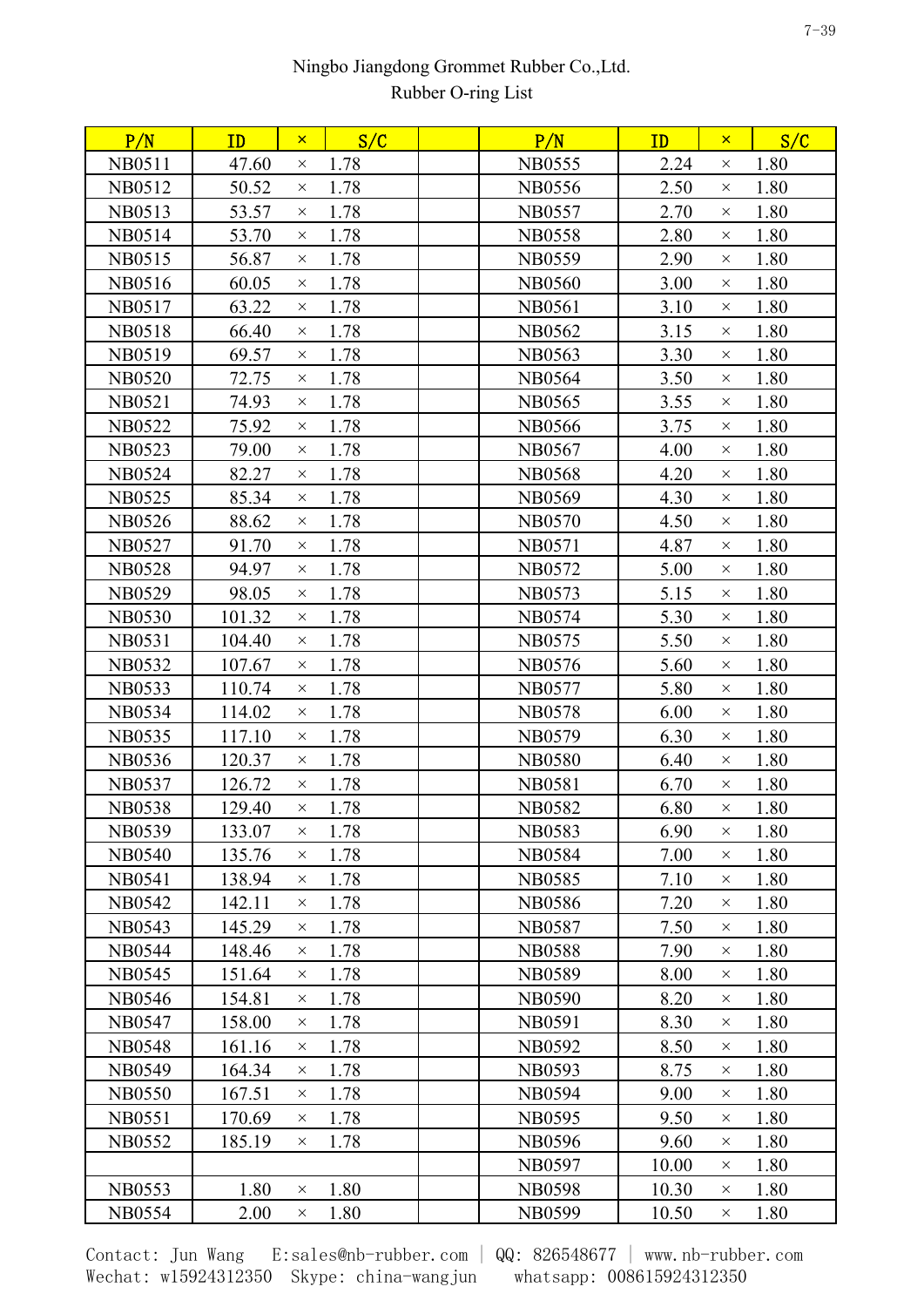Ningbo Jiangdong Grommet Rubber Co.,Ltd.
Rubber O-ring List

| P/N | ID | × | S/C | | P/N | ID | × | S/C |
|---|---|---|---|---|---|---|---|---|
| NB0511 | 47.60 | × | 1.78 | | NB0555 | 2.24 | × | 1.80 |
| NB0512 | 50.52 | × | 1.78 | | NB0556 | 2.50 | × | 1.80 |
| NB0513 | 53.57 | × | 1.78 | | NB0557 | 2.70 | × | 1.80 |
| NB0514 | 53.70 | × | 1.78 | | NB0558 | 2.80 | × | 1.80 |
| NB0515 | 56.87 | × | 1.78 | | NB0559 | 2.90 | × | 1.80 |
| NB0516 | 60.05 | × | 1.78 | | NB0560 | 3.00 | × | 1.80 |
| NB0517 | 63.22 | × | 1.78 | | NB0561 | 3.10 | × | 1.80 |
| NB0518 | 66.40 | × | 1.78 | | NB0562 | 3.15 | × | 1.80 |
| NB0519 | 69.57 | × | 1.78 | | NB0563 | 3.30 | × | 1.80 |
| NB0520 | 72.75 | × | 1.78 | | NB0564 | 3.50 | × | 1.80 |
| NB0521 | 74.93 | × | 1.78 | | NB0565 | 3.55 | × | 1.80 |
| NB0522 | 75.92 | × | 1.78 | | NB0566 | 3.75 | × | 1.80 |
| NB0523 | 79.00 | × | 1.78 | | NB0567 | 4.00 | × | 1.80 |
| NB0524 | 82.27 | × | 1.78 | | NB0568 | 4.20 | × | 1.80 |
| NB0525 | 85.34 | × | 1.78 | | NB0569 | 4.30 | × | 1.80 |
| NB0526 | 88.62 | × | 1.78 | | NB0570 | 4.50 | × | 1.80 |
| NB0527 | 91.70 | × | 1.78 | | NB0571 | 4.87 | × | 1.80 |
| NB0528 | 94.97 | × | 1.78 | | NB0572 | 5.00 | × | 1.80 |
| NB0529 | 98.05 | × | 1.78 | | NB0573 | 5.15 | × | 1.80 |
| NB0530 | 101.32 | × | 1.78 | | NB0574 | 5.30 | × | 1.80 |
| NB0531 | 104.40 | × | 1.78 | | NB0575 | 5.50 | × | 1.80 |
| NB0532 | 107.67 | × | 1.78 | | NB0576 | 5.60 | × | 1.80 |
| NB0533 | 110.74 | × | 1.78 | | NB0577 | 5.80 | × | 1.80 |
| NB0534 | 114.02 | × | 1.78 | | NB0578 | 6.00 | × | 1.80 |
| NB0535 | 117.10 | × | 1.78 | | NB0579 | 6.30 | × | 1.80 |
| NB0536 | 120.37 | × | 1.78 | | NB0580 | 6.40 | × | 1.80 |
| NB0537 | 126.72 | × | 1.78 | | NB0581 | 6.70 | × | 1.80 |
| NB0538 | 129.40 | × | 1.78 | | NB0582 | 6.80 | × | 1.80 |
| NB0539 | 133.07 | × | 1.78 | | NB0583 | 6.90 | × | 1.80 |
| NB0540 | 135.76 | × | 1.78 | | NB0584 | 7.00 | × | 1.80 |
| NB0541 | 138.94 | × | 1.78 | | NB0585 | 7.10 | × | 1.80 |
| NB0542 | 142.11 | × | 1.78 | | NB0586 | 7.20 | × | 1.80 |
| NB0543 | 145.29 | × | 1.78 | | NB0587 | 7.50 | × | 1.80 |
| NB0544 | 148.46 | × | 1.78 | | NB0588 | 7.90 | × | 1.80 |
| NB0545 | 151.64 | × | 1.78 | | NB0589 | 8.00 | × | 1.80 |
| NB0546 | 154.81 | × | 1.78 | | NB0590 | 8.20 | × | 1.80 |
| NB0547 | 158.00 | × | 1.78 | | NB0591 | 8.30 | × | 1.80 |
| NB0548 | 161.16 | × | 1.78 | | NB0592 | 8.50 | × | 1.80 |
| NB0549 | 164.34 | × | 1.78 | | NB0593 | 8.75 | × | 1.80 |
| NB0550 | 167.51 | × | 1.78 | | NB0594 | 9.00 | × | 1.80 |
| NB0551 | 170.69 | × | 1.78 | | NB0595 | 9.50 | × | 1.80 |
| NB0552 | 185.19 | × | 1.78 | | NB0596 | 9.60 | × | 1.80 |
| | | | | | NB0597 | 10.00 | × | 1.80 |
| NB0553 | 1.80 | × | 1.80 | | NB0598 | 10.30 | × | 1.80 |
| NB0554 | 2.00 | × | 1.80 | | NB0599 | 10.50 | × | 1.80 |

Contact: Jun Wang　E:sales@nb-rubber.com | QQ: 826548677 | www.nb-rubber.com
Wechat: w15924312350　Skype: china-wangjun　whatsapp: 008615924312350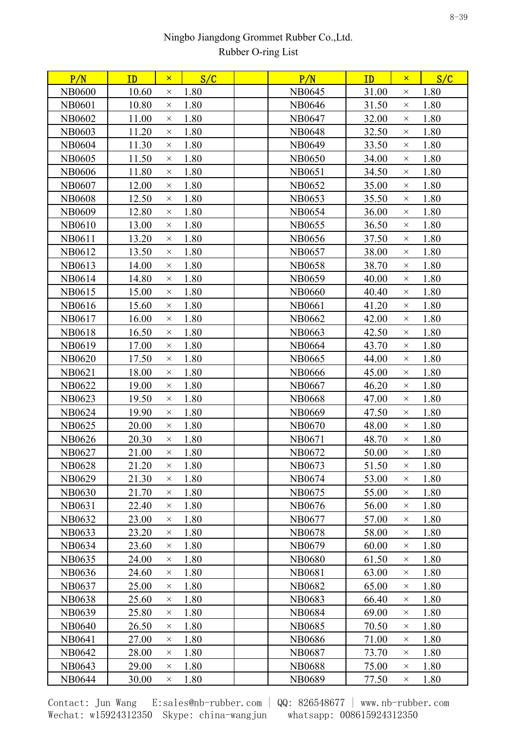Ningbo Jiangdong Grommet Rubber Co.,Ltd.
Rubber O-ring List

| P/N | ID | × | S/C | | P/N | ID | × | S/C |
|---|---|---|---|---|---|---|---|---|
| NB0600 | 10.60 | × | 1.80 | | NB0645 | 31.00 | × | 1.80 |
| NB0601 | 10.80 | × | 1.80 | | NB0646 | 31.50 | × | 1.80 |
| NB0602 | 11.00 | × | 1.80 | | NB0647 | 32.00 | × | 1.80 |
| NB0603 | 11.20 | × | 1.80 | | NB0648 | 32.50 | × | 1.80 |
| NB0604 | 11.30 | × | 1.80 | | NB0649 | 33.50 | × | 1.80 |
| NB0605 | 11.50 | × | 1.80 | | NB0650 | 34.00 | × | 1.80 |
| NB0606 | 11.80 | × | 1.80 | | NB0651 | 34.50 | × | 1.80 |
| NB0607 | 12.00 | × | 1.80 | | NB0652 | 35.00 | × | 1.80 |
| NB0608 | 12.50 | × | 1.80 | | NB0653 | 35.50 | × | 1.80 |
| NB0609 | 12.80 | × | 1.80 | | NB0654 | 36.00 | × | 1.80 |
| NB0610 | 13.00 | × | 1.80 | | NB0655 | 36.50 | × | 1.80 |
| NB0611 | 13.20 | × | 1.80 | | NB0656 | 37.50 | × | 1.80 |
| NB0612 | 13.50 | × | 1.80 | | NB0657 | 38.00 | × | 1.80 |
| NB0613 | 14.00 | × | 1.80 | | NB0658 | 38.70 | × | 1.80 |
| NB0614 | 14.80 | × | 1.80 | | NB0659 | 40.00 | × | 1.80 |
| NB0615 | 15.00 | × | 1.80 | | NB0660 | 40.40 | × | 1.80 |
| NB0616 | 15.60 | × | 1.80 | | NB0661 | 41.20 | × | 1.80 |
| NB0617 | 16.00 | × | 1.80 | | NB0662 | 42.00 | × | 1.80 |
| NB0618 | 16.50 | × | 1.80 | | NB0663 | 42.50 | × | 1.80 |
| NB0619 | 17.00 | × | 1.80 | | NB0664 | 43.70 | × | 1.80 |
| NB0620 | 17.50 | × | 1.80 | | NB0665 | 44.00 | × | 1.80 |
| NB0621 | 18.00 | × | 1.80 | | NB0666 | 45.00 | × | 1.80 |
| NB0622 | 19.00 | × | 1.80 | | NB0667 | 46.20 | × | 1.80 |
| NB0623 | 19.50 | × | 1.80 | | NB0668 | 47.00 | × | 1.80 |
| NB0624 | 19.90 | × | 1.80 | | NB0669 | 47.50 | × | 1.80 |
| NB0625 | 20.00 | × | 1.80 | | NB0670 | 48.00 | × | 1.80 |
| NB0626 | 20.30 | × | 1.80 | | NB0671 | 48.70 | × | 1.80 |
| NB0627 | 21.00 | × | 1.80 | | NB0672 | 50.00 | × | 1.80 |
| NB0628 | 21.20 | × | 1.80 | | NB0673 | 51.50 | × | 1.80 |
| NB0629 | 21.30 | × | 1.80 | | NB0674 | 53.00 | × | 1.80 |
| NB0630 | 21.70 | × | 1.80 | | NB0675 | 55.00 | × | 1.80 |
| NB0631 | 22.40 | × | 1.80 | | NB0676 | 56.00 | × | 1.80 |
| NB0632 | 23.00 | × | 1.80 | | NB0677 | 57.00 | × | 1.80 |
| NB0633 | 23.20 | × | 1.80 | | NB0678 | 58.00 | × | 1.80 |
| NB0634 | 23.60 | × | 1.80 | | NB0679 | 60.00 | × | 1.80 |
| NB0635 | 24.00 | × | 1.80 | | NB0680 | 61.50 | × | 1.80 |
| NB0636 | 24.60 | × | 1.80 | | NB0681 | 63.00 | × | 1.80 |
| NB0637 | 25.00 | × | 1.80 | | NB0682 | 65.00 | × | 1.80 |
| NB0638 | 25.60 | × | 1.80 | | NB0683 | 66.40 | × | 1.80 |
| NB0639 | 25.80 | × | 1.80 | | NB0684 | 69.00 | × | 1.80 |
| NB0640 | 26.50 | × | 1.80 | | NB0685 | 70.50 | × | 1.80 |
| NB0641 | 27.00 | × | 1.80 | | NB0686 | 71.00 | × | 1.80 |
| NB0642 | 28.00 | × | 1.80 | | NB0687 | 73.70 | × | 1.80 |
| NB0643 | 29.00 | × | 1.80 | | NB0688 | 75.00 | × | 1.80 |
| NB0644 | 30.00 | × | 1.80 | | NB0689 | 77.50 | × | 1.80 |

Contact: Jun Wang E:sales@nb-rubber.com | QQ: 826548677 | www.nb-rubber.com
Wechat: w15924312350 Skype: china-wangjun whatsapp: 008615924312350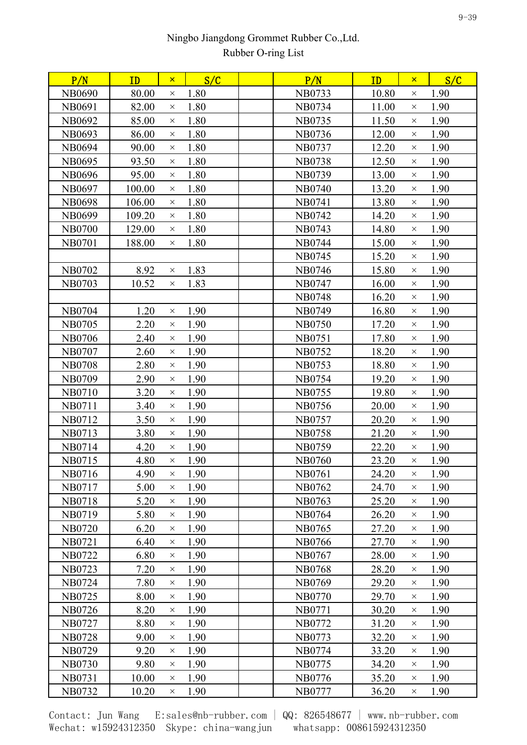Ningbo Jiangdong Grommet Rubber Co.,Ltd.
Rubber O-ring List

| P/N | ID | × | S/C | | P/N | ID | × | S/C |
|---|---|---|---|---|---|---|---|---|
| NB0690 | 80.00 | × | 1.80 | | NB0733 | 10.80 | × | 1.90 |
| NB0691 | 82.00 | × | 1.80 | | NB0734 | 11.00 | × | 1.90 |
| NB0692 | 85.00 | × | 1.80 | | NB0735 | 11.50 | × | 1.90 |
| NB0693 | 86.00 | × | 1.80 | | NB0736 | 12.00 | × | 1.90 |
| NB0694 | 90.00 | × | 1.80 | | NB0737 | 12.20 | × | 1.90 |
| NB0695 | 93.50 | × | 1.80 | | NB0738 | 12.50 | × | 1.90 |
| NB0696 | 95.00 | × | 1.80 | | NB0739 | 13.00 | × | 1.90 |
| NB0697 | 100.00 | × | 1.80 | | NB0740 | 13.20 | × | 1.90 |
| NB0698 | 106.00 | × | 1.80 | | NB0741 | 13.80 | × | 1.90 |
| NB0699 | 109.20 | × | 1.80 | | NB0742 | 14.20 | × | 1.90 |
| NB0700 | 129.00 | × | 1.80 | | NB0743 | 14.80 | × | 1.90 |
| NB0701 | 188.00 | × | 1.80 | | NB0744 | 15.00 | × | 1.90 |
| | | | | | NB0745 | 15.20 | × | 1.90 |
| NB0702 | 8.92 | × | 1.83 | | NB0746 | 15.80 | × | 1.90 |
| NB0703 | 10.52 | × | 1.83 | | NB0747 | 16.00 | × | 1.90 |
| | | | | | NB0748 | 16.20 | × | 1.90 |
| NB0704 | 1.20 | × | 1.90 | | NB0749 | 16.80 | × | 1.90 |
| NB0705 | 2.20 | × | 1.90 | | NB0750 | 17.20 | × | 1.90 |
| NB0706 | 2.40 | × | 1.90 | | NB0751 | 17.80 | × | 1.90 |
| NB0707 | 2.60 | × | 1.90 | | NB0752 | 18.20 | × | 1.90 |
| NB0708 | 2.80 | × | 1.90 | | NB0753 | 18.80 | × | 1.90 |
| NB0709 | 2.90 | × | 1.90 | | NB0754 | 19.20 | × | 1.90 |
| NB0710 | 3.20 | × | 1.90 | | NB0755 | 19.80 | × | 1.90 |
| NB0711 | 3.40 | × | 1.90 | | NB0756 | 20.00 | × | 1.90 |
| NB0712 | 3.50 | × | 1.90 | | NB0757 | 20.20 | × | 1.90 |
| NB0713 | 3.80 | × | 1.90 | | NB0758 | 21.20 | × | 1.90 |
| NB0714 | 4.20 | × | 1.90 | | NB0759 | 22.20 | × | 1.90 |
| NB0715 | 4.80 | × | 1.90 | | NB0760 | 23.20 | × | 1.90 |
| NB0716 | 4.90 | × | 1.90 | | NB0761 | 24.20 | × | 1.90 |
| NB0717 | 5.00 | × | 1.90 | | NB0762 | 24.70 | × | 1.90 |
| NB0718 | 5.20 | × | 1.90 | | NB0763 | 25.20 | × | 1.90 |
| NB0719 | 5.80 | × | 1.90 | | NB0764 | 26.20 | × | 1.90 |
| NB0720 | 6.20 | × | 1.90 | | NB0765 | 27.20 | × | 1.90 |
| NB0721 | 6.40 | × | 1.90 | | NB0766 | 27.70 | × | 1.90 |
| NB0722 | 6.80 | × | 1.90 | | NB0767 | 28.00 | × | 1.90 |
| NB0723 | 7.20 | × | 1.90 | | NB0768 | 28.20 | × | 1.90 |
| NB0724 | 7.80 | × | 1.90 | | NB0769 | 29.20 | × | 1.90 |
| NB0725 | 8.00 | × | 1.90 | | NB0770 | 29.70 | × | 1.90 |
| NB0726 | 8.20 | × | 1.90 | | NB0771 | 30.20 | × | 1.90 |
| NB0727 | 8.80 | × | 1.90 | | NB0772 | 31.20 | × | 1.90 |
| NB0728 | 9.00 | × | 1.90 | | NB0773 | 32.20 | × | 1.90 |
| NB0729 | 9.20 | × | 1.90 | | NB0774 | 33.20 | × | 1.90 |
| NB0730 | 9.80 | × | 1.90 | | NB0775 | 34.20 | × | 1.90 |
| NB0731 | 10.00 | × | 1.90 | | NB0776 | 35.20 | × | 1.90 |
| NB0732 | 10.20 | × | 1.90 | | NB0777 | 36.20 | × | 1.90 |

Contact: Jun Wang E:sales@nb-rubber.com | QQ: 826548677 | www.nb-rubber.com
Wechat: w15924312350 Skype: china-wangjun whatsapp: 008615924312350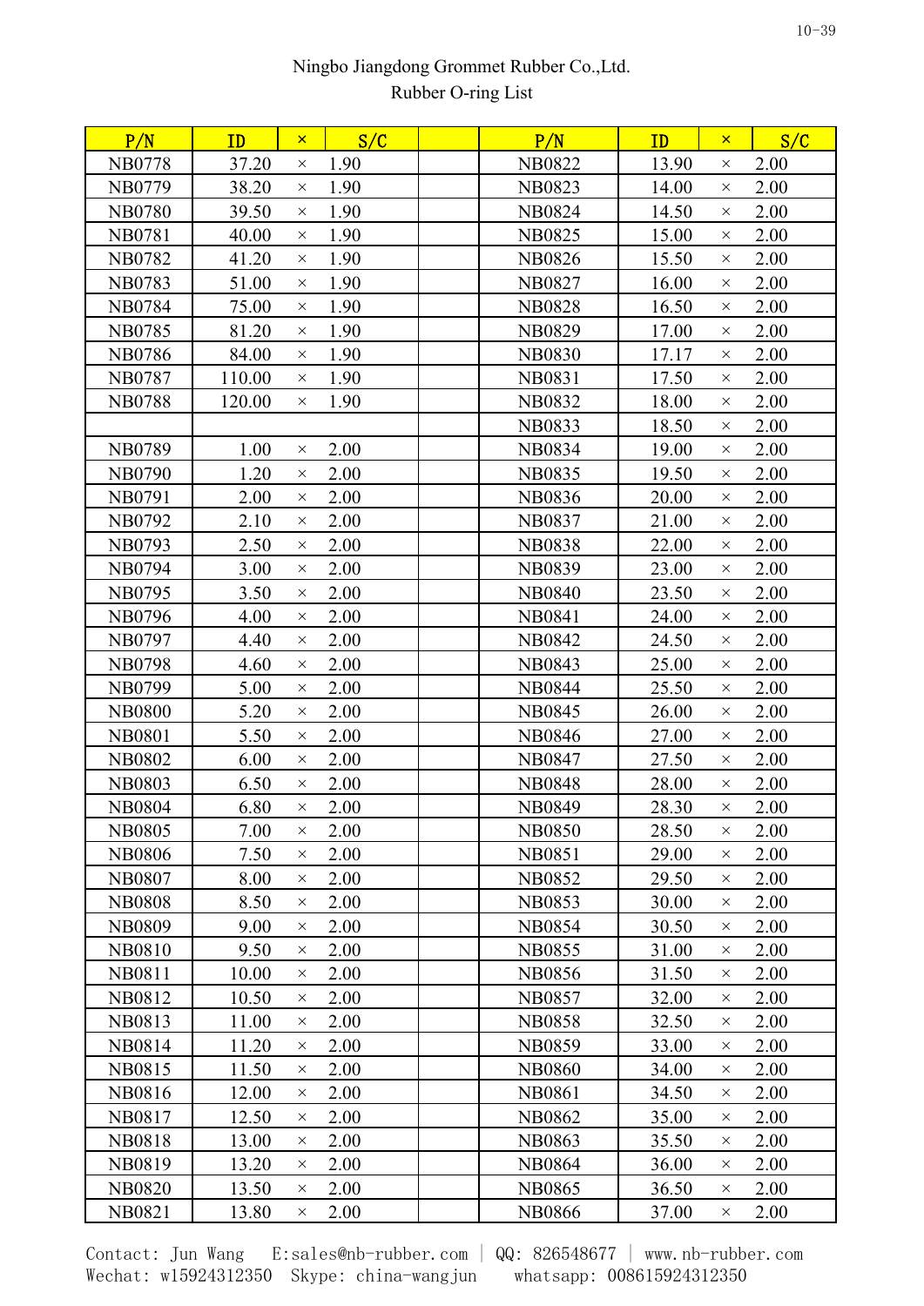Ningbo Jiangdong Grommet Rubber Co.,Ltd.

Rubber O-ring List

| P/N | ID | × | S/C | | P/N | ID | × | S/C |
|---|---|---|---|---|---|---|---|---|
| NB0778 | 37.20 | × | 1.90 | | NB0822 | 13.90 | × | 2.00 |
| NB0779 | 38.20 | × | 1.90 | | NB0823 | 14.00 | × | 2.00 |
| NB0780 | 39.50 | × | 1.90 | | NB0824 | 14.50 | × | 2.00 |
| NB0781 | 40.00 | × | 1.90 | | NB0825 | 15.00 | × | 2.00 |
| NB0782 | 41.20 | × | 1.90 | | NB0826 | 15.50 | × | 2.00 |
| NB0783 | 51.00 | × | 1.90 | | NB0827 | 16.00 | × | 2.00 |
| NB0784 | 75.00 | × | 1.90 | | NB0828 | 16.50 | × | 2.00 |
| NB0785 | 81.20 | × | 1.90 | | NB0829 | 17.00 | × | 2.00 |
| NB0786 | 84.00 | × | 1.90 | | NB0830 | 17.17 | × | 2.00 |
| NB0787 | 110.00 | × | 1.90 | | NB0831 | 17.50 | × | 2.00 |
| NB0788 | 120.00 | × | 1.90 | | NB0832 | 18.00 | × | 2.00 |
| | | | | | NB0833 | 18.50 | × | 2.00 |
| NB0789 | 1.00 | × | 2.00 | | NB0834 | 19.00 | × | 2.00 |
| NB0790 | 1.20 | × | 2.00 | | NB0835 | 19.50 | × | 2.00 |
| NB0791 | 2.00 | × | 2.00 | | NB0836 | 20.00 | × | 2.00 |
| NB0792 | 2.10 | × | 2.00 | | NB0837 | 21.00 | × | 2.00 |
| NB0793 | 2.50 | × | 2.00 | | NB0838 | 22.00 | × | 2.00 |
| NB0794 | 3.00 | × | 2.00 | | NB0839 | 23.00 | × | 2.00 |
| NB0795 | 3.50 | × | 2.00 | | NB0840 | 23.50 | × | 2.00 |
| NB0796 | 4.00 | × | 2.00 | | NB0841 | 24.00 | × | 2.00 |
| NB0797 | 4.40 | × | 2.00 | | NB0842 | 24.50 | × | 2.00 |
| NB0798 | 4.60 | × | 2.00 | | NB0843 | 25.00 | × | 2.00 |
| NB0799 | 5.00 | × | 2.00 | | NB0844 | 25.50 | × | 2.00 |
| NB0800 | 5.20 | × | 2.00 | | NB0845 | 26.00 | × | 2.00 |
| NB0801 | 5.50 | × | 2.00 | | NB0846 | 27.00 | × | 2.00 |
| NB0802 | 6.00 | × | 2.00 | | NB0847 | 27.50 | × | 2.00 |
| NB0803 | 6.50 | × | 2.00 | | NB0848 | 28.00 | × | 2.00 |
| NB0804 | 6.80 | × | 2.00 | | NB0849 | 28.30 | × | 2.00 |
| NB0805 | 7.00 | × | 2.00 | | NB0850 | 28.50 | × | 2.00 |
| NB0806 | 7.50 | × | 2.00 | | NB0851 | 29.00 | × | 2.00 |
| NB0807 | 8.00 | × | 2.00 | | NB0852 | 29.50 | × | 2.00 |
| NB0808 | 8.50 | × | 2.00 | | NB0853 | 30.00 | × | 2.00 |
| NB0809 | 9.00 | × | 2.00 | | NB0854 | 30.50 | × | 2.00 |
| NB0810 | 9.50 | × | 2.00 | | NB0855 | 31.00 | × | 2.00 |
| NB0811 | 10.00 | × | 2.00 | | NB0856 | 31.50 | × | 2.00 |
| NB0812 | 10.50 | × | 2.00 | | NB0857 | 32.00 | × | 2.00 |
| NB0813 | 11.00 | × | 2.00 | | NB0858 | 32.50 | × | 2.00 |
| NB0814 | 11.20 | × | 2.00 | | NB0859 | 33.00 | × | 2.00 |
| NB0815 | 11.50 | × | 2.00 | | NB0860 | 34.00 | × | 2.00 |
| NB0816 | 12.00 | × | 2.00 | | NB0861 | 34.50 | × | 2.00 |
| NB0817 | 12.50 | × | 2.00 | | NB0862 | 35.00 | × | 2.00 |
| NB0818 | 13.00 | × | 2.00 | | NB0863 | 35.50 | × | 2.00 |
| NB0819 | 13.20 | × | 2.00 | | NB0864 | 36.00 | × | 2.00 |
| NB0820 | 13.50 | × | 2.00 | | NB0865 | 36.50 | × | 2.00 |
| NB0821 | 13.80 | × | 2.00 | | NB0866 | 37.00 | × | 2.00 |

Contact: Jun Wang E:sales@nb-rubber.com | QQ: 826548677 | www.nb-rubber.com
Wechat: w15924312350 Skype: china-wangjun whatsapp: 008615924312350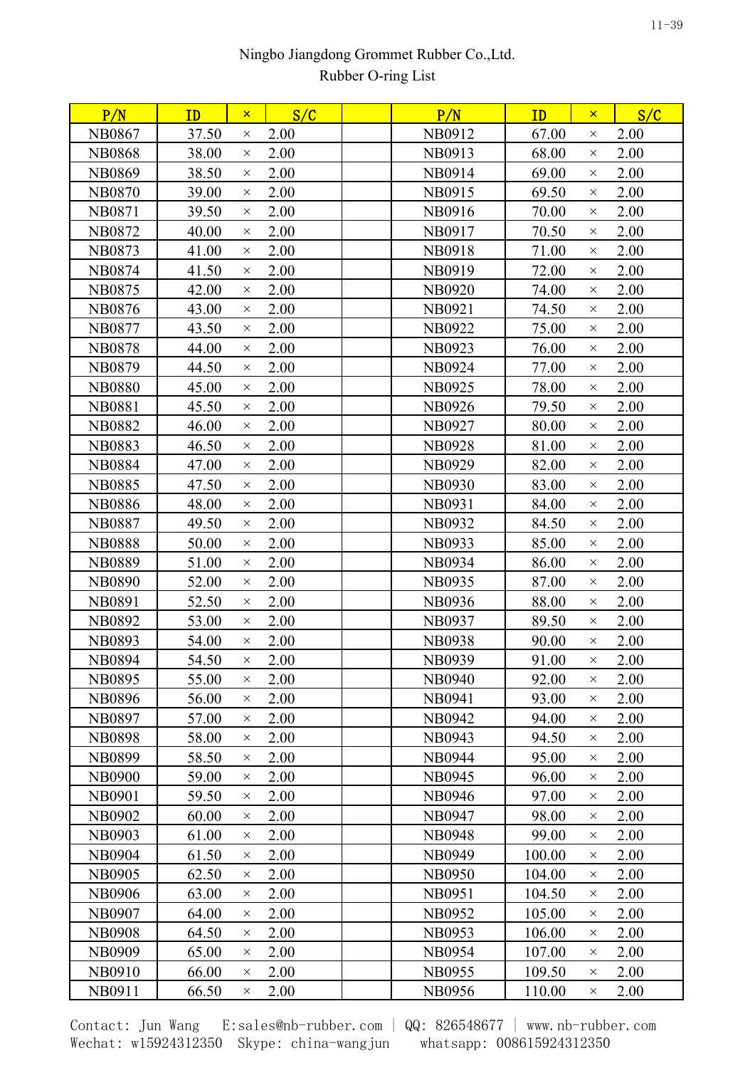Ningbo Jiangdong Grommet Rubber Co.,Ltd.

Rubber O-ring List

| P/N | ID | × | S/C | | P/N | ID | × | S/C |
|---|---|---|---|---|---|---|---|---|
| NB0867 | 37.50 | × | 2.00 | | NB0912 | 67.00 | × | 2.00 |
| NB0868 | 38.00 | × | 2.00 | | NB0913 | 68.00 | × | 2.00 |
| NB0869 | 38.50 | × | 2.00 | | NB0914 | 69.00 | × | 2.00 |
| NB0870 | 39.00 | × | 2.00 | | NB0915 | 69.50 | × | 2.00 |
| NB0871 | 39.50 | × | 2.00 | | NB0916 | 70.00 | × | 2.00 |
| NB0872 | 40.00 | × | 2.00 | | NB0917 | 70.50 | × | 2.00 |
| NB0873 | 41.00 | × | 2.00 | | NB0918 | 71.00 | × | 2.00 |
| NB0874 | 41.50 | × | 2.00 | | NB0919 | 72.00 | × | 2.00 |
| NB0875 | 42.00 | × | 2.00 | | NB0920 | 74.00 | × | 2.00 |
| NB0876 | 43.00 | × | 2.00 | | NB0921 | 74.50 | × | 2.00 |
| NB0877 | 43.50 | × | 2.00 | | NB0922 | 75.00 | × | 2.00 |
| NB0878 | 44.00 | × | 2.00 | | NB0923 | 76.00 | × | 2.00 |
| NB0879 | 44.50 | × | 2.00 | | NB0924 | 77.00 | × | 2.00 |
| NB0880 | 45.00 | × | 2.00 | | NB0925 | 78.00 | × | 2.00 |
| NB0881 | 45.50 | × | 2.00 | | NB0926 | 79.50 | × | 2.00 |
| NB0882 | 46.00 | × | 2.00 | | NB0927 | 80.00 | × | 2.00 |
| NB0883 | 46.50 | × | 2.00 | | NB0928 | 81.00 | × | 2.00 |
| NB0884 | 47.00 | × | 2.00 | | NB0929 | 82.00 | × | 2.00 |
| NB0885 | 47.50 | × | 2.00 | | NB0930 | 83.00 | × | 2.00 |
| NB0886 | 48.00 | × | 2.00 | | NB0931 | 84.00 | × | 2.00 |
| NB0887 | 49.50 | × | 2.00 | | NB0932 | 84.50 | × | 2.00 |
| NB0888 | 50.00 | × | 2.00 | | NB0933 | 85.00 | × | 2.00 |
| NB0889 | 51.00 | × | 2.00 | | NB0934 | 86.00 | × | 2.00 |
| NB0890 | 52.00 | × | 2.00 | | NB0935 | 87.00 | × | 2.00 |
| NB0891 | 52.50 | × | 2.00 | | NB0936 | 88.00 | × | 2.00 |
| NB0892 | 53.00 | × | 2.00 | | NB0937 | 89.50 | × | 2.00 |
| NB0893 | 54.00 | × | 2.00 | | NB0938 | 90.00 | × | 2.00 |
| NB0894 | 54.50 | × | 2.00 | | NB0939 | 91.00 | × | 2.00 |
| NB0895 | 55.00 | × | 2.00 | | NB0940 | 92.00 | × | 2.00 |
| NB0896 | 56.00 | × | 2.00 | | NB0941 | 93.00 | × | 2.00 |
| NB0897 | 57.00 | × | 2.00 | | NB0942 | 94.00 | × | 2.00 |
| NB0898 | 58.00 | × | 2.00 | | NB0943 | 94.50 | × | 2.00 |
| NB0899 | 58.50 | × | 2.00 | | NB0944 | 95.00 | × | 2.00 |
| NB0900 | 59.00 | × | 2.00 | | NB0945 | 96.00 | × | 2.00 |
| NB0901 | 59.50 | × | 2.00 | | NB0946 | 97.00 | × | 2.00 |
| NB0902 | 60.00 | × | 2.00 | | NB0947 | 98.00 | × | 2.00 |
| NB0903 | 61.00 | × | 2.00 | | NB0948 | 99.00 | × | 2.00 |
| NB0904 | 61.50 | × | 2.00 | | NB0949 | 100.00 | × | 2.00 |
| NB0905 | 62.50 | × | 2.00 | | NB0950 | 104.00 | × | 2.00 |
| NB0906 | 63.00 | × | 2.00 | | NB0951 | 104.50 | × | 2.00 |
| NB0907 | 64.00 | × | 2.00 | | NB0952 | 105.00 | × | 2.00 |
| NB0908 | 64.50 | × | 2.00 | | NB0953 | 106.00 | × | 2.00 |
| NB0909 | 65.00 | × | 2.00 | | NB0954 | 107.00 | × | 2.00 |
| NB0910 | 66.00 | × | 2.00 | | NB0955 | 109.50 | × | 2.00 |
| NB0911 | 66.50 | × | 2.00 | | NB0956 | 110.00 | × | 2.00 |

Contact: Jun Wang E:sales@nb-rubber.com | QQ: 826548677 | www.nb-rubber.com
Wechat: w15924312350 Skype: china-wangjun whatsapp: 008615924312350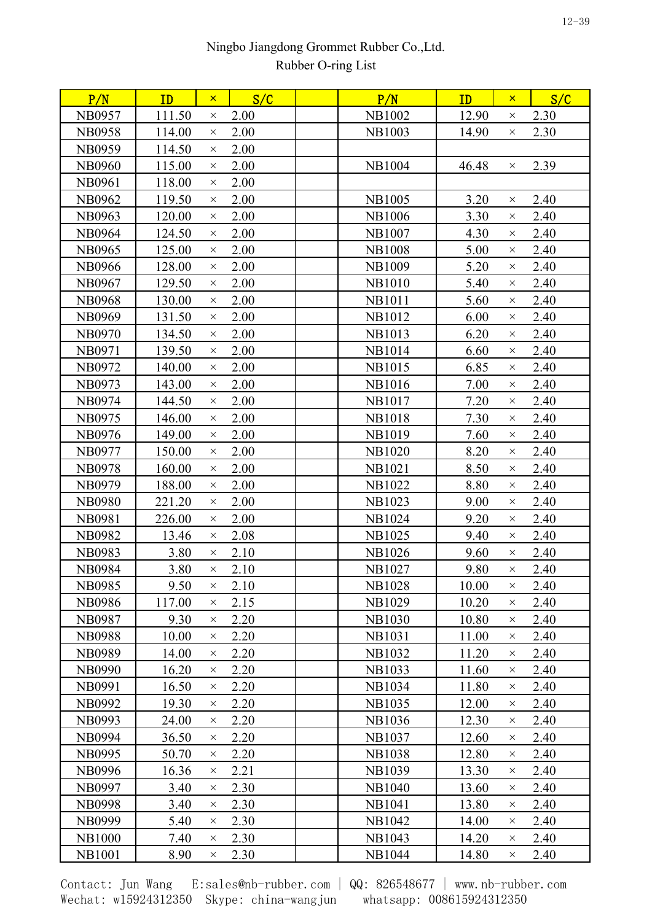Ningbo Jiangdong Grommet Rubber Co.,Ltd.
Rubber O-ring List

| P/N | ID | × | S/C | | P/N | ID | × | S/C |
|---|---|---|---|---|---|---|---|---|
| NB0957 | 111.50 | × | 2.00 | | NB1002 | 12.90 | × | 2.30 |
| NB0958 | 114.00 | × | 2.00 | | NB1003 | 14.90 | × | 2.30 |
| NB0959 | 114.50 | × | 2.00 | | | | | |
| NB0960 | 115.00 | × | 2.00 | | NB1004 | 46.48 | × | 2.39 |
| NB0961 | 118.00 | × | 2.00 | | | | | |
| NB0962 | 119.50 | × | 2.00 | | NB1005 | 3.20 | × | 2.40 |
| NB0963 | 120.00 | × | 2.00 | | NB1006 | 3.30 | × | 2.40 |
| NB0964 | 124.50 | × | 2.00 | | NB1007 | 4.30 | × | 2.40 |
| NB0965 | 125.00 | × | 2.00 | | NB1008 | 5.00 | × | 2.40 |
| NB0966 | 128.00 | × | 2.00 | | NB1009 | 5.20 | × | 2.40 |
| NB0967 | 129.50 | × | 2.00 | | NB1010 | 5.40 | × | 2.40 |
| NB0968 | 130.00 | × | 2.00 | | NB1011 | 5.60 | × | 2.40 |
| NB0969 | 131.50 | × | 2.00 | | NB1012 | 6.00 | × | 2.40 |
| NB0970 | 134.50 | × | 2.00 | | NB1013 | 6.20 | × | 2.40 |
| NB0971 | 139.50 | × | 2.00 | | NB1014 | 6.60 | × | 2.40 |
| NB0972 | 140.00 | × | 2.00 | | NB1015 | 6.85 | × | 2.40 |
| NB0973 | 143.00 | × | 2.00 | | NB1016 | 7.00 | × | 2.40 |
| NB0974 | 144.50 | × | 2.00 | | NB1017 | 7.20 | × | 2.40 |
| NB0975 | 146.00 | × | 2.00 | | NB1018 | 7.30 | × | 2.40 |
| NB0976 | 149.00 | × | 2.00 | | NB1019 | 7.60 | × | 2.40 |
| NB0977 | 150.00 | × | 2.00 | | NB1020 | 8.20 | × | 2.40 |
| NB0978 | 160.00 | × | 2.00 | | NB1021 | 8.50 | × | 2.40 |
| NB0979 | 188.00 | × | 2.00 | | NB1022 | 8.80 | × | 2.40 |
| NB0980 | 221.20 | × | 2.00 | | NB1023 | 9.00 | × | 2.40 |
| NB0981 | 226.00 | × | 2.00 | | NB1024 | 9.20 | × | 2.40 |
| NB0982 | 13.46 | × | 2.08 | | NB1025 | 9.40 | × | 2.40 |
| NB0983 | 3.80 | × | 2.10 | | NB1026 | 9.60 | × | 2.40 |
| NB0984 | 3.80 | × | 2.10 | | NB1027 | 9.80 | × | 2.40 |
| NB0985 | 9.50 | × | 2.10 | | NB1028 | 10.00 | × | 2.40 |
| NB0986 | 117.00 | × | 2.15 | | NB1029 | 10.20 | × | 2.40 |
| NB0987 | 9.30 | × | 2.20 | | NB1030 | 10.80 | × | 2.40 |
| NB0988 | 10.00 | × | 2.20 | | NB1031 | 11.00 | × | 2.40 |
| NB0989 | 14.00 | × | 2.20 | | NB1032 | 11.20 | × | 2.40 |
| NB0990 | 16.20 | × | 2.20 | | NB1033 | 11.60 | × | 2.40 |
| NB0991 | 16.50 | × | 2.20 | | NB1034 | 11.80 | × | 2.40 |
| NB0992 | 19.30 | × | 2.20 | | NB1035 | 12.00 | × | 2.40 |
| NB0993 | 24.00 | × | 2.20 | | NB1036 | 12.30 | × | 2.40 |
| NB0994 | 36.50 | × | 2.20 | | NB1037 | 12.60 | × | 2.40 |
| NB0995 | 50.70 | × | 2.20 | | NB1038 | 12.80 | × | 2.40 |
| NB0996 | 16.36 | × | 2.21 | | NB1039 | 13.30 | × | 2.40 |
| NB0997 | 3.40 | × | 2.30 | | NB1040 | 13.60 | × | 2.40 |
| NB0998 | 3.40 | × | 2.30 | | NB1041 | 13.80 | × | 2.40 |
| NB0999 | 5.40 | × | 2.30 | | NB1042 | 14.00 | × | 2.40 |
| NB1000 | 7.40 | × | 2.30 | | NB1043 | 14.20 | × | 2.40 |
| NB1001 | 8.90 | × | 2.30 | | NB1044 | 14.80 | × | 2.40 |

Contact: Jun Wang E:sales@nb-rubber.com | QQ: 826548677 | www.nb-rubber.com
Wechat: w15924312350 Skype: china-wangjun whatsapp: 008615924312350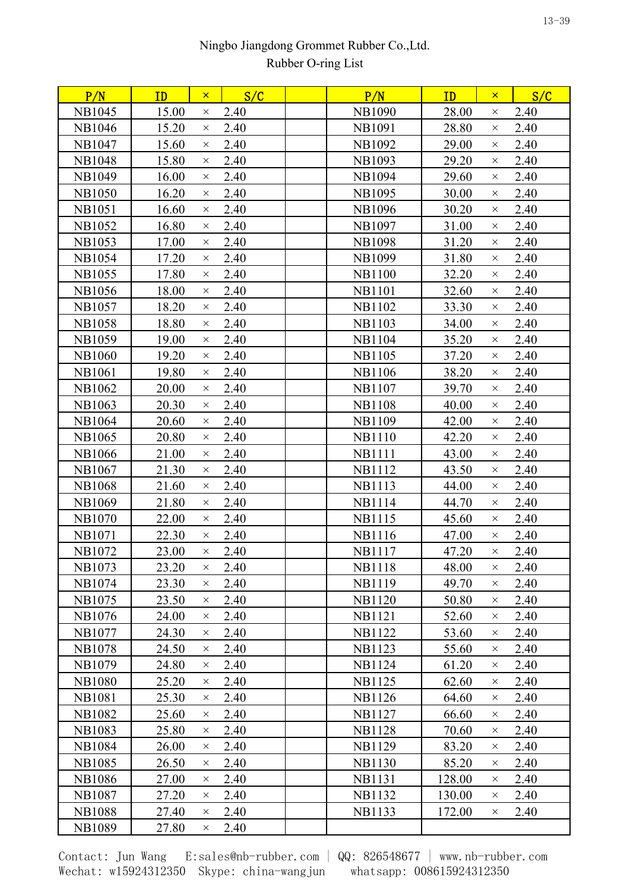Ningbo Jiangdong Grommet Rubber Co.,Ltd.
Rubber O-ring List

| P/N | ID | × | S/C | | P/N | ID | × | S/C |
|---|---|---|---|---|---|---|---|---|
| NB1045 | 15.00 | × | 2.40 | | NB1090 | 28.00 | × | 2.40 |
| NB1046 | 15.20 | × | 2.40 | | NB1091 | 28.80 | × | 2.40 |
| NB1047 | 15.60 | × | 2.40 | | NB1092 | 29.00 | × | 2.40 |
| NB1048 | 15.80 | × | 2.40 | | NB1093 | 29.20 | × | 2.40 |
| NB1049 | 16.00 | × | 2.40 | | NB1094 | 29.60 | × | 2.40 |
| NB1050 | 16.20 | × | 2.40 | | NB1095 | 30.00 | × | 2.40 |
| NB1051 | 16.60 | × | 2.40 | | NB1096 | 30.20 | × | 2.40 |
| NB1052 | 16.80 | × | 2.40 | | NB1097 | 31.00 | × | 2.40 |
| NB1053 | 17.00 | × | 2.40 | | NB1098 | 31.20 | × | 2.40 |
| NB1054 | 17.20 | × | 2.40 | | NB1099 | 31.80 | × | 2.40 |
| NB1055 | 17.80 | × | 2.40 | | NB1100 | 32.20 | × | 2.40 |
| NB1056 | 18.00 | × | 2.40 | | NB1101 | 32.60 | × | 2.40 |
| NB1057 | 18.20 | × | 2.40 | | NB1102 | 33.30 | × | 2.40 |
| NB1058 | 18.80 | × | 2.40 | | NB1103 | 34.00 | × | 2.40 |
| NB1059 | 19.00 | × | 2.40 | | NB1104 | 35.20 | × | 2.40 |
| NB1060 | 19.20 | × | 2.40 | | NB1105 | 37.20 | × | 2.40 |
| NB1061 | 19.80 | × | 2.40 | | NB1106 | 38.20 | × | 2.40 |
| NB1062 | 20.00 | × | 2.40 | | NB1107 | 39.70 | × | 2.40 |
| NB1063 | 20.30 | × | 2.40 | | NB1108 | 40.00 | × | 2.40 |
| NB1064 | 20.60 | × | 2.40 | | NB1109 | 42.00 | × | 2.40 |
| NB1065 | 20.80 | × | 2.40 | | NB1110 | 42.20 | × | 2.40 |
| NB1066 | 21.00 | × | 2.40 | | NB1111 | 43.00 | × | 2.40 |
| NB1067 | 21.30 | × | 2.40 | | NB1112 | 43.50 | × | 2.40 |
| NB1068 | 21.60 | × | 2.40 | | NB1113 | 44.00 | × | 2.40 |
| NB1069 | 21.80 | × | 2.40 | | NB1114 | 44.70 | × | 2.40 |
| NB1070 | 22.00 | × | 2.40 | | NB1115 | 45.60 | × | 2.40 |
| NB1071 | 22.30 | × | 2.40 | | NB1116 | 47.00 | × | 2.40 |
| NB1072 | 23.00 | × | 2.40 | | NB1117 | 47.20 | × | 2.40 |
| NB1073 | 23.20 | × | 2.40 | | NB1118 | 48.00 | × | 2.40 |
| NB1074 | 23.30 | × | 2.40 | | NB1119 | 49.70 | × | 2.40 |
| NB1075 | 23.50 | × | 2.40 | | NB1120 | 50.80 | × | 2.40 |
| NB1076 | 24.00 | × | 2.40 | | NB1121 | 52.60 | × | 2.40 |
| NB1077 | 24.30 | × | 2.40 | | NB1122 | 53.60 | × | 2.40 |
| NB1078 | 24.50 | × | 2.40 | | NB1123 | 55.60 | × | 2.40 |
| NB1079 | 24.80 | × | 2.40 | | NB1124 | 61.20 | × | 2.40 |
| NB1080 | 25.20 | × | 2.40 | | NB1125 | 62.60 | × | 2.40 |
| NB1081 | 25.30 | × | 2.40 | | NB1126 | 64.60 | × | 2.40 |
| NB1082 | 25.60 | × | 2.40 | | NB1127 | 66.60 | × | 2.40 |
| NB1083 | 25.80 | × | 2.40 | | NB1128 | 70.60 | × | 2.40 |
| NB1084 | 26.00 | × | 2.40 | | NB1129 | 83.20 | × | 2.40 |
| NB1085 | 26.50 | × | 2.40 | | NB1130 | 85.20 | × | 2.40 |
| NB1086 | 27.00 | × | 2.40 | | NB1131 | 128.00 | × | 2.40 |
| NB1087 | 27.20 | × | 2.40 | | NB1132 | 130.00 | × | 2.40 |
| NB1088 | 27.40 | × | 2.40 | | NB1133 | 172.00 | × | 2.40 |
| NB1089 | 27.80 | × | 2.40 | | | | | |

Contact: Jun Wang E:sales@nb-rubber.com | QQ: 826548677 | www.nb-rubber.com
Wechat: w15924312350 Skype: china-wangjun whatsapp: 008615924312350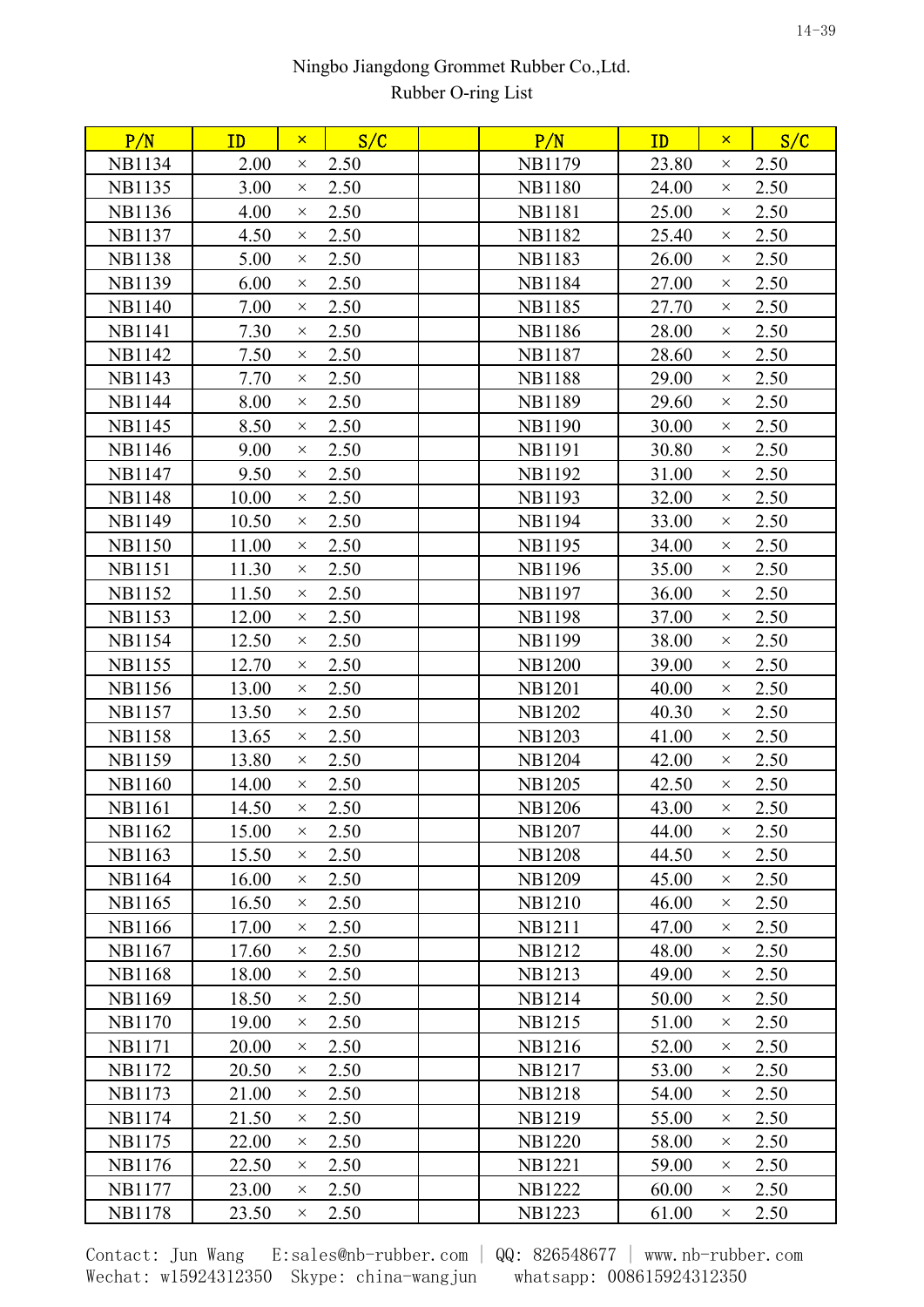Ningbo Jiangdong Grommet Rubber Co.,Ltd.

Rubber O-ring List

| P/N | ID | × | S/C | | P/N | ID | × | S/C |
|---|---|---|---|---|---|---|---|---|
| NB1134 | 2.00 | × | 2.50 | | NB1179 | 23.80 | × | 2.50 |
| NB1135 | 3.00 | × | 2.50 | | NB1180 | 24.00 | × | 2.50 |
| NB1136 | 4.00 | × | 2.50 | | NB1181 | 25.00 | × | 2.50 |
| NB1137 | 4.50 | × | 2.50 | | NB1182 | 25.40 | × | 2.50 |
| NB1138 | 5.00 | × | 2.50 | | NB1183 | 26.00 | × | 2.50 |
| NB1139 | 6.00 | × | 2.50 | | NB1184 | 27.00 | × | 2.50 |
| NB1140 | 7.00 | × | 2.50 | | NB1185 | 27.70 | × | 2.50 |
| NB1141 | 7.30 | × | 2.50 | | NB1186 | 28.00 | × | 2.50 |
| NB1142 | 7.50 | × | 2.50 | | NB1187 | 28.60 | × | 2.50 |
| NB1143 | 7.70 | × | 2.50 | | NB1188 | 29.00 | × | 2.50 |
| NB1144 | 8.00 | × | 2.50 | | NB1189 | 29.60 | × | 2.50 |
| NB1145 | 8.50 | × | 2.50 | | NB1190 | 30.00 | × | 2.50 |
| NB1146 | 9.00 | × | 2.50 | | NB1191 | 30.80 | × | 2.50 |
| NB1147 | 9.50 | × | 2.50 | | NB1192 | 31.00 | × | 2.50 |
| NB1148 | 10.00 | × | 2.50 | | NB1193 | 32.00 | × | 2.50 |
| NB1149 | 10.50 | × | 2.50 | | NB1194 | 33.00 | × | 2.50 |
| NB1150 | 11.00 | × | 2.50 | | NB1195 | 34.00 | × | 2.50 |
| NB1151 | 11.30 | × | 2.50 | | NB1196 | 35.00 | × | 2.50 |
| NB1152 | 11.50 | × | 2.50 | | NB1197 | 36.00 | × | 2.50 |
| NB1153 | 12.00 | × | 2.50 | | NB1198 | 37.00 | × | 2.50 |
| NB1154 | 12.50 | × | 2.50 | | NB1199 | 38.00 | × | 2.50 |
| NB1155 | 12.70 | × | 2.50 | | NB1200 | 39.00 | × | 2.50 |
| NB1156 | 13.00 | × | 2.50 | | NB1201 | 40.00 | × | 2.50 |
| NB1157 | 13.50 | × | 2.50 | | NB1202 | 40.30 | × | 2.50 |
| NB1158 | 13.65 | × | 2.50 | | NB1203 | 41.00 | × | 2.50 |
| NB1159 | 13.80 | × | 2.50 | | NB1204 | 42.00 | × | 2.50 |
| NB1160 | 14.00 | × | 2.50 | | NB1205 | 42.50 | × | 2.50 |
| NB1161 | 14.50 | × | 2.50 | | NB1206 | 43.00 | × | 2.50 |
| NB1162 | 15.00 | × | 2.50 | | NB1207 | 44.00 | × | 2.50 |
| NB1163 | 15.50 | × | 2.50 | | NB1208 | 44.50 | × | 2.50 |
| NB1164 | 16.00 | × | 2.50 | | NB1209 | 45.00 | × | 2.50 |
| NB1165 | 16.50 | × | 2.50 | | NB1210 | 46.00 | × | 2.50 |
| NB1166 | 17.00 | × | 2.50 | | NB1211 | 47.00 | × | 2.50 |
| NB1167 | 17.60 | × | 2.50 | | NB1212 | 48.00 | × | 2.50 |
| NB1168 | 18.00 | × | 2.50 | | NB1213 | 49.00 | × | 2.50 |
| NB1169 | 18.50 | × | 2.50 | | NB1214 | 50.00 | × | 2.50 |
| NB1170 | 19.00 | × | 2.50 | | NB1215 | 51.00 | × | 2.50 |
| NB1171 | 20.00 | × | 2.50 | | NB1216 | 52.00 | × | 2.50 |
| NB1172 | 20.50 | × | 2.50 | | NB1217 | 53.00 | × | 2.50 |
| NB1173 | 21.00 | × | 2.50 | | NB1218 | 54.00 | × | 2.50 |
| NB1174 | 21.50 | × | 2.50 | | NB1219 | 55.00 | × | 2.50 |
| NB1175 | 22.00 | × | 2.50 | | NB1220 | 58.00 | × | 2.50 |
| NB1176 | 22.50 | × | 2.50 | | NB1221 | 59.00 | × | 2.50 |
| NB1177 | 23.00 | × | 2.50 | | NB1222 | 60.00 | × | 2.50 |
| NB1178 | 23.50 | × | 2.50 | | NB1223 | 61.00 | × | 2.50 |

Contact: Jun Wang E:sales@nb-rubber.com | QQ: 826548677 | www.nb-rubber.com
Wechat: w15924312350 Skype: china-wangjun whatsapp: 008615924312350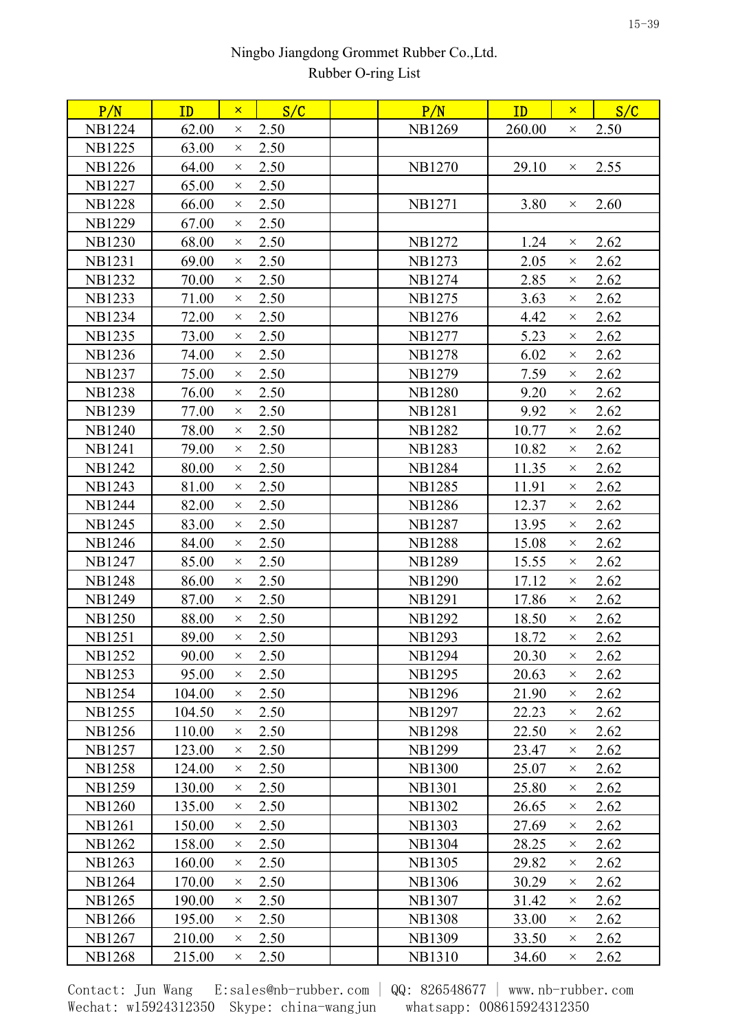Ningbo Jiangdong Grommet Rubber Co.,Ltd.

Rubber O-ring List

| P/N | ID | × | S/C | | P/N | ID | × | S/C |
|---|---|---|---|---|---|---|---|---|
| NB1224 | 62.00 | × | 2.50 | | NB1269 | 260.00 | × | 2.50 |
| NB1225 | 63.00 | × | 2.50 | | | | | |
| NB1226 | 64.00 | × | 2.50 | | NB1270 | 29.10 | × | 2.55 |
| NB1227 | 65.00 | × | 2.50 | | | | | |
| NB1228 | 66.00 | × | 2.50 | | NB1271 | 3.80 | × | 2.60 |
| NB1229 | 67.00 | × | 2.50 | | | | | |
| NB1230 | 68.00 | × | 2.50 | | NB1272 | 1.24 | × | 2.62 |
| NB1231 | 69.00 | × | 2.50 | | NB1273 | 2.05 | × | 2.62 |
| NB1232 | 70.00 | × | 2.50 | | NB1274 | 2.85 | × | 2.62 |
| NB1233 | 71.00 | × | 2.50 | | NB1275 | 3.63 | × | 2.62 |
| NB1234 | 72.00 | × | 2.50 | | NB1276 | 4.42 | × | 2.62 |
| NB1235 | 73.00 | × | 2.50 | | NB1277 | 5.23 | × | 2.62 |
| NB1236 | 74.00 | × | 2.50 | | NB1278 | 6.02 | × | 2.62 |
| NB1237 | 75.00 | × | 2.50 | | NB1279 | 7.59 | × | 2.62 |
| NB1238 | 76.00 | × | 2.50 | | NB1280 | 9.20 | × | 2.62 |
| NB1239 | 77.00 | × | 2.50 | | NB1281 | 9.92 | × | 2.62 |
| NB1240 | 78.00 | × | 2.50 | | NB1282 | 10.77 | × | 2.62 |
| NB1241 | 79.00 | × | 2.50 | | NB1283 | 10.82 | × | 2.62 |
| NB1242 | 80.00 | × | 2.50 | | NB1284 | 11.35 | × | 2.62 |
| NB1243 | 81.00 | × | 2.50 | | NB1285 | 11.91 | × | 2.62 |
| NB1244 | 82.00 | × | 2.50 | | NB1286 | 12.37 | × | 2.62 |
| NB1245 | 83.00 | × | 2.50 | | NB1287 | 13.95 | × | 2.62 |
| NB1246 | 84.00 | × | 2.50 | | NB1288 | 15.08 | × | 2.62 |
| NB1247 | 85.00 | × | 2.50 | | NB1289 | 15.55 | × | 2.62 |
| NB1248 | 86.00 | × | 2.50 | | NB1290 | 17.12 | × | 2.62 |
| NB1249 | 87.00 | × | 2.50 | | NB1291 | 17.86 | × | 2.62 |
| NB1250 | 88.00 | × | 2.50 | | NB1292 | 18.50 | × | 2.62 |
| NB1251 | 89.00 | × | 2.50 | | NB1293 | 18.72 | × | 2.62 |
| NB1252 | 90.00 | × | 2.50 | | NB1294 | 20.30 | × | 2.62 |
| NB1253 | 95.00 | × | 2.50 | | NB1295 | 20.63 | × | 2.62 |
| NB1254 | 104.00 | × | 2.50 | | NB1296 | 21.90 | × | 2.62 |
| NB1255 | 104.50 | × | 2.50 | | NB1297 | 22.23 | × | 2.62 |
| NB1256 | 110.00 | × | 2.50 | | NB1298 | 22.50 | × | 2.62 |
| NB1257 | 123.00 | × | 2.50 | | NB1299 | 23.47 | × | 2.62 |
| NB1258 | 124.00 | × | 2.50 | | NB1300 | 25.07 | × | 2.62 |
| NB1259 | 130.00 | × | 2.50 | | NB1301 | 25.80 | × | 2.62 |
| NB1260 | 135.00 | × | 2.50 | | NB1302 | 26.65 | × | 2.62 |
| NB1261 | 150.00 | × | 2.50 | | NB1303 | 27.69 | × | 2.62 |
| NB1262 | 158.00 | × | 2.50 | | NB1304 | 28.25 | × | 2.62 |
| NB1263 | 160.00 | × | 2.50 | | NB1305 | 29.82 | × | 2.62 |
| NB1264 | 170.00 | × | 2.50 | | NB1306 | 30.29 | × | 2.62 |
| NB1265 | 190.00 | × | 2.50 | | NB1307 | 31.42 | × | 2.62 |
| NB1266 | 195.00 | × | 2.50 | | NB1308 | 33.00 | × | 2.62 |
| NB1267 | 210.00 | × | 2.50 | | NB1309 | 33.50 | × | 2.62 |
| NB1268 | 215.00 | × | 2.50 | | NB1310 | 34.60 | × | 2.62 |

Contact: Jun Wang E:sales@nb-rubber.com | QQ: 826548677 | www.nb-rubber.com
Wechat: w15924312350 Skype: china-wangjun whatsapp: 008615924312350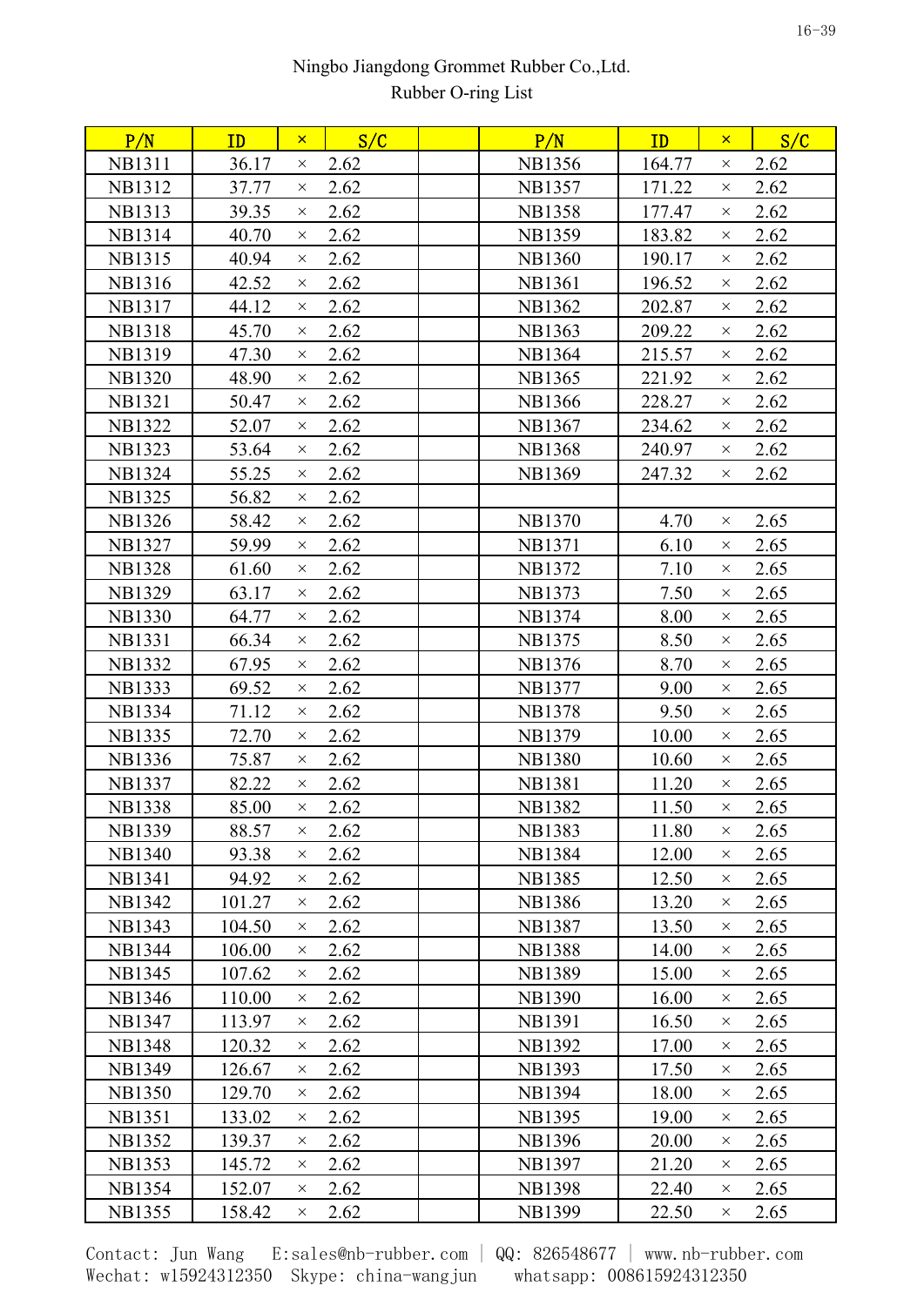Ningbo Jiangdong Grommet Rubber Co.,Ltd.
Rubber O-ring List

| P/N | ID | × | S/C | | P/N | ID | × | S/C |
|---|---|---|---|---|---|---|---|---|
| NB1311 | 36.17 | × | 2.62 | | NB1356 | 164.77 | × | 2.62 |
| NB1312 | 37.77 | × | 2.62 | | NB1357 | 171.22 | × | 2.62 |
| NB1313 | 39.35 | × | 2.62 | | NB1358 | 177.47 | × | 2.62 |
| NB1314 | 40.70 | × | 2.62 | | NB1359 | 183.82 | × | 2.62 |
| NB1315 | 40.94 | × | 2.62 | | NB1360 | 190.17 | × | 2.62 |
| NB1316 | 42.52 | × | 2.62 | | NB1361 | 196.52 | × | 2.62 |
| NB1317 | 44.12 | × | 2.62 | | NB1362 | 202.87 | × | 2.62 |
| NB1318 | 45.70 | × | 2.62 | | NB1363 | 209.22 | × | 2.62 |
| NB1319 | 47.30 | × | 2.62 | | NB1364 | 215.57 | × | 2.62 |
| NB1320 | 48.90 | × | 2.62 | | NB1365 | 221.92 | × | 2.62 |
| NB1321 | 50.47 | × | 2.62 | | NB1366 | 228.27 | × | 2.62 |
| NB1322 | 52.07 | × | 2.62 | | NB1367 | 234.62 | × | 2.62 |
| NB1323 | 53.64 | × | 2.62 | | NB1368 | 240.97 | × | 2.62 |
| NB1324 | 55.25 | × | 2.62 | | NB1369 | 247.32 | × | 2.62 |
| NB1325 | 56.82 | × | 2.62 | | | | | |
| NB1326 | 58.42 | × | 2.62 | | NB1370 | 4.70 | × | 2.65 |
| NB1327 | 59.99 | × | 2.62 | | NB1371 | 6.10 | × | 2.65 |
| NB1328 | 61.60 | × | 2.62 | | NB1372 | 7.10 | × | 2.65 |
| NB1329 | 63.17 | × | 2.62 | | NB1373 | 7.50 | × | 2.65 |
| NB1330 | 64.77 | × | 2.62 | | NB1374 | 8.00 | × | 2.65 |
| NB1331 | 66.34 | × | 2.62 | | NB1375 | 8.50 | × | 2.65 |
| NB1332 | 67.95 | × | 2.62 | | NB1376 | 8.70 | × | 2.65 |
| NB1333 | 69.52 | × | 2.62 | | NB1377 | 9.00 | × | 2.65 |
| NB1334 | 71.12 | × | 2.62 | | NB1378 | 9.50 | × | 2.65 |
| NB1335 | 72.70 | × | 2.62 | | NB1379 | 10.00 | × | 2.65 |
| NB1336 | 75.87 | × | 2.62 | | NB1380 | 10.60 | × | 2.65 |
| NB1337 | 82.22 | × | 2.62 | | NB1381 | 11.20 | × | 2.65 |
| NB1338 | 85.00 | × | 2.62 | | NB1382 | 11.50 | × | 2.65 |
| NB1339 | 88.57 | × | 2.62 | | NB1383 | 11.80 | × | 2.65 |
| NB1340 | 93.38 | × | 2.62 | | NB1384 | 12.00 | × | 2.65 |
| NB1341 | 94.92 | × | 2.62 | | NB1385 | 12.50 | × | 2.65 |
| NB1342 | 101.27 | × | 2.62 | | NB1386 | 13.20 | × | 2.65 |
| NB1343 | 104.50 | × | 2.62 | | NB1387 | 13.50 | × | 2.65 |
| NB1344 | 106.00 | × | 2.62 | | NB1388 | 14.00 | × | 2.65 |
| NB1345 | 107.62 | × | 2.62 | | NB1389 | 15.00 | × | 2.65 |
| NB1346 | 110.00 | × | 2.62 | | NB1390 | 16.00 | × | 2.65 |
| NB1347 | 113.97 | × | 2.62 | | NB1391 | 16.50 | × | 2.65 |
| NB1348 | 120.32 | × | 2.62 | | NB1392 | 17.00 | × | 2.65 |
| NB1349 | 126.67 | × | 2.62 | | NB1393 | 17.50 | × | 2.65 |
| NB1350 | 129.70 | × | 2.62 | | NB1394 | 18.00 | × | 2.65 |
| NB1351 | 133.02 | × | 2.62 | | NB1395 | 19.00 | × | 2.65 |
| NB1352 | 139.37 | × | 2.62 | | NB1396 | 20.00 | × | 2.65 |
| NB1353 | 145.72 | × | 2.62 | | NB1397 | 21.20 | × | 2.65 |
| NB1354 | 152.07 | × | 2.62 | | NB1398 | 22.40 | × | 2.65 |
| NB1355 | 158.42 | × | 2.62 | | NB1399 | 22.50 | × | 2.65 |

Contact: Jun Wang E:sales@nb-rubber.com | QQ: 826548677 | www.nb-rubber.com
Wechat: w15924312350 Skype: china-wangjun whatsapp: 008615924312350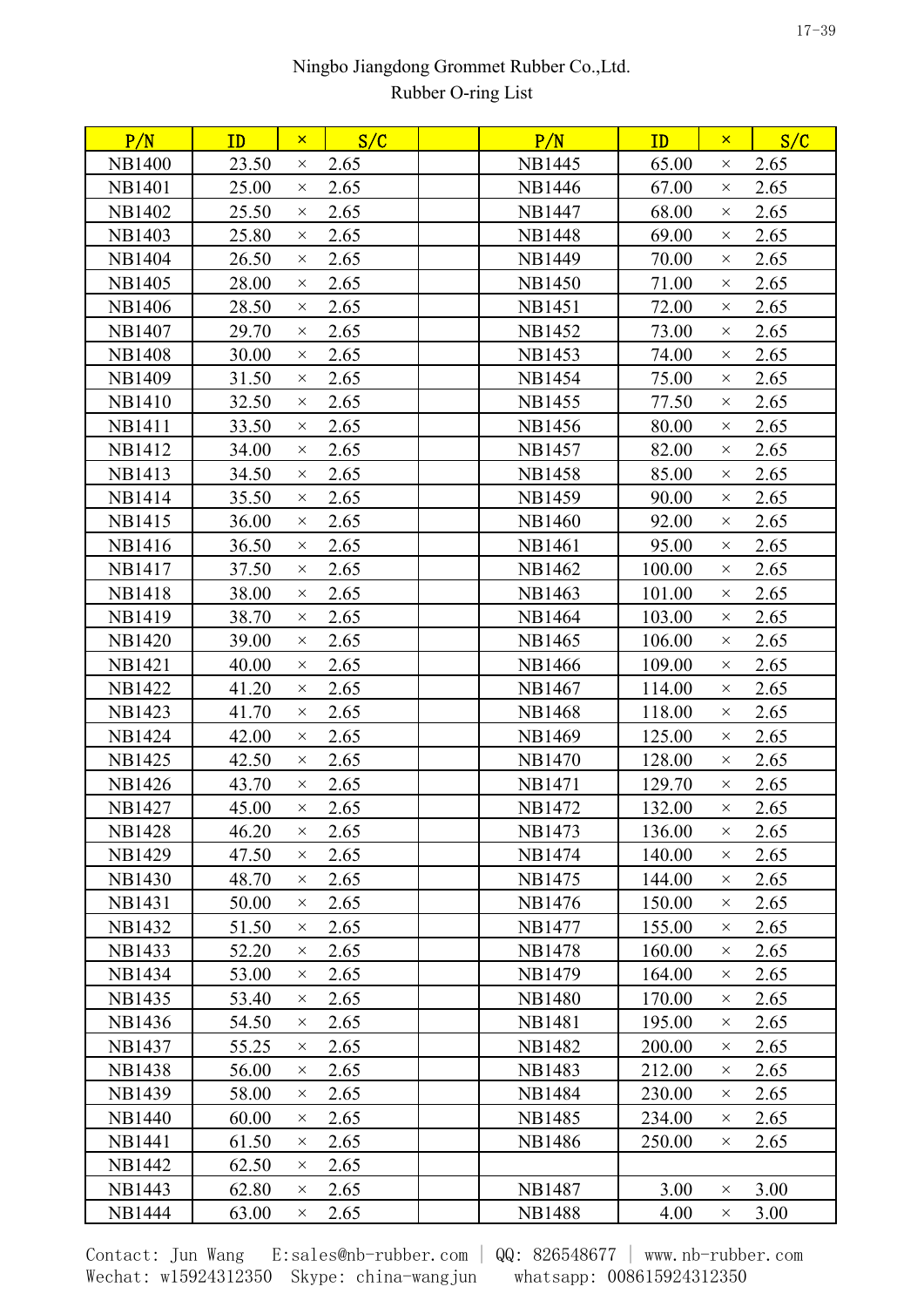Ningbo Jiangdong Grommet Rubber Co.,Ltd.
Rubber O-ring List

| P/N | ID | × | S/C | | P/N | ID | × | S/C |
|---|---|---|---|---|---|---|---|---|
| NB1400 | 23.50 | × | 2.65 | | NB1445 | 65.00 | × | 2.65 |
| NB1401 | 25.00 | × | 2.65 | | NB1446 | 67.00 | × | 2.65 |
| NB1402 | 25.50 | × | 2.65 | | NB1447 | 68.00 | × | 2.65 |
| NB1403 | 25.80 | × | 2.65 | | NB1448 | 69.00 | × | 2.65 |
| NB1404 | 26.50 | × | 2.65 | | NB1449 | 70.00 | × | 2.65 |
| NB1405 | 28.00 | × | 2.65 | | NB1450 | 71.00 | × | 2.65 |
| NB1406 | 28.50 | × | 2.65 | | NB1451 | 72.00 | × | 2.65 |
| NB1407 | 29.70 | × | 2.65 | | NB1452 | 73.00 | × | 2.65 |
| NB1408 | 30.00 | × | 2.65 | | NB1453 | 74.00 | × | 2.65 |
| NB1409 | 31.50 | × | 2.65 | | NB1454 | 75.00 | × | 2.65 |
| NB1410 | 32.50 | × | 2.65 | | NB1455 | 77.50 | × | 2.65 |
| NB1411 | 33.50 | × | 2.65 | | NB1456 | 80.00 | × | 2.65 |
| NB1412 | 34.00 | × | 2.65 | | NB1457 | 82.00 | × | 2.65 |
| NB1413 | 34.50 | × | 2.65 | | NB1458 | 85.00 | × | 2.65 |
| NB1414 | 35.50 | × | 2.65 | | NB1459 | 90.00 | × | 2.65 |
| NB1415 | 36.00 | × | 2.65 | | NB1460 | 92.00 | × | 2.65 |
| NB1416 | 36.50 | × | 2.65 | | NB1461 | 95.00 | × | 2.65 |
| NB1417 | 37.50 | × | 2.65 | | NB1462 | 100.00 | × | 2.65 |
| NB1418 | 38.00 | × | 2.65 | | NB1463 | 101.00 | × | 2.65 |
| NB1419 | 38.70 | × | 2.65 | | NB1464 | 103.00 | × | 2.65 |
| NB1420 | 39.00 | × | 2.65 | | NB1465 | 106.00 | × | 2.65 |
| NB1421 | 40.00 | × | 2.65 | | NB1466 | 109.00 | × | 2.65 |
| NB1422 | 41.20 | × | 2.65 | | NB1467 | 114.00 | × | 2.65 |
| NB1423 | 41.70 | × | 2.65 | | NB1468 | 118.00 | × | 2.65 |
| NB1424 | 42.00 | × | 2.65 | | NB1469 | 125.00 | × | 2.65 |
| NB1425 | 42.50 | × | 2.65 | | NB1470 | 128.00 | × | 2.65 |
| NB1426 | 43.70 | × | 2.65 | | NB1471 | 129.70 | × | 2.65 |
| NB1427 | 45.00 | × | 2.65 | | NB1472 | 132.00 | × | 2.65 |
| NB1428 | 46.20 | × | 2.65 | | NB1473 | 136.00 | × | 2.65 |
| NB1429 | 47.50 | × | 2.65 | | NB1474 | 140.00 | × | 2.65 |
| NB1430 | 48.70 | × | 2.65 | | NB1475 | 144.00 | × | 2.65 |
| NB1431 | 50.00 | × | 2.65 | | NB1476 | 150.00 | × | 2.65 |
| NB1432 | 51.50 | × | 2.65 | | NB1477 | 155.00 | × | 2.65 |
| NB1433 | 52.20 | × | 2.65 | | NB1478 | 160.00 | × | 2.65 |
| NB1434 | 53.00 | × | 2.65 | | NB1479 | 164.00 | × | 2.65 |
| NB1435 | 53.40 | × | 2.65 | | NB1480 | 170.00 | × | 2.65 |
| NB1436 | 54.50 | × | 2.65 | | NB1481 | 195.00 | × | 2.65 |
| NB1437 | 55.25 | × | 2.65 | | NB1482 | 200.00 | × | 2.65 |
| NB1438 | 56.00 | × | 2.65 | | NB1483 | 212.00 | × | 2.65 |
| NB1439 | 58.00 | × | 2.65 | | NB1484 | 230.00 | × | 2.65 |
| NB1440 | 60.00 | × | 2.65 | | NB1485 | 234.00 | × | 2.65 |
| NB1441 | 61.50 | × | 2.65 | | NB1486 | 250.00 | × | 2.65 |
| NB1442 | 62.50 | × | 2.65 | | | | | |
| NB1443 | 62.80 | × | 2.65 | | NB1487 | 3.00 | × | 3.00 |
| NB1444 | 63.00 | × | 2.65 | | NB1488 | 4.00 | × | 3.00 |

Contact: Jun Wang E:sales@nb-rubber.com | QQ: 826548677 | www.nb-rubber.com
Wechat: w15924312350 Skype: china-wangjun whatsapp: 008615924312350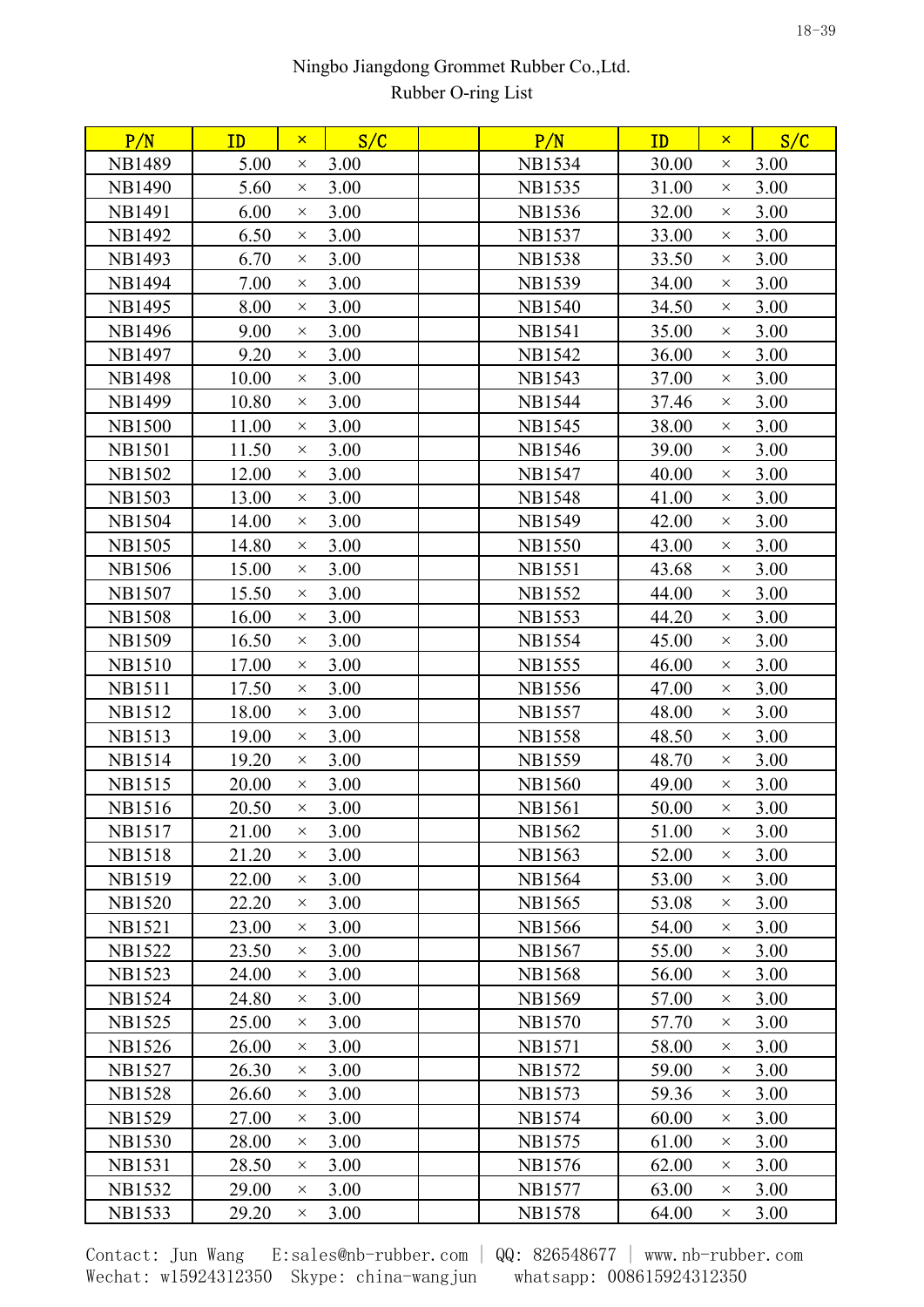Ningbo Jiangdong Grommet Rubber Co.,Ltd.
Rubber O-ring List

| P/N | ID | × | S/C | | P/N | ID | × | S/C |
|---|---|---|---|---|---|---|---|---|
| NB1489 | 5.00 | × | 3.00 | | NB1534 | 30.00 | × | 3.00 |
| NB1490 | 5.60 | × | 3.00 | | NB1535 | 31.00 | × | 3.00 |
| NB1491 | 6.00 | × | 3.00 | | NB1536 | 32.00 | × | 3.00 |
| NB1492 | 6.50 | × | 3.00 | | NB1537 | 33.00 | × | 3.00 |
| NB1493 | 6.70 | × | 3.00 | | NB1538 | 33.50 | × | 3.00 |
| NB1494 | 7.00 | × | 3.00 | | NB1539 | 34.00 | × | 3.00 |
| NB1495 | 8.00 | × | 3.00 | | NB1540 | 34.50 | × | 3.00 |
| NB1496 | 9.00 | × | 3.00 | | NB1541 | 35.00 | × | 3.00 |
| NB1497 | 9.20 | × | 3.00 | | NB1542 | 36.00 | × | 3.00 |
| NB1498 | 10.00 | × | 3.00 | | NB1543 | 37.00 | × | 3.00 |
| NB1499 | 10.80 | × | 3.00 | | NB1544 | 37.46 | × | 3.00 |
| NB1500 | 11.00 | × | 3.00 | | NB1545 | 38.00 | × | 3.00 |
| NB1501 | 11.50 | × | 3.00 | | NB1546 | 39.00 | × | 3.00 |
| NB1502 | 12.00 | × | 3.00 | | NB1547 | 40.00 | × | 3.00 |
| NB1503 | 13.00 | × | 3.00 | | NB1548 | 41.00 | × | 3.00 |
| NB1504 | 14.00 | × | 3.00 | | NB1549 | 42.00 | × | 3.00 |
| NB1505 | 14.80 | × | 3.00 | | NB1550 | 43.00 | × | 3.00 |
| NB1506 | 15.00 | × | 3.00 | | NB1551 | 43.68 | × | 3.00 |
| NB1507 | 15.50 | × | 3.00 | | NB1552 | 44.00 | × | 3.00 |
| NB1508 | 16.00 | × | 3.00 | | NB1553 | 44.20 | × | 3.00 |
| NB1509 | 16.50 | × | 3.00 | | NB1554 | 45.00 | × | 3.00 |
| NB1510 | 17.00 | × | 3.00 | | NB1555 | 46.00 | × | 3.00 |
| NB1511 | 17.50 | × | 3.00 | | NB1556 | 47.00 | × | 3.00 |
| NB1512 | 18.00 | × | 3.00 | | NB1557 | 48.00 | × | 3.00 |
| NB1513 | 19.00 | × | 3.00 | | NB1558 | 48.50 | × | 3.00 |
| NB1514 | 19.20 | × | 3.00 | | NB1559 | 48.70 | × | 3.00 |
| NB1515 | 20.00 | × | 3.00 | | NB1560 | 49.00 | × | 3.00 |
| NB1516 | 20.50 | × | 3.00 | | NB1561 | 50.00 | × | 3.00 |
| NB1517 | 21.00 | × | 3.00 | | NB1562 | 51.00 | × | 3.00 |
| NB1518 | 21.20 | × | 3.00 | | NB1563 | 52.00 | × | 3.00 |
| NB1519 | 22.00 | × | 3.00 | | NB1564 | 53.00 | × | 3.00 |
| NB1520 | 22.20 | × | 3.00 | | NB1565 | 53.08 | × | 3.00 |
| NB1521 | 23.00 | × | 3.00 | | NB1566 | 54.00 | × | 3.00 |
| NB1522 | 23.50 | × | 3.00 | | NB1567 | 55.00 | × | 3.00 |
| NB1523 | 24.00 | × | 3.00 | | NB1568 | 56.00 | × | 3.00 |
| NB1524 | 24.80 | × | 3.00 | | NB1569 | 57.00 | × | 3.00 |
| NB1525 | 25.00 | × | 3.00 | | NB1570 | 57.70 | × | 3.00 |
| NB1526 | 26.00 | × | 3.00 | | NB1571 | 58.00 | × | 3.00 |
| NB1527 | 26.30 | × | 3.00 | | NB1572 | 59.00 | × | 3.00 |
| NB1528 | 26.60 | × | 3.00 | | NB1573 | 59.36 | × | 3.00 |
| NB1529 | 27.00 | × | 3.00 | | NB1574 | 60.00 | × | 3.00 |
| NB1530 | 28.00 | × | 3.00 | | NB1575 | 61.00 | × | 3.00 |
| NB1531 | 28.50 | × | 3.00 | | NB1576 | 62.00 | × | 3.00 |
| NB1532 | 29.00 | × | 3.00 | | NB1577 | 63.00 | × | 3.00 |
| NB1533 | 29.20 | × | 3.00 | | NB1578 | 64.00 | × | 3.00 |

Contact: Jun Wang E:sales@nb-rubber.com | QQ: 826548677 | www.nb-rubber.com
Wechat: w15924312350 Skype: china-wangjun whatsapp: 008615924312350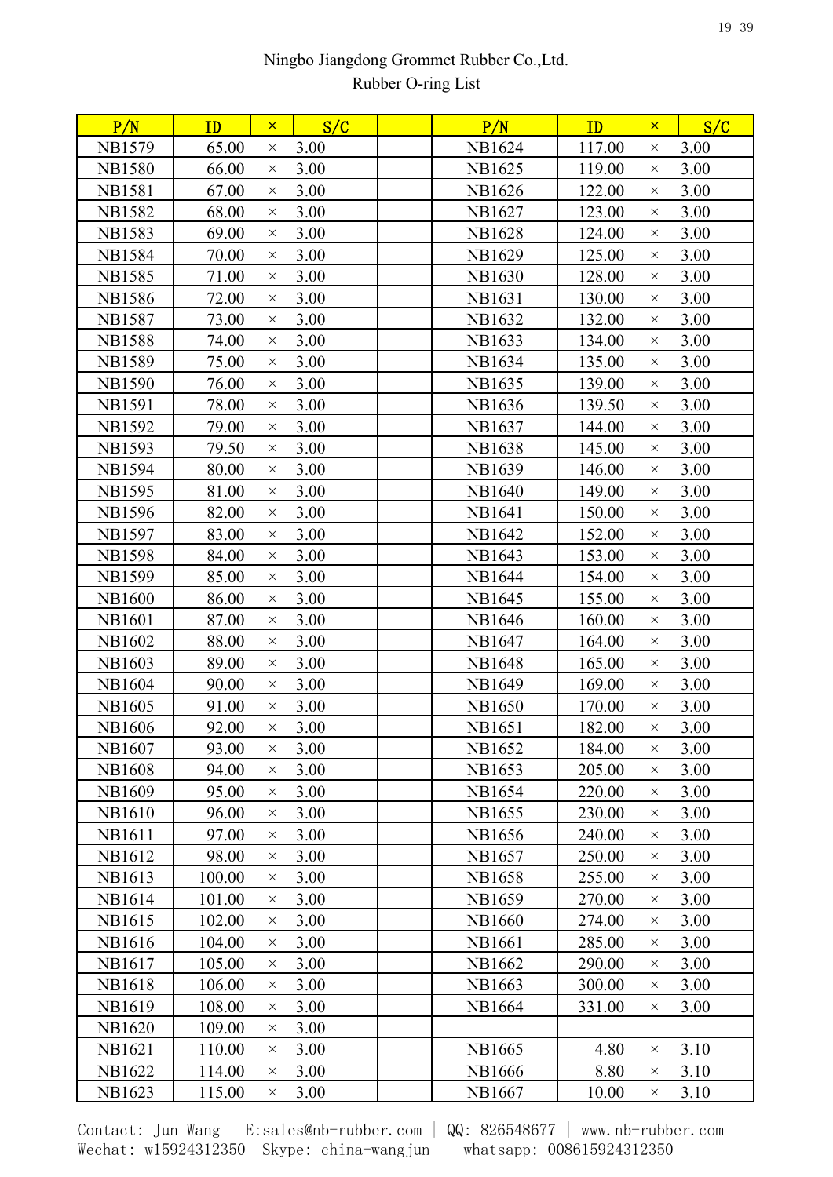Ningbo Jiangdong Grommet Rubber Co.,Ltd.
Rubber O-ring List

| P/N | ID | × | S/C | | P/N | ID | × | S/C |
|---|---|---|---|---|---|---|---|---|
| NB1579 | 65.00 | × | 3.00 | | NB1624 | 117.00 | × | 3.00 |
| NB1580 | 66.00 | × | 3.00 | | NB1625 | 119.00 | × | 3.00 |
| NB1581 | 67.00 | × | 3.00 | | NB1626 | 122.00 | × | 3.00 |
| NB1582 | 68.00 | × | 3.00 | | NB1627 | 123.00 | × | 3.00 |
| NB1583 | 69.00 | × | 3.00 | | NB1628 | 124.00 | × | 3.00 |
| NB1584 | 70.00 | × | 3.00 | | NB1629 | 125.00 | × | 3.00 |
| NB1585 | 71.00 | × | 3.00 | | NB1630 | 128.00 | × | 3.00 |
| NB1586 | 72.00 | × | 3.00 | | NB1631 | 130.00 | × | 3.00 |
| NB1587 | 73.00 | × | 3.00 | | NB1632 | 132.00 | × | 3.00 |
| NB1588 | 74.00 | × | 3.00 | | NB1633 | 134.00 | × | 3.00 |
| NB1589 | 75.00 | × | 3.00 | | NB1634 | 135.00 | × | 3.00 |
| NB1590 | 76.00 | × | 3.00 | | NB1635 | 139.00 | × | 3.00 |
| NB1591 | 78.00 | × | 3.00 | | NB1636 | 139.50 | × | 3.00 |
| NB1592 | 79.00 | × | 3.00 | | NB1637 | 144.00 | × | 3.00 |
| NB1593 | 79.50 | × | 3.00 | | NB1638 | 145.00 | × | 3.00 |
| NB1594 | 80.00 | × | 3.00 | | NB1639 | 146.00 | × | 3.00 |
| NB1595 | 81.00 | × | 3.00 | | NB1640 | 149.00 | × | 3.00 |
| NB1596 | 82.00 | × | 3.00 | | NB1641 | 150.00 | × | 3.00 |
| NB1597 | 83.00 | × | 3.00 | | NB1642 | 152.00 | × | 3.00 |
| NB1598 | 84.00 | × | 3.00 | | NB1643 | 153.00 | × | 3.00 |
| NB1599 | 85.00 | × | 3.00 | | NB1644 | 154.00 | × | 3.00 |
| NB1600 | 86.00 | × | 3.00 | | NB1645 | 155.00 | × | 3.00 |
| NB1601 | 87.00 | × | 3.00 | | NB1646 | 160.00 | × | 3.00 |
| NB1602 | 88.00 | × | 3.00 | | NB1647 | 164.00 | × | 3.00 |
| NB1603 | 89.00 | × | 3.00 | | NB1648 | 165.00 | × | 3.00 |
| NB1604 | 90.00 | × | 3.00 | | NB1649 | 169.00 | × | 3.00 |
| NB1605 | 91.00 | × | 3.00 | | NB1650 | 170.00 | × | 3.00 |
| NB1606 | 92.00 | × | 3.00 | | NB1651 | 182.00 | × | 3.00 |
| NB1607 | 93.00 | × | 3.00 | | NB1652 | 184.00 | × | 3.00 |
| NB1608 | 94.00 | × | 3.00 | | NB1653 | 205.00 | × | 3.00 |
| NB1609 | 95.00 | × | 3.00 | | NB1654 | 220.00 | × | 3.00 |
| NB1610 | 96.00 | × | 3.00 | | NB1655 | 230.00 | × | 3.00 |
| NB1611 | 97.00 | × | 3.00 | | NB1656 | 240.00 | × | 3.00 |
| NB1612 | 98.00 | × | 3.00 | | NB1657 | 250.00 | × | 3.00 |
| NB1613 | 100.00 | × | 3.00 | | NB1658 | 255.00 | × | 3.00 |
| NB1614 | 101.00 | × | 3.00 | | NB1659 | 270.00 | × | 3.00 |
| NB1615 | 102.00 | × | 3.00 | | NB1660 | 274.00 | × | 3.00 |
| NB1616 | 104.00 | × | 3.00 | | NB1661 | 285.00 | × | 3.00 |
| NB1617 | 105.00 | × | 3.00 | | NB1662 | 290.00 | × | 3.00 |
| NB1618 | 106.00 | × | 3.00 | | NB1663 | 300.00 | × | 3.00 |
| NB1619 | 108.00 | × | 3.00 | | NB1664 | 331.00 | × | 3.00 |
| NB1620 | 109.00 | × | 3.00 | | | | | |
| NB1621 | 110.00 | × | 3.00 | | NB1665 | 4.80 | × | 3.10 |
| NB1622 | 114.00 | × | 3.00 | | NB1666 | 8.80 | × | 3.10 |
| NB1623 | 115.00 | × | 3.00 | | NB1667 | 10.00 | × | 3.10 |

Contact: Jun Wang E:sales@nb-rubber.com | QQ: 826548677 | www.nb-rubber.com
Wechat: w15924312350 Skype: china-wangjun whatsapp: 008615924312350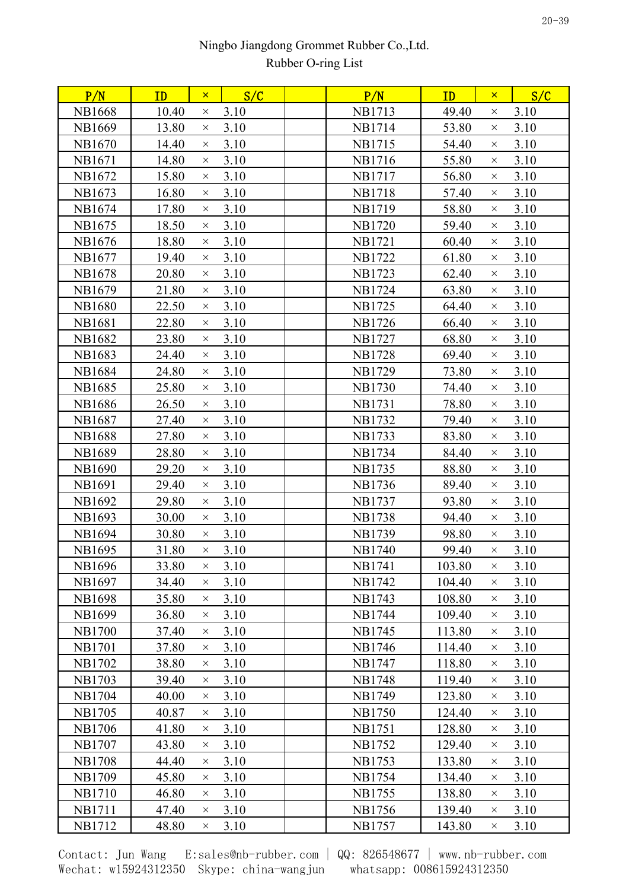Ningbo Jiangdong Grommet Rubber Co.,Ltd.
Rubber O-ring List

| P/N | ID | × | S/C | | P/N | ID | × | S/C |
|---|---|---|---|---|---|---|---|---|
| NB1668 | 10.40 | × | 3.10 | | NB1713 | 49.40 | × | 3.10 |
| NB1669 | 13.80 | × | 3.10 | | NB1714 | 53.80 | × | 3.10 |
| NB1670 | 14.40 | × | 3.10 | | NB1715 | 54.40 | × | 3.10 |
| NB1671 | 14.80 | × | 3.10 | | NB1716 | 55.80 | × | 3.10 |
| NB1672 | 15.80 | × | 3.10 | | NB1717 | 56.80 | × | 3.10 |
| NB1673 | 16.80 | × | 3.10 | | NB1718 | 57.40 | × | 3.10 |
| NB1674 | 17.80 | × | 3.10 | | NB1719 | 58.80 | × | 3.10 |
| NB1675 | 18.50 | × | 3.10 | | NB1720 | 59.40 | × | 3.10 |
| NB1676 | 18.80 | × | 3.10 | | NB1721 | 60.40 | × | 3.10 |
| NB1677 | 19.40 | × | 3.10 | | NB1722 | 61.80 | × | 3.10 |
| NB1678 | 20.80 | × | 3.10 | | NB1723 | 62.40 | × | 3.10 |
| NB1679 | 21.80 | × | 3.10 | | NB1724 | 63.80 | × | 3.10 |
| NB1680 | 22.50 | × | 3.10 | | NB1725 | 64.40 | × | 3.10 |
| NB1681 | 22.80 | × | 3.10 | | NB1726 | 66.40 | × | 3.10 |
| NB1682 | 23.80 | × | 3.10 | | NB1727 | 68.80 | × | 3.10 |
| NB1683 | 24.40 | × | 3.10 | | NB1728 | 69.40 | × | 3.10 |
| NB1684 | 24.80 | × | 3.10 | | NB1729 | 73.80 | × | 3.10 |
| NB1685 | 25.80 | × | 3.10 | | NB1730 | 74.40 | × | 3.10 |
| NB1686 | 26.50 | × | 3.10 | | NB1731 | 78.80 | × | 3.10 |
| NB1687 | 27.40 | × | 3.10 | | NB1732 | 79.40 | × | 3.10 |
| NB1688 | 27.80 | × | 3.10 | | NB1733 | 83.80 | × | 3.10 |
| NB1689 | 28.80 | × | 3.10 | | NB1734 | 84.40 | × | 3.10 |
| NB1690 | 29.20 | × | 3.10 | | NB1735 | 88.80 | × | 3.10 |
| NB1691 | 29.40 | × | 3.10 | | NB1736 | 89.40 | × | 3.10 |
| NB1692 | 29.80 | × | 3.10 | | NB1737 | 93.80 | × | 3.10 |
| NB1693 | 30.00 | × | 3.10 | | NB1738 | 94.40 | × | 3.10 |
| NB1694 | 30.80 | × | 3.10 | | NB1739 | 98.80 | × | 3.10 |
| NB1695 | 31.80 | × | 3.10 | | NB1740 | 99.40 | × | 3.10 |
| NB1696 | 33.80 | × | 3.10 | | NB1741 | 103.80 | × | 3.10 |
| NB1697 | 34.40 | × | 3.10 | | NB1742 | 104.40 | × | 3.10 |
| NB1698 | 35.80 | × | 3.10 | | NB1743 | 108.80 | × | 3.10 |
| NB1699 | 36.80 | × | 3.10 | | NB1744 | 109.40 | × | 3.10 |
| NB1700 | 37.40 | × | 3.10 | | NB1745 | 113.80 | × | 3.10 |
| NB1701 | 37.80 | × | 3.10 | | NB1746 | 114.40 | × | 3.10 |
| NB1702 | 38.80 | × | 3.10 | | NB1747 | 118.80 | × | 3.10 |
| NB1703 | 39.40 | × | 3.10 | | NB1748 | 119.40 | × | 3.10 |
| NB1704 | 40.00 | × | 3.10 | | NB1749 | 123.80 | × | 3.10 |
| NB1705 | 40.87 | × | 3.10 | | NB1750 | 124.40 | × | 3.10 |
| NB1706 | 41.80 | × | 3.10 | | NB1751 | 128.80 | × | 3.10 |
| NB1707 | 43.80 | × | 3.10 | | NB1752 | 129.40 | × | 3.10 |
| NB1708 | 44.40 | × | 3.10 | | NB1753 | 133.80 | × | 3.10 |
| NB1709 | 45.80 | × | 3.10 | | NB1754 | 134.40 | × | 3.10 |
| NB1710 | 46.80 | × | 3.10 | | NB1755 | 138.80 | × | 3.10 |
| NB1711 | 47.40 | × | 3.10 | | NB1756 | 139.40 | × | 3.10 |
| NB1712 | 48.80 | × | 3.10 | | NB1757 | 143.80 | × | 3.10 |

Contact: Jun Wang E:sales@nb-rubber.com | QQ: 826548677 | www.nb-rubber.com
Wechat: w15924312350 Skype: china-wangjun whatsapp: 008615924312350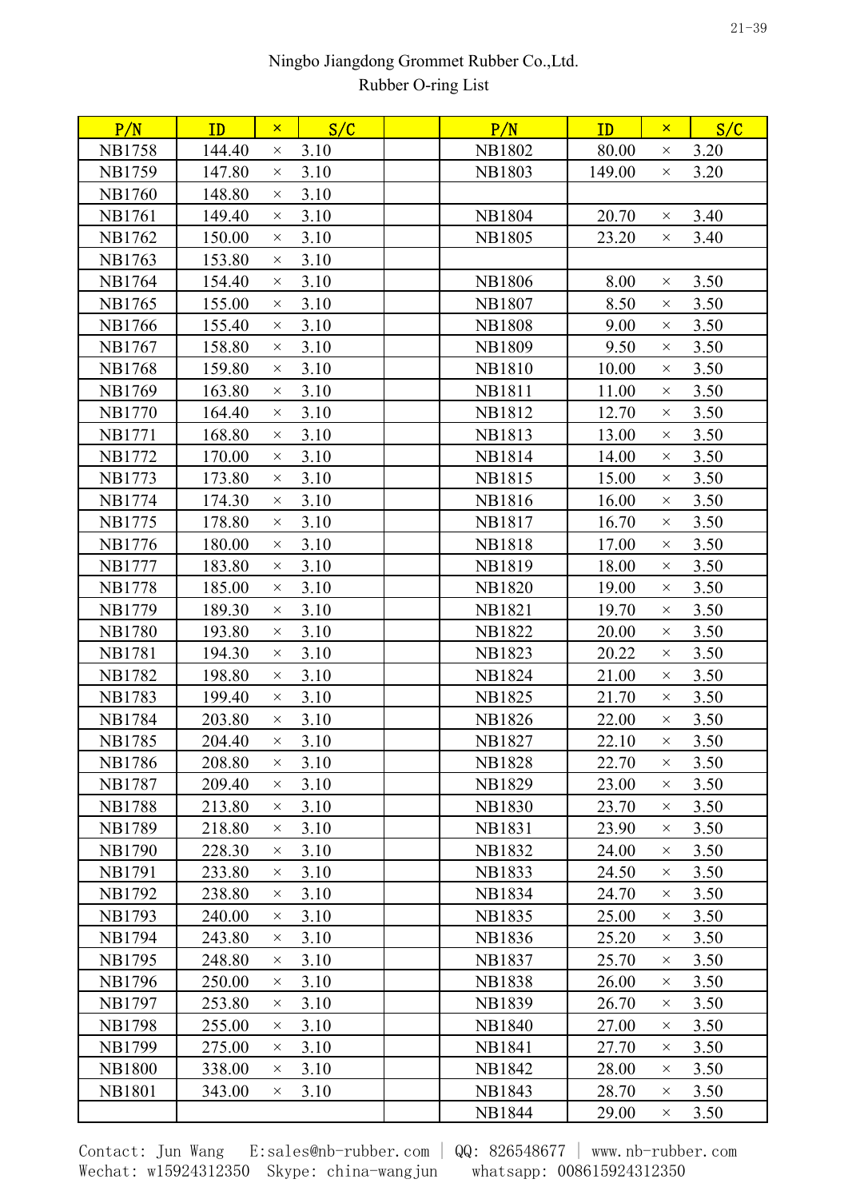Ningbo Jiangdong Grommet Rubber Co.,Ltd.
Rubber O-ring List

| P/N | ID | × | S/C | | P/N | ID | × | S/C |
|---|---|---|---|---|---|---|---|---|
| NB1758 | 144.40 | × | 3.10 | | NB1802 | 80.00 | × | 3.20 |
| NB1759 | 147.80 | × | 3.10 | | NB1803 | 149.00 | × | 3.20 |
| NB1760 | 148.80 | × | 3.10 | | | | | |
| NB1761 | 149.40 | × | 3.10 | | NB1804 | 20.70 | × | 3.40 |
| NB1762 | 150.00 | × | 3.10 | | NB1805 | 23.20 | × | 3.40 |
| NB1763 | 153.80 | × | 3.10 | | | | | |
| NB1764 | 154.40 | × | 3.10 | | NB1806 | 8.00 | × | 3.50 |
| NB1765 | 155.00 | × | 3.10 | | NB1807 | 8.50 | × | 3.50 |
| NB1766 | 155.40 | × | 3.10 | | NB1808 | 9.00 | × | 3.50 |
| NB1767 | 158.80 | × | 3.10 | | NB1809 | 9.50 | × | 3.50 |
| NB1768 | 159.80 | × | 3.10 | | NB1810 | 10.00 | × | 3.50 |
| NB1769 | 163.80 | × | 3.10 | | NB1811 | 11.00 | × | 3.50 |
| NB1770 | 164.40 | × | 3.10 | | NB1812 | 12.70 | × | 3.50 |
| NB1771 | 168.80 | × | 3.10 | | NB1813 | 13.00 | × | 3.50 |
| NB1772 | 170.00 | × | 3.10 | | NB1814 | 14.00 | × | 3.50 |
| NB1773 | 173.80 | × | 3.10 | | NB1815 | 15.00 | × | 3.50 |
| NB1774 | 174.30 | × | 3.10 | | NB1816 | 16.00 | × | 3.50 |
| NB1775 | 178.80 | × | 3.10 | | NB1817 | 16.70 | × | 3.50 |
| NB1776 | 180.00 | × | 3.10 | | NB1818 | 17.00 | × | 3.50 |
| NB1777 | 183.80 | × | 3.10 | | NB1819 | 18.00 | × | 3.50 |
| NB1778 | 185.00 | × | 3.10 | | NB1820 | 19.00 | × | 3.50 |
| NB1779 | 189.30 | × | 3.10 | | NB1821 | 19.70 | × | 3.50 |
| NB1780 | 193.80 | × | 3.10 | | NB1822 | 20.00 | × | 3.50 |
| NB1781 | 194.30 | × | 3.10 | | NB1823 | 20.22 | × | 3.50 |
| NB1782 | 198.80 | × | 3.10 | | NB1824 | 21.00 | × | 3.50 |
| NB1783 | 199.40 | × | 3.10 | | NB1825 | 21.70 | × | 3.50 |
| NB1784 | 203.80 | × | 3.10 | | NB1826 | 22.00 | × | 3.50 |
| NB1785 | 204.40 | × | 3.10 | | NB1827 | 22.10 | × | 3.50 |
| NB1786 | 208.80 | × | 3.10 | | NB1828 | 22.70 | × | 3.50 |
| NB1787 | 209.40 | × | 3.10 | | NB1829 | 23.00 | × | 3.50 |
| NB1788 | 213.80 | × | 3.10 | | NB1830 | 23.70 | × | 3.50 |
| NB1789 | 218.80 | × | 3.10 | | NB1831 | 23.90 | × | 3.50 |
| NB1790 | 228.30 | × | 3.10 | | NB1832 | 24.00 | × | 3.50 |
| NB1791 | 233.80 | × | 3.10 | | NB1833 | 24.50 | × | 3.50 |
| NB1792 | 238.80 | × | 3.10 | | NB1834 | 24.70 | × | 3.50 |
| NB1793 | 240.00 | × | 3.10 | | NB1835 | 25.00 | × | 3.50 |
| NB1794 | 243.80 | × | 3.10 | | NB1836 | 25.20 | × | 3.50 |
| NB1795 | 248.80 | × | 3.10 | | NB1837 | 25.70 | × | 3.50 |
| NB1796 | 250.00 | × | 3.10 | | NB1838 | 26.00 | × | 3.50 |
| NB1797 | 253.80 | × | 3.10 | | NB1839 | 26.70 | × | 3.50 |
| NB1798 | 255.00 | × | 3.10 | | NB1840 | 27.00 | × | 3.50 |
| NB1799 | 275.00 | × | 3.10 | | NB1841 | 27.70 | × | 3.50 |
| NB1800 | 338.00 | × | 3.10 | | NB1842 | 28.00 | × | 3.50 |
| NB1801 | 343.00 | × | 3.10 | | NB1843 | 28.70 | × | 3.50 |
| | | | | | NB1844 | 29.00 | × | 3.50 |

Contact: Jun Wang E:sales@nb-rubber.com | QQ: 826548677 | www.nb-rubber.com
Wechat: w15924312350 Skype: china-wangjun whatsapp: 008615924312350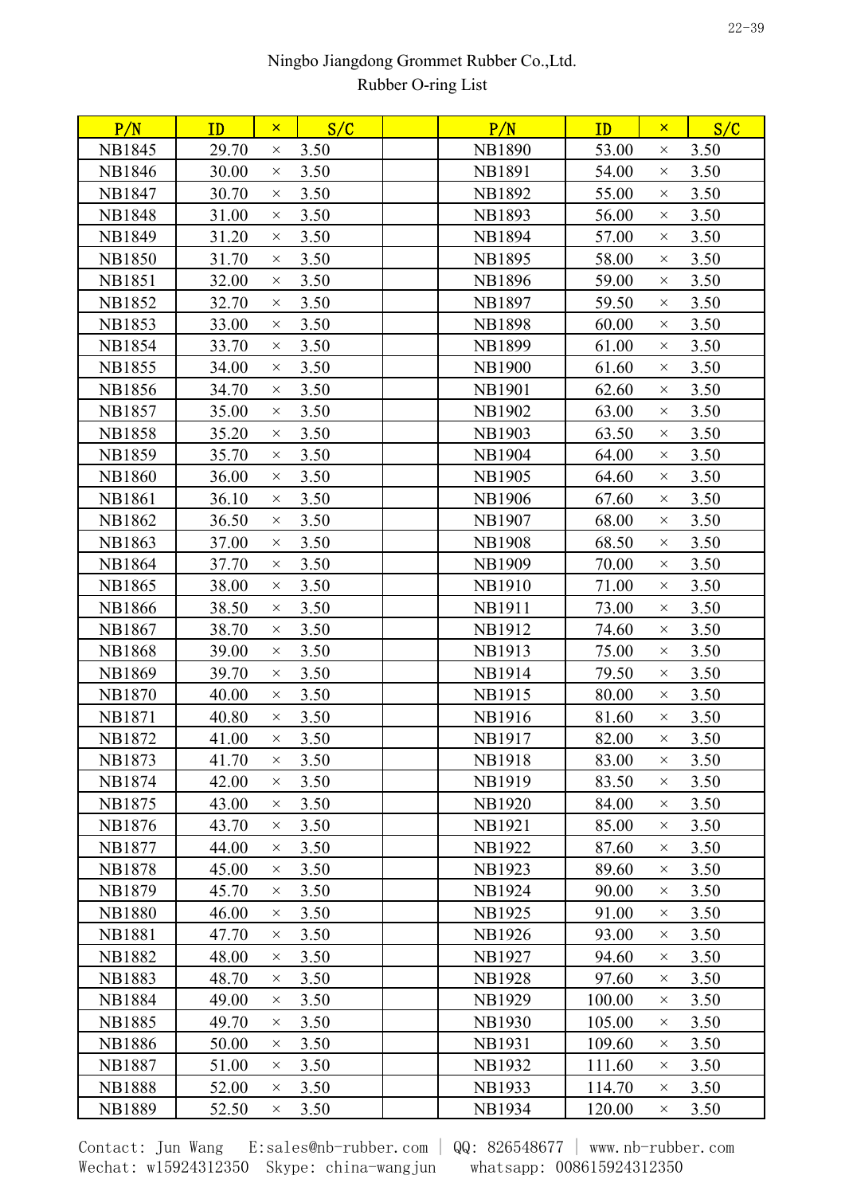Ningbo Jiangdong Grommet Rubber Co.,Ltd.
Rubber O-ring List

| P/N | ID | × | S/C | | P/N | ID | × | S/C |
|---|---|---|---|---|---|---|---|---|
| NB1845 | 29.70 | × | 3.50 | | NB1890 | 53.00 | × | 3.50 |
| NB1846 | 30.00 | × | 3.50 | | NB1891 | 54.00 | × | 3.50 |
| NB1847 | 30.70 | × | 3.50 | | NB1892 | 55.00 | × | 3.50 |
| NB1848 | 31.00 | × | 3.50 | | NB1893 | 56.00 | × | 3.50 |
| NB1849 | 31.20 | × | 3.50 | | NB1894 | 57.00 | × | 3.50 |
| NB1850 | 31.70 | × | 3.50 | | NB1895 | 58.00 | × | 3.50 |
| NB1851 | 32.00 | × | 3.50 | | NB1896 | 59.00 | × | 3.50 |
| NB1852 | 32.70 | × | 3.50 | | NB1897 | 59.50 | × | 3.50 |
| NB1853 | 33.00 | × | 3.50 | | NB1898 | 60.00 | × | 3.50 |
| NB1854 | 33.70 | × | 3.50 | | NB1899 | 61.00 | × | 3.50 |
| NB1855 | 34.00 | × | 3.50 | | NB1900 | 61.60 | × | 3.50 |
| NB1856 | 34.70 | × | 3.50 | | NB1901 | 62.60 | × | 3.50 |
| NB1857 | 35.00 | × | 3.50 | | NB1902 | 63.00 | × | 3.50 |
| NB1858 | 35.20 | × | 3.50 | | NB1903 | 63.50 | × | 3.50 |
| NB1859 | 35.70 | × | 3.50 | | NB1904 | 64.00 | × | 3.50 |
| NB1860 | 36.00 | × | 3.50 | | NB1905 | 64.60 | × | 3.50 |
| NB1861 | 36.10 | × | 3.50 | | NB1906 | 67.60 | × | 3.50 |
| NB1862 | 36.50 | × | 3.50 | | NB1907 | 68.00 | × | 3.50 |
| NB1863 | 37.00 | × | 3.50 | | NB1908 | 68.50 | × | 3.50 |
| NB1864 | 37.70 | × | 3.50 | | NB1909 | 70.00 | × | 3.50 |
| NB1865 | 38.00 | × | 3.50 | | NB1910 | 71.00 | × | 3.50 |
| NB1866 | 38.50 | × | 3.50 | | NB1911 | 73.00 | × | 3.50 |
| NB1867 | 38.70 | × | 3.50 | | NB1912 | 74.60 | × | 3.50 |
| NB1868 | 39.00 | × | 3.50 | | NB1913 | 75.00 | × | 3.50 |
| NB1869 | 39.70 | × | 3.50 | | NB1914 | 79.50 | × | 3.50 |
| NB1870 | 40.00 | × | 3.50 | | NB1915 | 80.00 | × | 3.50 |
| NB1871 | 40.80 | × | 3.50 | | NB1916 | 81.60 | × | 3.50 |
| NB1872 | 41.00 | × | 3.50 | | NB1917 | 82.00 | × | 3.50 |
| NB1873 | 41.70 | × | 3.50 | | NB1918 | 83.00 | × | 3.50 |
| NB1874 | 42.00 | × | 3.50 | | NB1919 | 83.50 | × | 3.50 |
| NB1875 | 43.00 | × | 3.50 | | NB1920 | 84.00 | × | 3.50 |
| NB1876 | 43.70 | × | 3.50 | | NB1921 | 85.00 | × | 3.50 |
| NB1877 | 44.00 | × | 3.50 | | NB1922 | 87.60 | × | 3.50 |
| NB1878 | 45.00 | × | 3.50 | | NB1923 | 89.60 | × | 3.50 |
| NB1879 | 45.70 | × | 3.50 | | NB1924 | 90.00 | × | 3.50 |
| NB1880 | 46.00 | × | 3.50 | | NB1925 | 91.00 | × | 3.50 |
| NB1881 | 47.70 | × | 3.50 | | NB1926 | 93.00 | × | 3.50 |
| NB1882 | 48.00 | × | 3.50 | | NB1927 | 94.60 | × | 3.50 |
| NB1883 | 48.70 | × | 3.50 | | NB1928 | 97.60 | × | 3.50 |
| NB1884 | 49.00 | × | 3.50 | | NB1929 | 100.00 | × | 3.50 |
| NB1885 | 49.70 | × | 3.50 | | NB1930 | 105.00 | × | 3.50 |
| NB1886 | 50.00 | × | 3.50 | | NB1931 | 109.60 | × | 3.50 |
| NB1887 | 51.00 | × | 3.50 | | NB1932 | 111.60 | × | 3.50 |
| NB1888 | 52.00 | × | 3.50 | | NB1933 | 114.70 | × | 3.50 |
| NB1889 | 52.50 | × | 3.50 | | NB1934 | 120.00 | × | 3.50 |

Contact: Jun Wang E:sales@nb-rubber.com | QQ: 826548677 | www.nb-rubber.com
Wechat: w15924312350 Skype: china-wangjun whatsapp: 008615924312350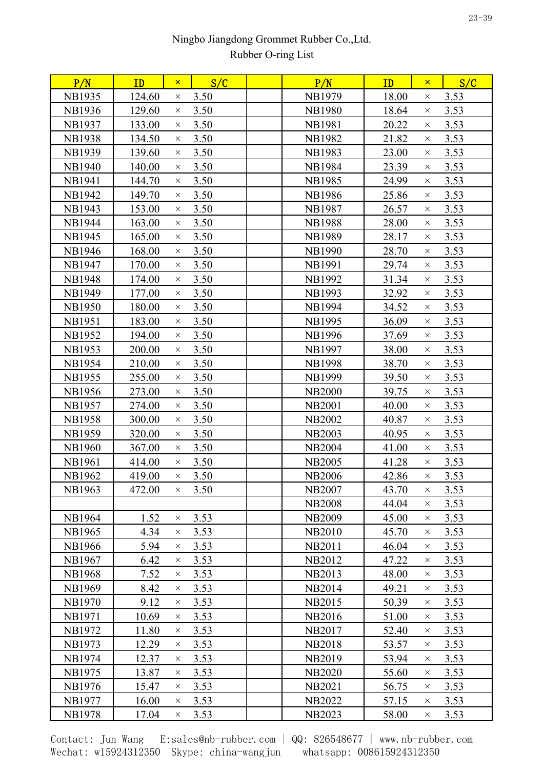Ningbo Jiangdong Grommet Rubber Co.,Ltd.
Rubber O-ring List

| P/N | ID | × | S/C | | P/N | ID | × | S/C |
|---|---|---|---|---|---|---|---|---|
| NB1935 | 124.60 | × | 3.50 | | NB1979 | 18.00 | × | 3.53 |
| NB1936 | 129.60 | × | 3.50 | | NB1980 | 18.64 | × | 3.53 |
| NB1937 | 133.00 | × | 3.50 | | NB1981 | 20.22 | × | 3.53 |
| NB1938 | 134.50 | × | 3.50 | | NB1982 | 21.82 | × | 3.53 |
| NB1939 | 139.60 | × | 3.50 | | NB1983 | 23.00 | × | 3.53 |
| NB1940 | 140.00 | × | 3.50 | | NB1984 | 23.39 | × | 3.53 |
| NB1941 | 144.70 | × | 3.50 | | NB1985 | 24.99 | × | 3.53 |
| NB1942 | 149.70 | × | 3.50 | | NB1986 | 25.86 | × | 3.53 |
| NB1943 | 153.00 | × | 3.50 | | NB1987 | 26.57 | × | 3.53 |
| NB1944 | 163.00 | × | 3.50 | | NB1988 | 28.00 | × | 3.53 |
| NB1945 | 165.00 | × | 3.50 | | NB1989 | 28.17 | × | 3.53 |
| NB1946 | 168.00 | × | 3.50 | | NB1990 | 28.70 | × | 3.53 |
| NB1947 | 170.00 | × | 3.50 | | NB1991 | 29.74 | × | 3.53 |
| NB1948 | 174.00 | × | 3.50 | | NB1992 | 31.34 | × | 3.53 |
| NB1949 | 177.00 | × | 3.50 | | NB1993 | 32.92 | × | 3.53 |
| NB1950 | 180.00 | × | 3.50 | | NB1994 | 34.52 | × | 3.53 |
| NB1951 | 183.00 | × | 3.50 | | NB1995 | 36.09 | × | 3.53 |
| NB1952 | 194.00 | × | 3.50 | | NB1996 | 37.69 | × | 3.53 |
| NB1953 | 200.00 | × | 3.50 | | NB1997 | 38.00 | × | 3.53 |
| NB1954 | 210.00 | × | 3.50 | | NB1998 | 38.70 | × | 3.53 |
| NB1955 | 255.00 | × | 3.50 | | NB1999 | 39.50 | × | 3.53 |
| NB1956 | 273.00 | × | 3.50 | | NB2000 | 39.75 | × | 3.53 |
| NB1957 | 274.00 | × | 3.50 | | NB2001 | 40.00 | × | 3.53 |
| NB1958 | 300.00 | × | 3.50 | | NB2002 | 40.87 | × | 3.53 |
| NB1959 | 320.00 | × | 3.50 | | NB2003 | 40.95 | × | 3.53 |
| NB1960 | 367.00 | × | 3.50 | | NB2004 | 41.00 | × | 3.53 |
| NB1961 | 414.00 | × | 3.50 | | NB2005 | 41.28 | × | 3.53 |
| NB1962 | 419.00 | × | 3.50 | | NB2006 | 42.86 | × | 3.53 |
| NB1963 | 472.00 | × | 3.50 | | NB2007 | 43.70 | × | 3.53 |
| | | | | | NB2008 | 44.04 | × | 3.53 |
| NB1964 | 1.52 | × | 3.53 | | NB2009 | 45.00 | × | 3.53 |
| NB1965 | 4.34 | × | 3.53 | | NB2010 | 45.70 | × | 3.53 |
| NB1966 | 5.94 | × | 3.53 | | NB2011 | 46.04 | × | 3.53 |
| NB1967 | 6.42 | × | 3.53 | | NB2012 | 47.22 | × | 3.53 |
| NB1968 | 7.52 | × | 3.53 | | NB2013 | 48.00 | × | 3.53 |
| NB1969 | 8.42 | × | 3.53 | | NB2014 | 49.21 | × | 3.53 |
| NB1970 | 9.12 | × | 3.53 | | NB2015 | 50.39 | × | 3.53 |
| NB1971 | 10.69 | × | 3.53 | | NB2016 | 51.00 | × | 3.53 |
| NB1972 | 11.80 | × | 3.53 | | NB2017 | 52.40 | × | 3.53 |
| NB1973 | 12.29 | × | 3.53 | | NB2018 | 53.57 | × | 3.53 |
| NB1974 | 12.37 | × | 3.53 | | NB2019 | 53.94 | × | 3.53 |
| NB1975 | 13.87 | × | 3.53 | | NB2020 | 55.60 | × | 3.53 |
| NB1976 | 15.47 | × | 3.53 | | NB2021 | 56.75 | × | 3.53 |
| NB1977 | 16.00 | × | 3.53 | | NB2022 | 57.15 | × | 3.53 |
| NB1978 | 17.04 | × | 3.53 | | NB2023 | 58.00 | × | 3.53 |

Contact: Jun Wang E:sales@nb-rubber.com | QQ: 826548677 | www.nb-rubber.com
Wechat: w15924312350 Skype: china-wangjun whatsapp: 008615924312350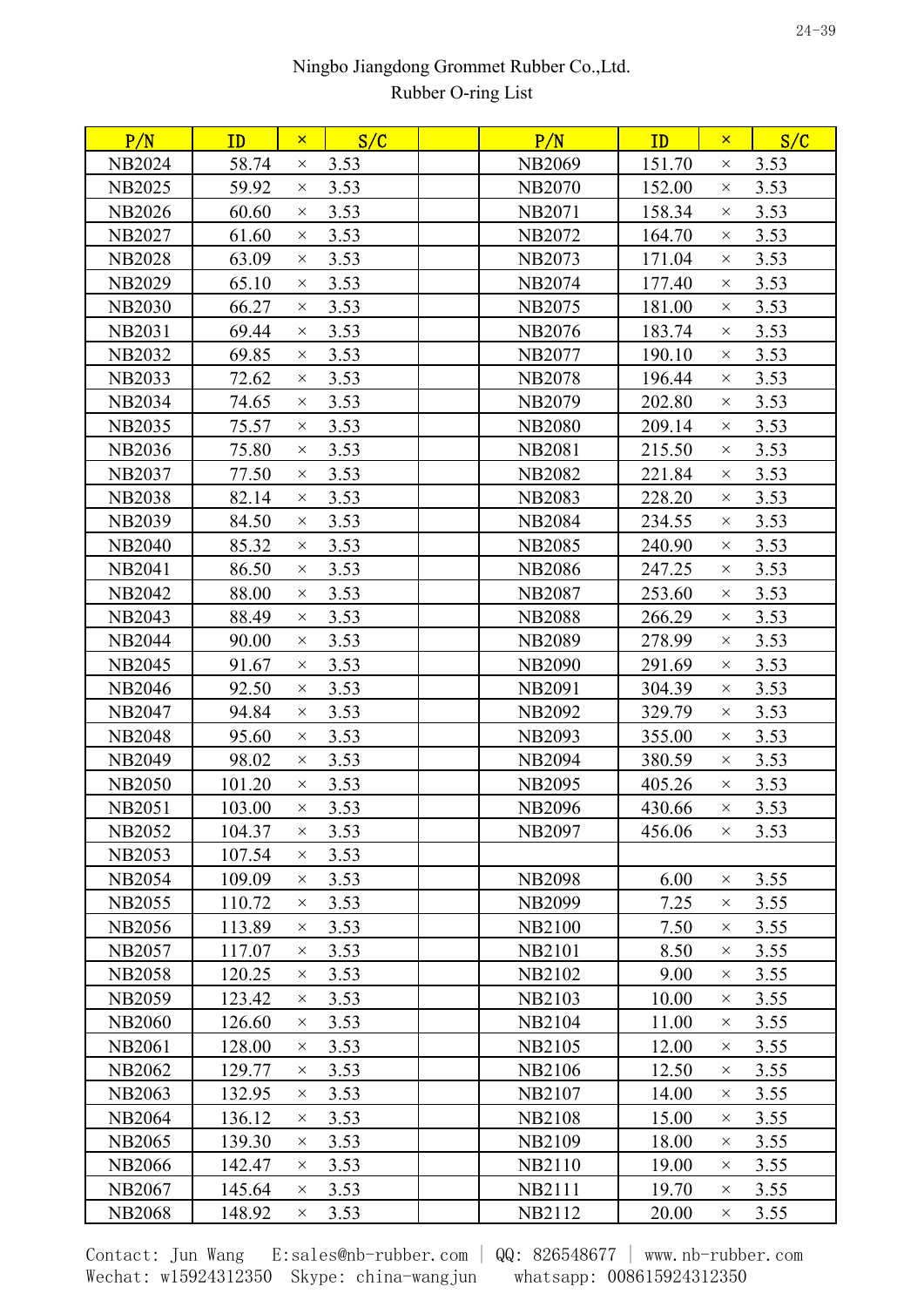Ningbo Jiangdong Grommet Rubber Co.,Ltd.
Rubber O-ring List

| P/N | ID | × | S/C | | P/N | ID | × | S/C |
|---|---|---|---|---|---|---|---|---|
| NB2024 | 58.74 | × | 3.53 | | NB2069 | 151.70 | × | 3.53 |
| NB2025 | 59.92 | × | 3.53 | | NB2070 | 152.00 | × | 3.53 |
| NB2026 | 60.60 | × | 3.53 | | NB2071 | 158.34 | × | 3.53 |
| NB2027 | 61.60 | × | 3.53 | | NB2072 | 164.70 | × | 3.53 |
| NB2028 | 63.09 | × | 3.53 | | NB2073 | 171.04 | × | 3.53 |
| NB2029 | 65.10 | × | 3.53 | | NB2074 | 177.40 | × | 3.53 |
| NB2030 | 66.27 | × | 3.53 | | NB2075 | 181.00 | × | 3.53 |
| NB2031 | 69.44 | × | 3.53 | | NB2076 | 183.74 | × | 3.53 |
| NB2032 | 69.85 | × | 3.53 | | NB2077 | 190.10 | × | 3.53 |
| NB2033 | 72.62 | × | 3.53 | | NB2078 | 196.44 | × | 3.53 |
| NB2034 | 74.65 | × | 3.53 | | NB2079 | 202.80 | × | 3.53 |
| NB2035 | 75.57 | × | 3.53 | | NB2080 | 209.14 | × | 3.53 |
| NB2036 | 75.80 | × | 3.53 | | NB2081 | 215.50 | × | 3.53 |
| NB2037 | 77.50 | × | 3.53 | | NB2082 | 221.84 | × | 3.53 |
| NB2038 | 82.14 | × | 3.53 | | NB2083 | 228.20 | × | 3.53 |
| NB2039 | 84.50 | × | 3.53 | | NB2084 | 234.55 | × | 3.53 |
| NB2040 | 85.32 | × | 3.53 | | NB2085 | 240.90 | × | 3.53 |
| NB2041 | 86.50 | × | 3.53 | | NB2086 | 247.25 | × | 3.53 |
| NB2042 | 88.00 | × | 3.53 | | NB2087 | 253.60 | × | 3.53 |
| NB2043 | 88.49 | × | 3.53 | | NB2088 | 266.29 | × | 3.53 |
| NB2044 | 90.00 | × | 3.53 | | NB2089 | 278.99 | × | 3.53 |
| NB2045 | 91.67 | × | 3.53 | | NB2090 | 291.69 | × | 3.53 |
| NB2046 | 92.50 | × | 3.53 | | NB2091 | 304.39 | × | 3.53 |
| NB2047 | 94.84 | × | 3.53 | | NB2092 | 329.79 | × | 3.53 |
| NB2048 | 95.60 | × | 3.53 | | NB2093 | 355.00 | × | 3.53 |
| NB2049 | 98.02 | × | 3.53 | | NB2094 | 380.59 | × | 3.53 |
| NB2050 | 101.20 | × | 3.53 | | NB2095 | 405.26 | × | 3.53 |
| NB2051 | 103.00 | × | 3.53 | | NB2096 | 430.66 | × | 3.53 |
| NB2052 | 104.37 | × | 3.53 | | NB2097 | 456.06 | × | 3.53 |
| NB2053 | 107.54 | × | 3.53 | | | | | |
| NB2054 | 109.09 | × | 3.53 | | NB2098 | 6.00 | × | 3.55 |
| NB2055 | 110.72 | × | 3.53 | | NB2099 | 7.25 | × | 3.55 |
| NB2056 | 113.89 | × | 3.53 | | NB2100 | 7.50 | × | 3.55 |
| NB2057 | 117.07 | × | 3.53 | | NB2101 | 8.50 | × | 3.55 |
| NB2058 | 120.25 | × | 3.53 | | NB2102 | 9.00 | × | 3.55 |
| NB2059 | 123.42 | × | 3.53 | | NB2103 | 10.00 | × | 3.55 |
| NB2060 | 126.60 | × | 3.53 | | NB2104 | 11.00 | × | 3.55 |
| NB2061 | 128.00 | × | 3.53 | | NB2105 | 12.00 | × | 3.55 |
| NB2062 | 129.77 | × | 3.53 | | NB2106 | 12.50 | × | 3.55 |
| NB2063 | 132.95 | × | 3.53 | | NB2107 | 14.00 | × | 3.55 |
| NB2064 | 136.12 | × | 3.53 | | NB2108 | 15.00 | × | 3.55 |
| NB2065 | 139.30 | × | 3.53 | | NB2109 | 18.00 | × | 3.55 |
| NB2066 | 142.47 | × | 3.53 | | NB2110 | 19.00 | × | 3.55 |
| NB2067 | 145.64 | × | 3.53 | | NB2111 | 19.70 | × | 3.55 |
| NB2068 | 148.92 | × | 3.53 | | NB2112 | 20.00 | × | 3.55 |

Contact: Jun Wang E:sales@nb-rubber.com | QQ: 826548677 | www.nb-rubber.com
Wechat: w15924312350 Skype: china-wangjun whatsapp: 008615924312350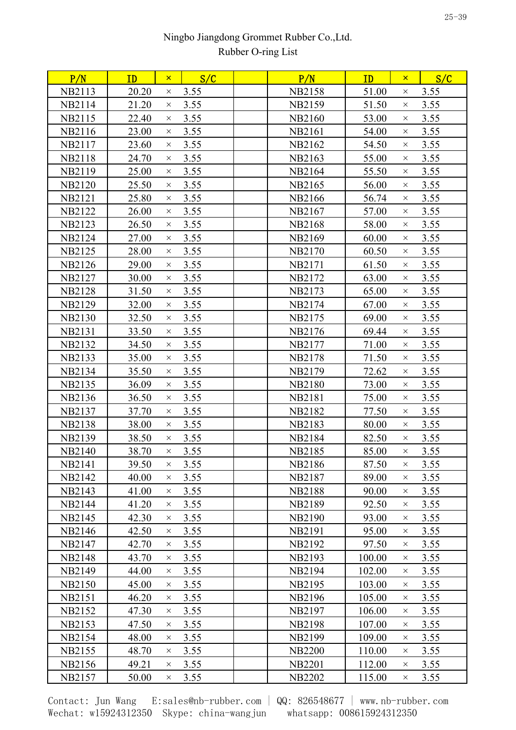Ningbo Jiangdong Grommet Rubber Co.,Ltd.

Rubber O-ring List

| P/N | ID | × | S/C | | P/N | ID | × | S/C |
|---|---|---|---|---|---|---|---|---|
| NB2113 | 20.20 | × | 3.55 | | NB2158 | 51.00 | × | 3.55 |
| NB2114 | 21.20 | × | 3.55 | | NB2159 | 51.50 | × | 3.55 |
| NB2115 | 22.40 | × | 3.55 | | NB2160 | 53.00 | × | 3.55 |
| NB2116 | 23.00 | × | 3.55 | | NB2161 | 54.00 | × | 3.55 |
| NB2117 | 23.60 | × | 3.55 | | NB2162 | 54.50 | × | 3.55 |
| NB2118 | 24.70 | × | 3.55 | | NB2163 | 55.00 | × | 3.55 |
| NB2119 | 25.00 | × | 3.55 | | NB2164 | 55.50 | × | 3.55 |
| NB2120 | 25.50 | × | 3.55 | | NB2165 | 56.00 | × | 3.55 |
| NB2121 | 25.80 | × | 3.55 | | NB2166 | 56.74 | × | 3.55 |
| NB2122 | 26.00 | × | 3.55 | | NB2167 | 57.00 | × | 3.55 |
| NB2123 | 26.50 | × | 3.55 | | NB2168 | 58.00 | × | 3.55 |
| NB2124 | 27.00 | × | 3.55 | | NB2169 | 60.00 | × | 3.55 |
| NB2125 | 28.00 | × | 3.55 | | NB2170 | 60.50 | × | 3.55 |
| NB2126 | 29.00 | × | 3.55 | | NB2171 | 61.50 | × | 3.55 |
| NB2127 | 30.00 | × | 3.55 | | NB2172 | 63.00 | × | 3.55 |
| NB2128 | 31.50 | × | 3.55 | | NB2173 | 65.00 | × | 3.55 |
| NB2129 | 32.00 | × | 3.55 | | NB2174 | 67.00 | × | 3.55 |
| NB2130 | 32.50 | × | 3.55 | | NB2175 | 69.00 | × | 3.55 |
| NB2131 | 33.50 | × | 3.55 | | NB2176 | 69.44 | × | 3.55 |
| NB2132 | 34.50 | × | 3.55 | | NB2177 | 71.00 | × | 3.55 |
| NB2133 | 35.00 | × | 3.55 | | NB2178 | 71.50 | × | 3.55 |
| NB2134 | 35.50 | × | 3.55 | | NB2179 | 72.62 | × | 3.55 |
| NB2135 | 36.09 | × | 3.55 | | NB2180 | 73.00 | × | 3.55 |
| NB2136 | 36.50 | × | 3.55 | | NB2181 | 75.00 | × | 3.55 |
| NB2137 | 37.70 | × | 3.55 | | NB2182 | 77.50 | × | 3.55 |
| NB2138 | 38.00 | × | 3.55 | | NB2183 | 80.00 | × | 3.55 |
| NB2139 | 38.50 | × | 3.55 | | NB2184 | 82.50 | × | 3.55 |
| NB2140 | 38.70 | × | 3.55 | | NB2185 | 85.00 | × | 3.55 |
| NB2141 | 39.50 | × | 3.55 | | NB2186 | 87.50 | × | 3.55 |
| NB2142 | 40.00 | × | 3.55 | | NB2187 | 89.00 | × | 3.55 |
| NB2143 | 41.00 | × | 3.55 | | NB2188 | 90.00 | × | 3.55 |
| NB2144 | 41.20 | × | 3.55 | | NB2189 | 92.50 | × | 3.55 |
| NB2145 | 42.30 | × | 3.55 | | NB2190 | 93.00 | × | 3.55 |
| NB2146 | 42.50 | × | 3.55 | | NB2191 | 95.00 | × | 3.55 |
| NB2147 | 42.70 | × | 3.55 | | NB2192 | 97.50 | × | 3.55 |
| NB2148 | 43.70 | × | 3.55 | | NB2193 | 100.00 | × | 3.55 |
| NB2149 | 44.00 | × | 3.55 | | NB2194 | 102.00 | × | 3.55 |
| NB2150 | 45.00 | × | 3.55 | | NB2195 | 103.00 | × | 3.55 |
| NB2151 | 46.20 | × | 3.55 | | NB2196 | 105.00 | × | 3.55 |
| NB2152 | 47.30 | × | 3.55 | | NB2197 | 106.00 | × | 3.55 |
| NB2153 | 47.50 | × | 3.55 | | NB2198 | 107.00 | × | 3.55 |
| NB2154 | 48.00 | × | 3.55 | | NB2199 | 109.00 | × | 3.55 |
| NB2155 | 48.70 | × | 3.55 | | NB2200 | 110.00 | × | 3.55 |
| NB2156 | 49.21 | × | 3.55 | | NB2201 | 112.00 | × | 3.55 |
| NB2157 | 50.00 | × | 3.55 | | NB2202 | 115.00 | × | 3.55 |

Contact: Jun Wang E:sales@nb-rubber.com | QQ: 826548677 | www.nb-rubber.com
Wechat: w15924312350 Skype: china-wangjun whatsapp: 008615924312350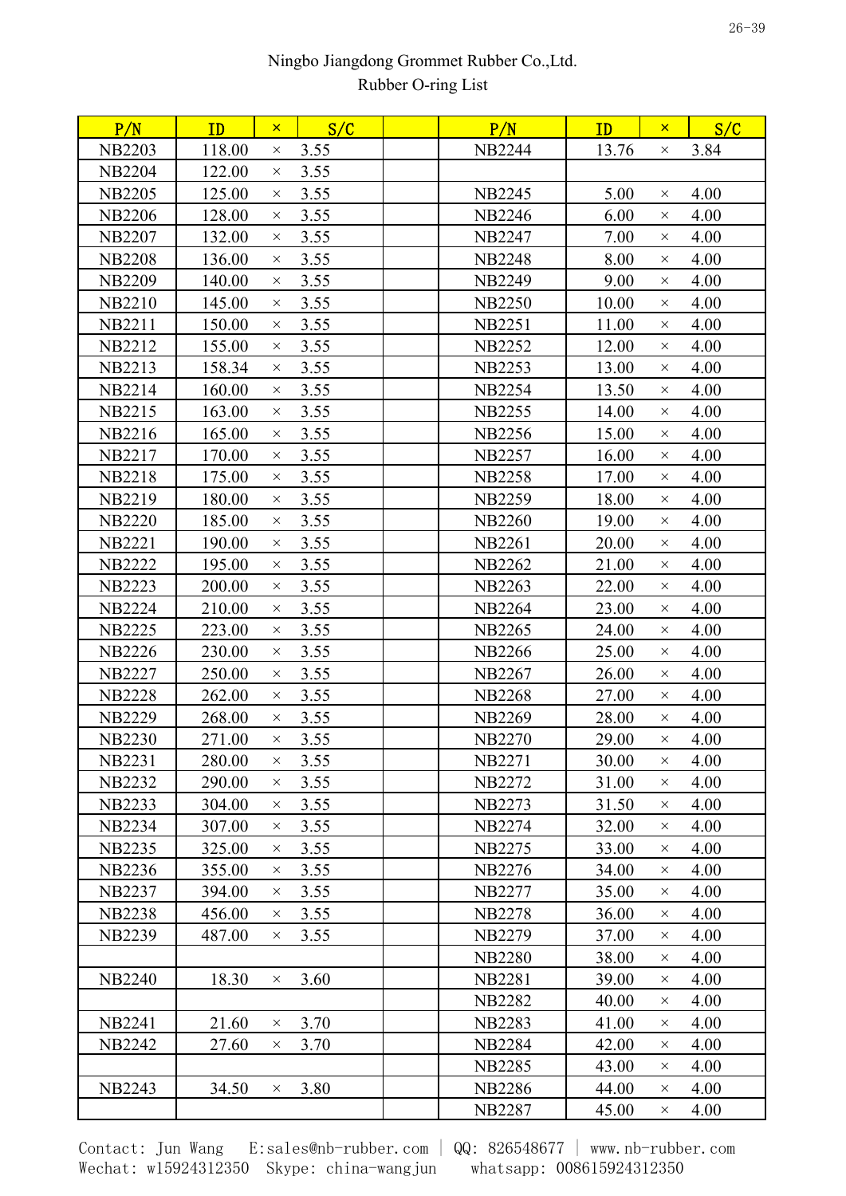Ningbo Jiangdong Grommet Rubber Co.,Ltd.
Rubber O-ring List

| P/N | ID | × | S/C | | P/N | ID | × | S/C |
|---|---|---|---|---|---|---|---|---|
| NB2203 | 118.00 | × | 3.55 | | NB2244 | 13.76 | × | 3.84 |
| NB2204 | 122.00 | × | 3.55 | | | | | |
| NB2205 | 125.00 | × | 3.55 | | NB2245 | 5.00 | × | 4.00 |
| NB2206 | 128.00 | × | 3.55 | | NB2246 | 6.00 | × | 4.00 |
| NB2207 | 132.00 | × | 3.55 | | NB2247 | 7.00 | × | 4.00 |
| NB2208 | 136.00 | × | 3.55 | | NB2248 | 8.00 | × | 4.00 |
| NB2209 | 140.00 | × | 3.55 | | NB2249 | 9.00 | × | 4.00 |
| NB2210 | 145.00 | × | 3.55 | | NB2250 | 10.00 | × | 4.00 |
| NB2211 | 150.00 | × | 3.55 | | NB2251 | 11.00 | × | 4.00 |
| NB2212 | 155.00 | × | 3.55 | | NB2252 | 12.00 | × | 4.00 |
| NB2213 | 158.34 | × | 3.55 | | NB2253 | 13.00 | × | 4.00 |
| NB2214 | 160.00 | × | 3.55 | | NB2254 | 13.50 | × | 4.00 |
| NB2215 | 163.00 | × | 3.55 | | NB2255 | 14.00 | × | 4.00 |
| NB2216 | 165.00 | × | 3.55 | | NB2256 | 15.00 | × | 4.00 |
| NB2217 | 170.00 | × | 3.55 | | NB2257 | 16.00 | × | 4.00 |
| NB2218 | 175.00 | × | 3.55 | | NB2258 | 17.00 | × | 4.00 |
| NB2219 | 180.00 | × | 3.55 | | NB2259 | 18.00 | × | 4.00 |
| NB2220 | 185.00 | × | 3.55 | | NB2260 | 19.00 | × | 4.00 |
| NB2221 | 190.00 | × | 3.55 | | NB2261 | 20.00 | × | 4.00 |
| NB2222 | 195.00 | × | 3.55 | | NB2262 | 21.00 | × | 4.00 |
| NB2223 | 200.00 | × | 3.55 | | NB2263 | 22.00 | × | 4.00 |
| NB2224 | 210.00 | × | 3.55 | | NB2264 | 23.00 | × | 4.00 |
| NB2225 | 223.00 | × | 3.55 | | NB2265 | 24.00 | × | 4.00 |
| NB2226 | 230.00 | × | 3.55 | | NB2266 | 25.00 | × | 4.00 |
| NB2227 | 250.00 | × | 3.55 | | NB2267 | 26.00 | × | 4.00 |
| NB2228 | 262.00 | × | 3.55 | | NB2268 | 27.00 | × | 4.00 |
| NB2229 | 268.00 | × | 3.55 | | NB2269 | 28.00 | × | 4.00 |
| NB2230 | 271.00 | × | 3.55 | | NB2270 | 29.00 | × | 4.00 |
| NB2231 | 280.00 | × | 3.55 | | NB2271 | 30.00 | × | 4.00 |
| NB2232 | 290.00 | × | 3.55 | | NB2272 | 31.00 | × | 4.00 |
| NB2233 | 304.00 | × | 3.55 | | NB2273 | 31.50 | × | 4.00 |
| NB2234 | 307.00 | × | 3.55 | | NB2274 | 32.00 | × | 4.00 |
| NB2235 | 325.00 | × | 3.55 | | NB2275 | 33.00 | × | 4.00 |
| NB2236 | 355.00 | × | 3.55 | | NB2276 | 34.00 | × | 4.00 |
| NB2237 | 394.00 | × | 3.55 | | NB2277 | 35.00 | × | 4.00 |
| NB2238 | 456.00 | × | 3.55 | | NB2278 | 36.00 | × | 4.00 |
| NB2239 | 487.00 | × | 3.55 | | NB2279 | 37.00 | × | 4.00 |
| | | | | | NB2280 | 38.00 | × | 4.00 |
| NB2240 | 18.30 | × | 3.60 | | NB2281 | 39.00 | × | 4.00 |
| | | | | | NB2282 | 40.00 | × | 4.00 |
| NB2241 | 21.60 | × | 3.70 | | NB2283 | 41.00 | × | 4.00 |
| NB2242 | 27.60 | × | 3.70 | | NB2284 | 42.00 | × | 4.00 |
| | | | | | NB2285 | 43.00 | × | 4.00 |
| NB2243 | 34.50 | × | 3.80 | | NB2286 | 44.00 | × | 4.00 |
| | | | | | NB2287 | 45.00 | × | 4.00 |

Contact: Jun Wang E:sales@nb-rubber.com | QQ: 826548677 | www.nb-rubber.com
Wechat: w15924312350 Skype: china-wangjun whatsapp: 008615924312350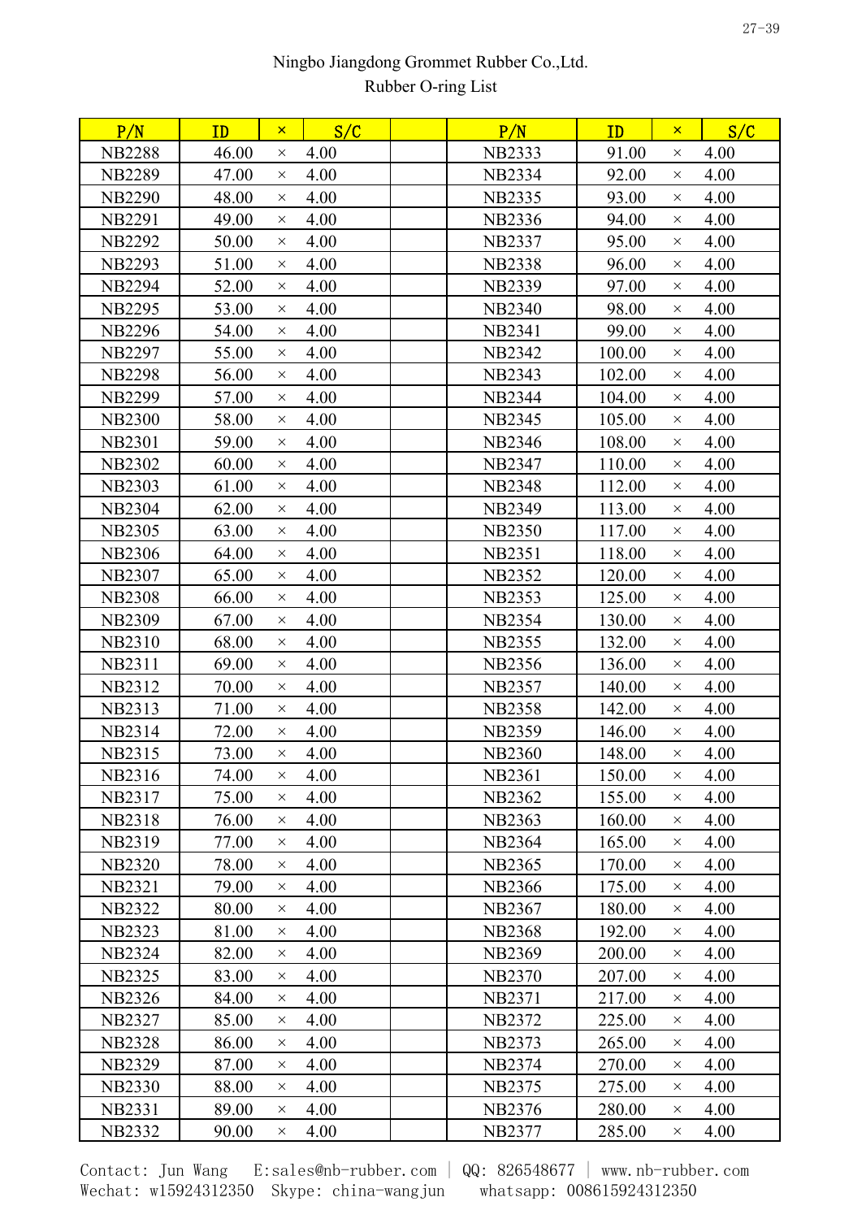Ningbo Jiangdong Grommet Rubber Co.,Ltd.
Rubber O-ring List

| P/N | ID | × | S/C | | P/N | ID | × | S/C |
|---|---|---|---|---|---|---|---|---|
| NB2288 | 46.00 | × | 4.00 | | NB2333 | 91.00 | × | 4.00 |
| NB2289 | 47.00 | × | 4.00 | | NB2334 | 92.00 | × | 4.00 |
| NB2290 | 48.00 | × | 4.00 | | NB2335 | 93.00 | × | 4.00 |
| NB2291 | 49.00 | × | 4.00 | | NB2336 | 94.00 | × | 4.00 |
| NB2292 | 50.00 | × | 4.00 | | NB2337 | 95.00 | × | 4.00 |
| NB2293 | 51.00 | × | 4.00 | | NB2338 | 96.00 | × | 4.00 |
| NB2294 | 52.00 | × | 4.00 | | NB2339 | 97.00 | × | 4.00 |
| NB2295 | 53.00 | × | 4.00 | | NB2340 | 98.00 | × | 4.00 |
| NB2296 | 54.00 | × | 4.00 | | NB2341 | 99.00 | × | 4.00 |
| NB2297 | 55.00 | × | 4.00 | | NB2342 | 100.00 | × | 4.00 |
| NB2298 | 56.00 | × | 4.00 | | NB2343 | 102.00 | × | 4.00 |
| NB2299 | 57.00 | × | 4.00 | | NB2344 | 104.00 | × | 4.00 |
| NB2300 | 58.00 | × | 4.00 | | NB2345 | 105.00 | × | 4.00 |
| NB2301 | 59.00 | × | 4.00 | | NB2346 | 108.00 | × | 4.00 |
| NB2302 | 60.00 | × | 4.00 | | NB2347 | 110.00 | × | 4.00 |
| NB2303 | 61.00 | × | 4.00 | | NB2348 | 112.00 | × | 4.00 |
| NB2304 | 62.00 | × | 4.00 | | NB2349 | 113.00 | × | 4.00 |
| NB2305 | 63.00 | × | 4.00 | | NB2350 | 117.00 | × | 4.00 |
| NB2306 | 64.00 | × | 4.00 | | NB2351 | 118.00 | × | 4.00 |
| NB2307 | 65.00 | × | 4.00 | | NB2352 | 120.00 | × | 4.00 |
| NB2308 | 66.00 | × | 4.00 | | NB2353 | 125.00 | × | 4.00 |
| NB2309 | 67.00 | × | 4.00 | | NB2354 | 130.00 | × | 4.00 |
| NB2310 | 68.00 | × | 4.00 | | NB2355 | 132.00 | × | 4.00 |
| NB2311 | 69.00 | × | 4.00 | | NB2356 | 136.00 | × | 4.00 |
| NB2312 | 70.00 | × | 4.00 | | NB2357 | 140.00 | × | 4.00 |
| NB2313 | 71.00 | × | 4.00 | | NB2358 | 142.00 | × | 4.00 |
| NB2314 | 72.00 | × | 4.00 | | NB2359 | 146.00 | × | 4.00 |
| NB2315 | 73.00 | × | 4.00 | | NB2360 | 148.00 | × | 4.00 |
| NB2316 | 74.00 | × | 4.00 | | NB2361 | 150.00 | × | 4.00 |
| NB2317 | 75.00 | × | 4.00 | | NB2362 | 155.00 | × | 4.00 |
| NB2318 | 76.00 | × | 4.00 | | NB2363 | 160.00 | × | 4.00 |
| NB2319 | 77.00 | × | 4.00 | | NB2364 | 165.00 | × | 4.00 |
| NB2320 | 78.00 | × | 4.00 | | NB2365 | 170.00 | × | 4.00 |
| NB2321 | 79.00 | × | 4.00 | | NB2366 | 175.00 | × | 4.00 |
| NB2322 | 80.00 | × | 4.00 | | NB2367 | 180.00 | × | 4.00 |
| NB2323 | 81.00 | × | 4.00 | | NB2368 | 192.00 | × | 4.00 |
| NB2324 | 82.00 | × | 4.00 | | NB2369 | 200.00 | × | 4.00 |
| NB2325 | 83.00 | × | 4.00 | | NB2370 | 207.00 | × | 4.00 |
| NB2326 | 84.00 | × | 4.00 | | NB2371 | 217.00 | × | 4.00 |
| NB2327 | 85.00 | × | 4.00 | | NB2372 | 225.00 | × | 4.00 |
| NB2328 | 86.00 | × | 4.00 | | NB2373 | 265.00 | × | 4.00 |
| NB2329 | 87.00 | × | 4.00 | | NB2374 | 270.00 | × | 4.00 |
| NB2330 | 88.00 | × | 4.00 | | NB2375 | 275.00 | × | 4.00 |
| NB2331 | 89.00 | × | 4.00 | | NB2376 | 280.00 | × | 4.00 |
| NB2332 | 90.00 | × | 4.00 | | NB2377 | 285.00 | × | 4.00 |

Contact: Jun Wang E:sales@nb-rubber.com | QQ: 826548677 | www.nb-rubber.com
Wechat: w15924312350 Skype: china-wangjun whatsapp: 008615924312350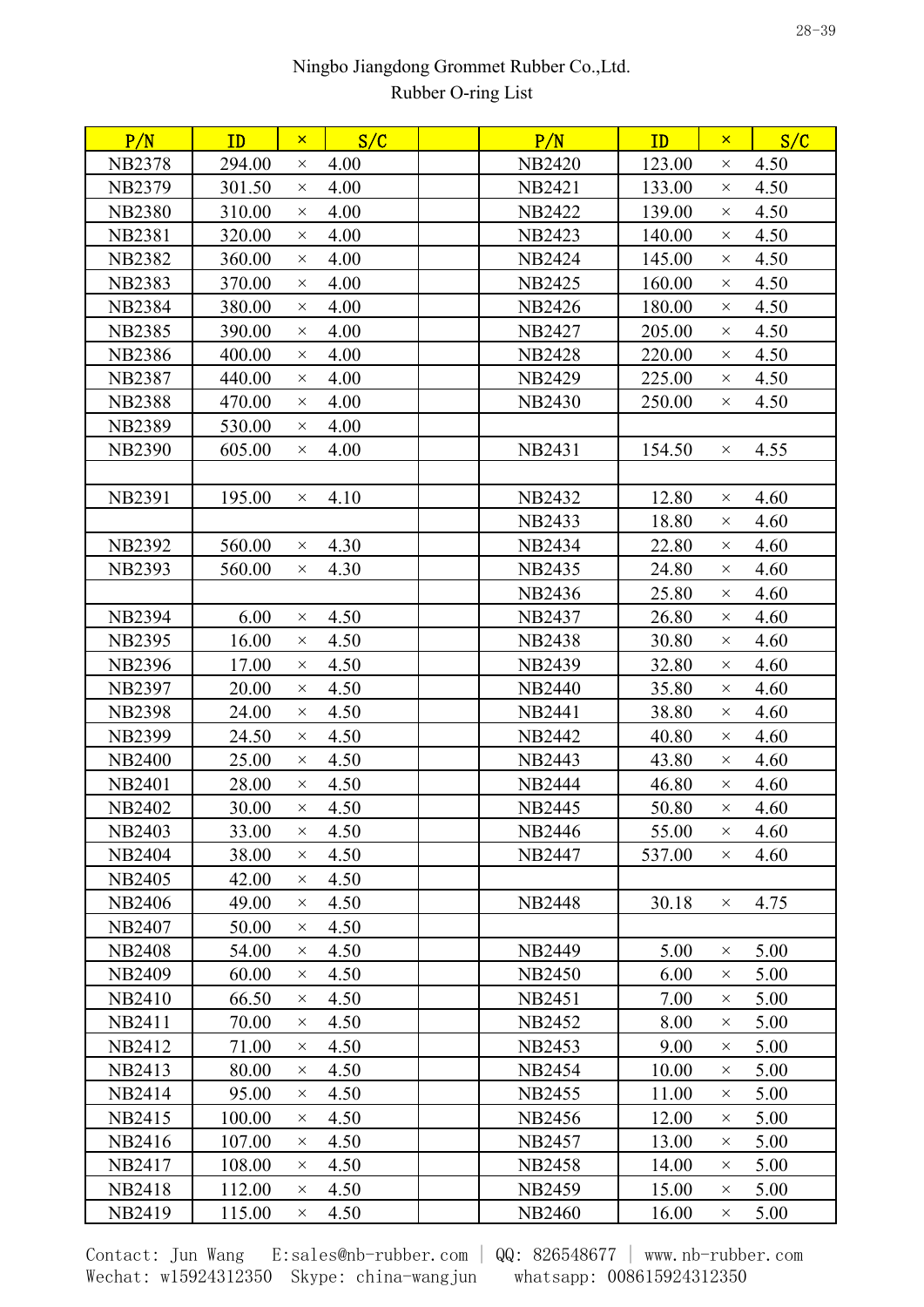Ningbo Jiangdong Grommet Rubber Co.,Ltd.
Rubber O-ring List

| P/N | ID | × | S/C | | P/N | ID | × | S/C |
|---|---|---|---|---|---|---|---|---|
| NB2378 | 294.00 | × | 4.00 | | NB2420 | 123.00 | × | 4.50 |
| NB2379 | 301.50 | × | 4.00 | | NB2421 | 133.00 | × | 4.50 |
| NB2380 | 310.00 | × | 4.00 | | NB2422 | 139.00 | × | 4.50 |
| NB2381 | 320.00 | × | 4.00 | | NB2423 | 140.00 | × | 4.50 |
| NB2382 | 360.00 | × | 4.00 | | NB2424 | 145.00 | × | 4.50 |
| NB2383 | 370.00 | × | 4.00 | | NB2425 | 160.00 | × | 4.50 |
| NB2384 | 380.00 | × | 4.00 | | NB2426 | 180.00 | × | 4.50 |
| NB2385 | 390.00 | × | 4.00 | | NB2427 | 205.00 | × | 4.50 |
| NB2386 | 400.00 | × | 4.00 | | NB2428 | 220.00 | × | 4.50 |
| NB2387 | 440.00 | × | 4.00 | | NB2429 | 225.00 | × | 4.50 |
| NB2388 | 470.00 | × | 4.00 | | NB2430 | 250.00 | × | 4.50 |
| NB2389 | 530.00 | × | 4.00 | | | | | |
| NB2390 | 605.00 | × | 4.00 | | NB2431 | 154.50 | × | 4.55 |
| | | | | | | | | |
| NB2391 | 195.00 | × | 4.10 | | NB2432 | 12.80 | × | 4.60 |
| | | | | | NB2433 | 18.80 | × | 4.60 |
| NB2392 | 560.00 | × | 4.30 | | NB2434 | 22.80 | × | 4.60 |
| NB2393 | 560.00 | × | 4.30 | | NB2435 | 24.80 | × | 4.60 |
| | | | | | NB2436 | 25.80 | × | 4.60 |
| NB2394 | 6.00 | × | 4.50 | | NB2437 | 26.80 | × | 4.60 |
| NB2395 | 16.00 | × | 4.50 | | NB2438 | 30.80 | × | 4.60 |
| NB2396 | 17.00 | × | 4.50 | | NB2439 | 32.80 | × | 4.60 |
| NB2397 | 20.00 | × | 4.50 | | NB2440 | 35.80 | × | 4.60 |
| NB2398 | 24.00 | × | 4.50 | | NB2441 | 38.80 | × | 4.60 |
| NB2399 | 24.50 | × | 4.50 | | NB2442 | 40.80 | × | 4.60 |
| NB2400 | 25.00 | × | 4.50 | | NB2443 | 43.80 | × | 4.60 |
| NB2401 | 28.00 | × | 4.50 | | NB2444 | 46.80 | × | 4.60 |
| NB2402 | 30.00 | × | 4.50 | | NB2445 | 50.80 | × | 4.60 |
| NB2403 | 33.00 | × | 4.50 | | NB2446 | 55.00 | × | 4.60 |
| NB2404 | 38.00 | × | 4.50 | | NB2447 | 537.00 | × | 4.60 |
| NB2405 | 42.00 | × | 4.50 | | | | | |
| NB2406 | 49.00 | × | 4.50 | | NB2448 | 30.18 | × | 4.75 |
| NB2407 | 50.00 | × | 4.50 | | | | | |
| NB2408 | 54.00 | × | 4.50 | | NB2449 | 5.00 | × | 5.00 |
| NB2409 | 60.00 | × | 4.50 | | NB2450 | 6.00 | × | 5.00 |
| NB2410 | 66.50 | × | 4.50 | | NB2451 | 7.00 | × | 5.00 |
| NB2411 | 70.00 | × | 4.50 | | NB2452 | 8.00 | × | 5.00 |
| NB2412 | 71.00 | × | 4.50 | | NB2453 | 9.00 | × | 5.00 |
| NB2413 | 80.00 | × | 4.50 | | NB2454 | 10.00 | × | 5.00 |
| NB2414 | 95.00 | × | 4.50 | | NB2455 | 11.00 | × | 5.00 |
| NB2415 | 100.00 | × | 4.50 | | NB2456 | 12.00 | × | 5.00 |
| NB2416 | 107.00 | × | 4.50 | | NB2457 | 13.00 | × | 5.00 |
| NB2417 | 108.00 | × | 4.50 | | NB2458 | 14.00 | × | 5.00 |
| NB2418 | 112.00 | × | 4.50 | | NB2459 | 15.00 | × | 5.00 |
| NB2419 | 115.00 | × | 4.50 | | NB2460 | 16.00 | × | 5.00 |

Contact: Jun Wang E:sales@nb-rubber.com | QQ: 826548677 | www.nb-rubber.com
Wechat: w15924312350 Skype: china-wangjun whatsapp: 008615924312350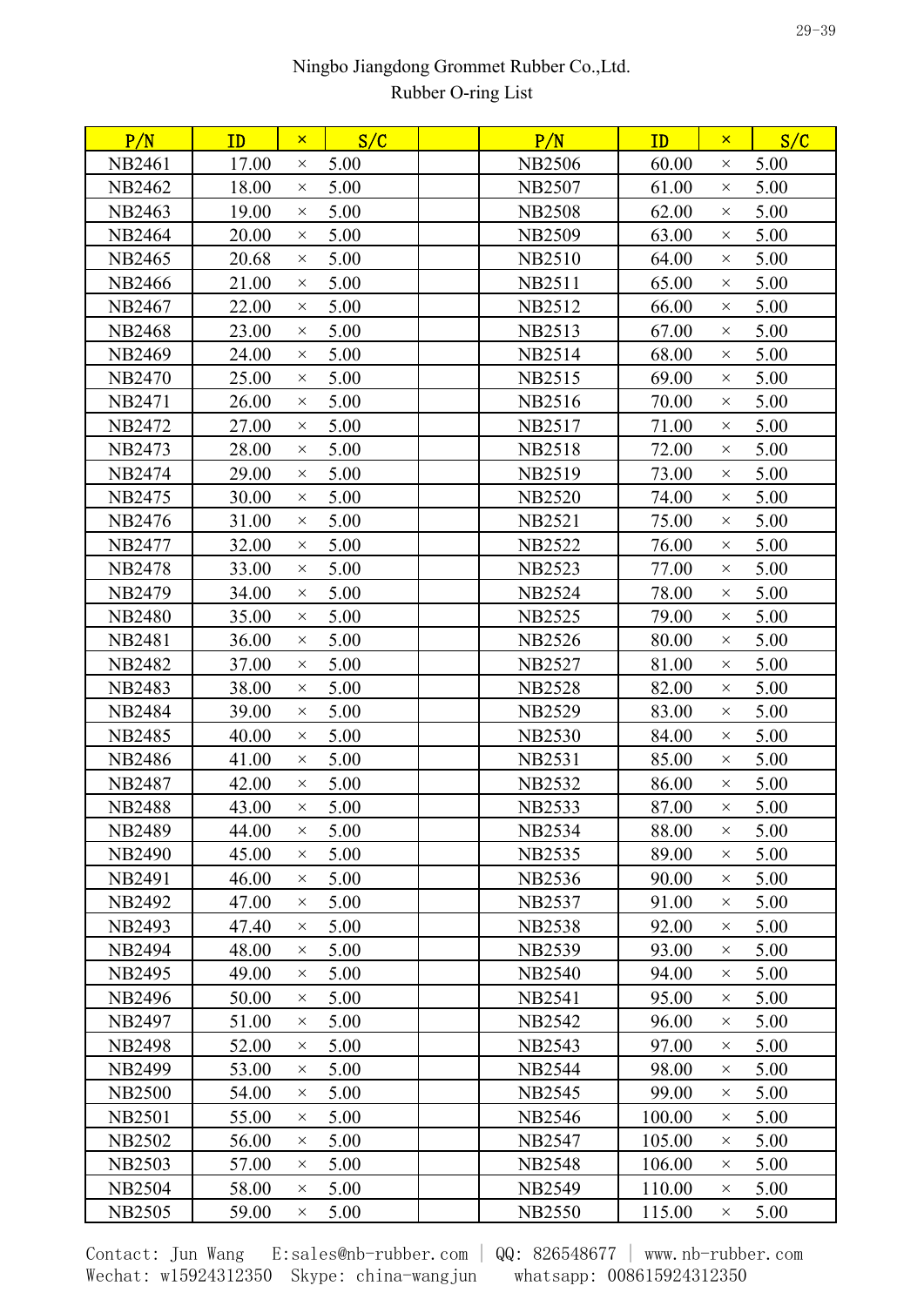Ningbo Jiangdong Grommet Rubber Co.,Ltd.
Rubber O-ring List

| P/N | ID | × | S/C | | P/N | ID | × | S/C |
|---|---|---|---|---|---|---|---|---|
| NB2461 | 17.00 | × | 5.00 | | NB2506 | 60.00 | × | 5.00 |
| NB2462 | 18.00 | × | 5.00 | | NB2507 | 61.00 | × | 5.00 |
| NB2463 | 19.00 | × | 5.00 | | NB2508 | 62.00 | × | 5.00 |
| NB2464 | 20.00 | × | 5.00 | | NB2509 | 63.00 | × | 5.00 |
| NB2465 | 20.68 | × | 5.00 | | NB2510 | 64.00 | × | 5.00 |
| NB2466 | 21.00 | × | 5.00 | | NB2511 | 65.00 | × | 5.00 |
| NB2467 | 22.00 | × | 5.00 | | NB2512 | 66.00 | × | 5.00 |
| NB2468 | 23.00 | × | 5.00 | | NB2513 | 67.00 | × | 5.00 |
| NB2469 | 24.00 | × | 5.00 | | NB2514 | 68.00 | × | 5.00 |
| NB2470 | 25.00 | × | 5.00 | | NB2515 | 69.00 | × | 5.00 |
| NB2471 | 26.00 | × | 5.00 | | NB2516 | 70.00 | × | 5.00 |
| NB2472 | 27.00 | × | 5.00 | | NB2517 | 71.00 | × | 5.00 |
| NB2473 | 28.00 | × | 5.00 | | NB2518 | 72.00 | × | 5.00 |
| NB2474 | 29.00 | × | 5.00 | | NB2519 | 73.00 | × | 5.00 |
| NB2475 | 30.00 | × | 5.00 | | NB2520 | 74.00 | × | 5.00 |
| NB2476 | 31.00 | × | 5.00 | | NB2521 | 75.00 | × | 5.00 |
| NB2477 | 32.00 | × | 5.00 | | NB2522 | 76.00 | × | 5.00 |
| NB2478 | 33.00 | × | 5.00 | | NB2523 | 77.00 | × | 5.00 |
| NB2479 | 34.00 | × | 5.00 | | NB2524 | 78.00 | × | 5.00 |
| NB2480 | 35.00 | × | 5.00 | | NB2525 | 79.00 | × | 5.00 |
| NB2481 | 36.00 | × | 5.00 | | NB2526 | 80.00 | × | 5.00 |
| NB2482 | 37.00 | × | 5.00 | | NB2527 | 81.00 | × | 5.00 |
| NB2483 | 38.00 | × | 5.00 | | NB2528 | 82.00 | × | 5.00 |
| NB2484 | 39.00 | × | 5.00 | | NB2529 | 83.00 | × | 5.00 |
| NB2485 | 40.00 | × | 5.00 | | NB2530 | 84.00 | × | 5.00 |
| NB2486 | 41.00 | × | 5.00 | | NB2531 | 85.00 | × | 5.00 |
| NB2487 | 42.00 | × | 5.00 | | NB2532 | 86.00 | × | 5.00 |
| NB2488 | 43.00 | × | 5.00 | | NB2533 | 87.00 | × | 5.00 |
| NB2489 | 44.00 | × | 5.00 | | NB2534 | 88.00 | × | 5.00 |
| NB2490 | 45.00 | × | 5.00 | | NB2535 | 89.00 | × | 5.00 |
| NB2491 | 46.00 | × | 5.00 | | NB2536 | 90.00 | × | 5.00 |
| NB2492 | 47.00 | × | 5.00 | | NB2537 | 91.00 | × | 5.00 |
| NB2493 | 47.40 | × | 5.00 | | NB2538 | 92.00 | × | 5.00 |
| NB2494 | 48.00 | × | 5.00 | | NB2539 | 93.00 | × | 5.00 |
| NB2495 | 49.00 | × | 5.00 | | NB2540 | 94.00 | × | 5.00 |
| NB2496 | 50.00 | × | 5.00 | | NB2541 | 95.00 | × | 5.00 |
| NB2497 | 51.00 | × | 5.00 | | NB2542 | 96.00 | × | 5.00 |
| NB2498 | 52.00 | × | 5.00 | | NB2543 | 97.00 | × | 5.00 |
| NB2499 | 53.00 | × | 5.00 | | NB2544 | 98.00 | × | 5.00 |
| NB2500 | 54.00 | × | 5.00 | | NB2545 | 99.00 | × | 5.00 |
| NB2501 | 55.00 | × | 5.00 | | NB2546 | 100.00 | × | 5.00 |
| NB2502 | 56.00 | × | 5.00 | | NB2547 | 105.00 | × | 5.00 |
| NB2503 | 57.00 | × | 5.00 | | NB2548 | 106.00 | × | 5.00 |
| NB2504 | 58.00 | × | 5.00 | | NB2549 | 110.00 | × | 5.00 |
| NB2505 | 59.00 | × | 5.00 | | NB2550 | 115.00 | × | 5.00 |

Contact: Jun Wang E:sales@nb-rubber.com | QQ: 826548677 | www.nb-rubber.com
Wechat: w15924312350 Skype: china-wangjun whatsapp: 008615924312350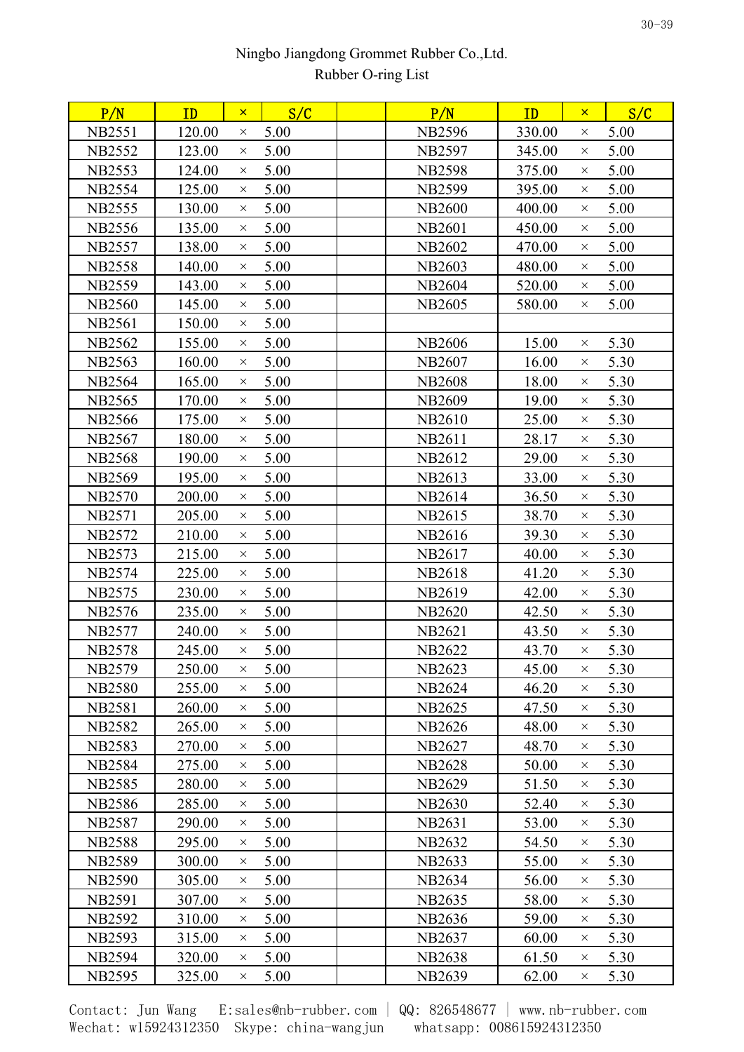Ningbo Jiangdong Grommet Rubber Co.,Ltd.
Rubber O-ring List

| P/N | ID | × | S/C | | P/N | ID | × | S/C |
|---|---|---|---|---|---|---|---|---|
| NB2551 | 120.00 | × | 5.00 | | NB2596 | 330.00 | × | 5.00 |
| NB2552 | 123.00 | × | 5.00 | | NB2597 | 345.00 | × | 5.00 |
| NB2553 | 124.00 | × | 5.00 | | NB2598 | 375.00 | × | 5.00 |
| NB2554 | 125.00 | × | 5.00 | | NB2599 | 395.00 | × | 5.00 |
| NB2555 | 130.00 | × | 5.00 | | NB2600 | 400.00 | × | 5.00 |
| NB2556 | 135.00 | × | 5.00 | | NB2601 | 450.00 | × | 5.00 |
| NB2557 | 138.00 | × | 5.00 | | NB2602 | 470.00 | × | 5.00 |
| NB2558 | 140.00 | × | 5.00 | | NB2603 | 480.00 | × | 5.00 |
| NB2559 | 143.00 | × | 5.00 | | NB2604 | 520.00 | × | 5.00 |
| NB2560 | 145.00 | × | 5.00 | | NB2605 | 580.00 | × | 5.00 |
| NB2561 | 150.00 | × | 5.00 | | | | | |
| NB2562 | 155.00 | × | 5.00 | | NB2606 | 15.00 | × | 5.30 |
| NB2563 | 160.00 | × | 5.00 | | NB2607 | 16.00 | × | 5.30 |
| NB2564 | 165.00 | × | 5.00 | | NB2608 | 18.00 | × | 5.30 |
| NB2565 | 170.00 | × | 5.00 | | NB2609 | 19.00 | × | 5.30 |
| NB2566 | 175.00 | × | 5.00 | | NB2610 | 25.00 | × | 5.30 |
| NB2567 | 180.00 | × | 5.00 | | NB2611 | 28.17 | × | 5.30 |
| NB2568 | 190.00 | × | 5.00 | | NB2612 | 29.00 | × | 5.30 |
| NB2569 | 195.00 | × | 5.00 | | NB2613 | 33.00 | × | 5.30 |
| NB2570 | 200.00 | × | 5.00 | | NB2614 | 36.50 | × | 5.30 |
| NB2571 | 205.00 | × | 5.00 | | NB2615 | 38.70 | × | 5.30 |
| NB2572 | 210.00 | × | 5.00 | | NB2616 | 39.30 | × | 5.30 |
| NB2573 | 215.00 | × | 5.00 | | NB2617 | 40.00 | × | 5.30 |
| NB2574 | 225.00 | × | 5.00 | | NB2618 | 41.20 | × | 5.30 |
| NB2575 | 230.00 | × | 5.00 | | NB2619 | 42.00 | × | 5.30 |
| NB2576 | 235.00 | × | 5.00 | | NB2620 | 42.50 | × | 5.30 |
| NB2577 | 240.00 | × | 5.00 | | NB2621 | 43.50 | × | 5.30 |
| NB2578 | 245.00 | × | 5.00 | | NB2622 | 43.70 | × | 5.30 |
| NB2579 | 250.00 | × | 5.00 | | NB2623 | 45.00 | × | 5.30 |
| NB2580 | 255.00 | × | 5.00 | | NB2624 | 46.20 | × | 5.30 |
| NB2581 | 260.00 | × | 5.00 | | NB2625 | 47.50 | × | 5.30 |
| NB2582 | 265.00 | × | 5.00 | | NB2626 | 48.00 | × | 5.30 |
| NB2583 | 270.00 | × | 5.00 | | NB2627 | 48.70 | × | 5.30 |
| NB2584 | 275.00 | × | 5.00 | | NB2628 | 50.00 | × | 5.30 |
| NB2585 | 280.00 | × | 5.00 | | NB2629 | 51.50 | × | 5.30 |
| NB2586 | 285.00 | × | 5.00 | | NB2630 | 52.40 | × | 5.30 |
| NB2587 | 290.00 | × | 5.00 | | NB2631 | 53.00 | × | 5.30 |
| NB2588 | 295.00 | × | 5.00 | | NB2632 | 54.50 | × | 5.30 |
| NB2589 | 300.00 | × | 5.00 | | NB2633 | 55.00 | × | 5.30 |
| NB2590 | 305.00 | × | 5.00 | | NB2634 | 56.00 | × | 5.30 |
| NB2591 | 307.00 | × | 5.00 | | NB2635 | 58.00 | × | 5.30 |
| NB2592 | 310.00 | × | 5.00 | | NB2636 | 59.00 | × | 5.30 |
| NB2593 | 315.00 | × | 5.00 | | NB2637 | 60.00 | × | 5.30 |
| NB2594 | 320.00 | × | 5.00 | | NB2638 | 61.50 | × | 5.30 |
| NB2595 | 325.00 | × | 5.00 | | NB2639 | 62.00 | × | 5.30 |

Contact: Jun Wang E:sales@nb-rubber.com | QQ: 826548677 | www.nb-rubber.com
Wechat: w15924312350 Skype: china-wangjun whatsapp: 008615924312350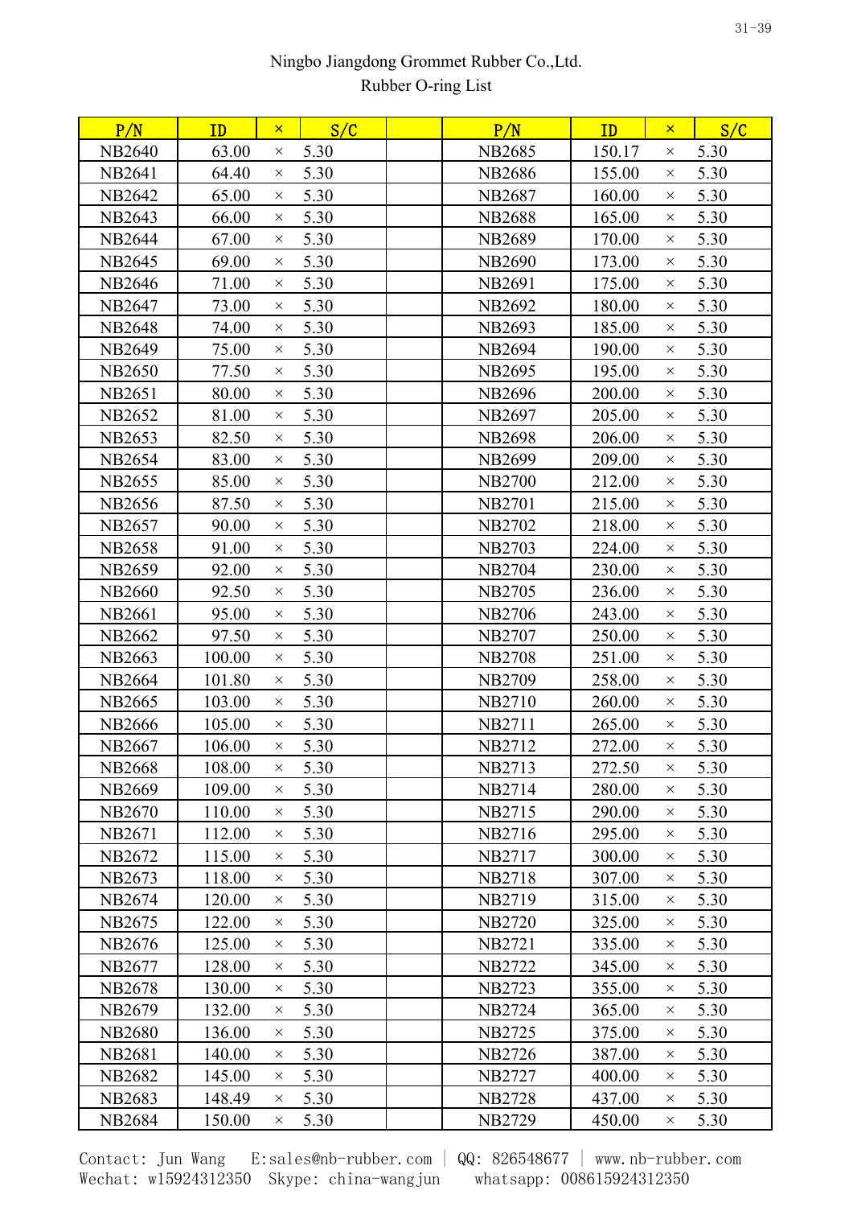Ningbo Jiangdong Grommet Rubber Co.,Ltd.
Rubber O-ring List

| P/N | ID | × | S/C | | P/N | ID | × | S/C |
|---|---|---|---|---|---|---|---|---|
| NB2640 | 63.00 | × | 5.30 | | NB2685 | 150.17 | × | 5.30 |
| NB2641 | 64.40 | × | 5.30 | | NB2686 | 155.00 | × | 5.30 |
| NB2642 | 65.00 | × | 5.30 | | NB2687 | 160.00 | × | 5.30 |
| NB2643 | 66.00 | × | 5.30 | | NB2688 | 165.00 | × | 5.30 |
| NB2644 | 67.00 | × | 5.30 | | NB2689 | 170.00 | × | 5.30 |
| NB2645 | 69.00 | × | 5.30 | | NB2690 | 173.00 | × | 5.30 |
| NB2646 | 71.00 | × | 5.30 | | NB2691 | 175.00 | × | 5.30 |
| NB2647 | 73.00 | × | 5.30 | | NB2692 | 180.00 | × | 5.30 |
| NB2648 | 74.00 | × | 5.30 | | NB2693 | 185.00 | × | 5.30 |
| NB2649 | 75.00 | × | 5.30 | | NB2694 | 190.00 | × | 5.30 |
| NB2650 | 77.50 | × | 5.30 | | NB2695 | 195.00 | × | 5.30 |
| NB2651 | 80.00 | × | 5.30 | | NB2696 | 200.00 | × | 5.30 |
| NB2652 | 81.00 | × | 5.30 | | NB2697 | 205.00 | × | 5.30 |
| NB2653 | 82.50 | × | 5.30 | | NB2698 | 206.00 | × | 5.30 |
| NB2654 | 83.00 | × | 5.30 | | NB2699 | 209.00 | × | 5.30 |
| NB2655 | 85.00 | × | 5.30 | | NB2700 | 212.00 | × | 5.30 |
| NB2656 | 87.50 | × | 5.30 | | NB2701 | 215.00 | × | 5.30 |
| NB2657 | 90.00 | × | 5.30 | | NB2702 | 218.00 | × | 5.30 |
| NB2658 | 91.00 | × | 5.30 | | NB2703 | 224.00 | × | 5.30 |
| NB2659 | 92.00 | × | 5.30 | | NB2704 | 230.00 | × | 5.30 |
| NB2660 | 92.50 | × | 5.30 | | NB2705 | 236.00 | × | 5.30 |
| NB2661 | 95.00 | × | 5.30 | | NB2706 | 243.00 | × | 5.30 |
| NB2662 | 97.50 | × | 5.30 | | NB2707 | 250.00 | × | 5.30 |
| NB2663 | 100.00 | × | 5.30 | | NB2708 | 251.00 | × | 5.30 |
| NB2664 | 101.80 | × | 5.30 | | NB2709 | 258.00 | × | 5.30 |
| NB2665 | 103.00 | × | 5.30 | | NB2710 | 260.00 | × | 5.30 |
| NB2666 | 105.00 | × | 5.30 | | NB2711 | 265.00 | × | 5.30 |
| NB2667 | 106.00 | × | 5.30 | | NB2712 | 272.00 | × | 5.30 |
| NB2668 | 108.00 | × | 5.30 | | NB2713 | 272.50 | × | 5.30 |
| NB2669 | 109.00 | × | 5.30 | | NB2714 | 280.00 | × | 5.30 |
| NB2670 | 110.00 | × | 5.30 | | NB2715 | 290.00 | × | 5.30 |
| NB2671 | 112.00 | × | 5.30 | | NB2716 | 295.00 | × | 5.30 |
| NB2672 | 115.00 | × | 5.30 | | NB2717 | 300.00 | × | 5.30 |
| NB2673 | 118.00 | × | 5.30 | | NB2718 | 307.00 | × | 5.30 |
| NB2674 | 120.00 | × | 5.30 | | NB2719 | 315.00 | × | 5.30 |
| NB2675 | 122.00 | × | 5.30 | | NB2720 | 325.00 | × | 5.30 |
| NB2676 | 125.00 | × | 5.30 | | NB2721 | 335.00 | × | 5.30 |
| NB2677 | 128.00 | × | 5.30 | | NB2722 | 345.00 | × | 5.30 |
| NB2678 | 130.00 | × | 5.30 | | NB2723 | 355.00 | × | 5.30 |
| NB2679 | 132.00 | × | 5.30 | | NB2724 | 365.00 | × | 5.30 |
| NB2680 | 136.00 | × | 5.30 | | NB2725 | 375.00 | × | 5.30 |
| NB2681 | 140.00 | × | 5.30 | | NB2726 | 387.00 | × | 5.30 |
| NB2682 | 145.00 | × | 5.30 | | NB2727 | 400.00 | × | 5.30 |
| NB2683 | 148.49 | × | 5.30 | | NB2728 | 437.00 | × | 5.30 |
| NB2684 | 150.00 | × | 5.30 | | NB2729 | 450.00 | × | 5.30 |

Contact: Jun Wang E:sales@nb-rubber.com | QQ: 826548677 | www.nb-rubber.com
Wechat: w15924312350 Skype: china-wangjun whatsapp: 008615924312350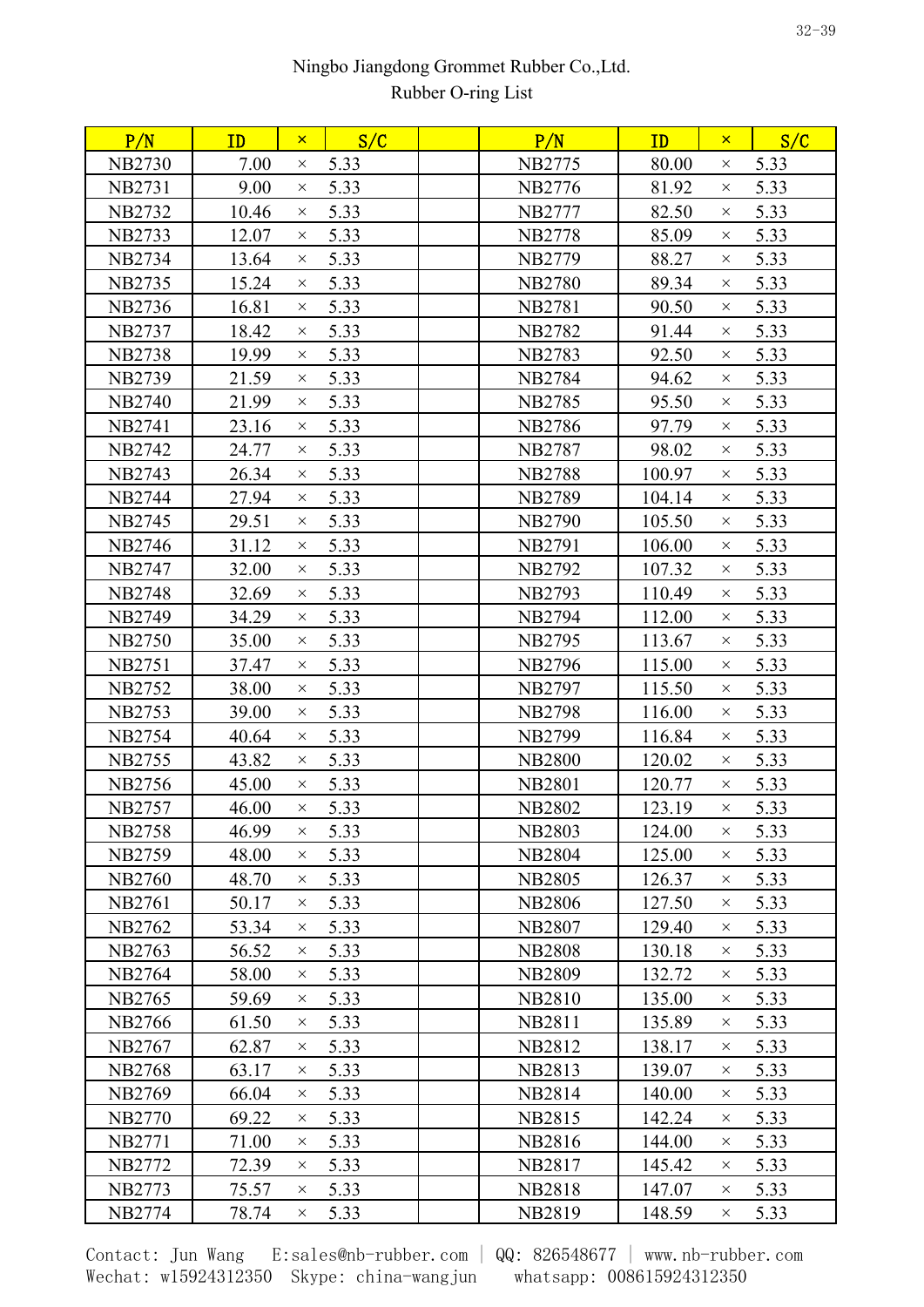Ningbo Jiangdong Grommet Rubber Co.,Ltd.
Rubber O-ring List

| P/N | ID | × | S/C | | P/N | ID | × | S/C |
|---|---|---|---|---|---|---|---|---|
| NB2730 | 7.00 | × | 5.33 | | NB2775 | 80.00 | × | 5.33 |
| NB2731 | 9.00 | × | 5.33 | | NB2776 | 81.92 | × | 5.33 |
| NB2732 | 10.46 | × | 5.33 | | NB2777 | 82.50 | × | 5.33 |
| NB2733 | 12.07 | × | 5.33 | | NB2778 | 85.09 | × | 5.33 |
| NB2734 | 13.64 | × | 5.33 | | NB2779 | 88.27 | × | 5.33 |
| NB2735 | 15.24 | × | 5.33 | | NB2780 | 89.34 | × | 5.33 |
| NB2736 | 16.81 | × | 5.33 | | NB2781 | 90.50 | × | 5.33 |
| NB2737 | 18.42 | × | 5.33 | | NB2782 | 91.44 | × | 5.33 |
| NB2738 | 19.99 | × | 5.33 | | NB2783 | 92.50 | × | 5.33 |
| NB2739 | 21.59 | × | 5.33 | | NB2784 | 94.62 | × | 5.33 |
| NB2740 | 21.99 | × | 5.33 | | NB2785 | 95.50 | × | 5.33 |
| NB2741 | 23.16 | × | 5.33 | | NB2786 | 97.79 | × | 5.33 |
| NB2742 | 24.77 | × | 5.33 | | NB2787 | 98.02 | × | 5.33 |
| NB2743 | 26.34 | × | 5.33 | | NB2788 | 100.97 | × | 5.33 |
| NB2744 | 27.94 | × | 5.33 | | NB2789 | 104.14 | × | 5.33 |
| NB2745 | 29.51 | × | 5.33 | | NB2790 | 105.50 | × | 5.33 |
| NB2746 | 31.12 | × | 5.33 | | NB2791 | 106.00 | × | 5.33 |
| NB2747 | 32.00 | × | 5.33 | | NB2792 | 107.32 | × | 5.33 |
| NB2748 | 32.69 | × | 5.33 | | NB2793 | 110.49 | × | 5.33 |
| NB2749 | 34.29 | × | 5.33 | | NB2794 | 112.00 | × | 5.33 |
| NB2750 | 35.00 | × | 5.33 | | NB2795 | 113.67 | × | 5.33 |
| NB2751 | 37.47 | × | 5.33 | | NB2796 | 115.00 | × | 5.33 |
| NB2752 | 38.00 | × | 5.33 | | NB2797 | 115.50 | × | 5.33 |
| NB2753 | 39.00 | × | 5.33 | | NB2798 | 116.00 | × | 5.33 |
| NB2754 | 40.64 | × | 5.33 | | NB2799 | 116.84 | × | 5.33 |
| NB2755 | 43.82 | × | 5.33 | | NB2800 | 120.02 | × | 5.33 |
| NB2756 | 45.00 | × | 5.33 | | NB2801 | 120.77 | × | 5.33 |
| NB2757 | 46.00 | × | 5.33 | | NB2802 | 123.19 | × | 5.33 |
| NB2758 | 46.99 | × | 5.33 | | NB2803 | 124.00 | × | 5.33 |
| NB2759 | 48.00 | × | 5.33 | | NB2804 | 125.00 | × | 5.33 |
| NB2760 | 48.70 | × | 5.33 | | NB2805 | 126.37 | × | 5.33 |
| NB2761 | 50.17 | × | 5.33 | | NB2806 | 127.50 | × | 5.33 |
| NB2762 | 53.34 | × | 5.33 | | NB2807 | 129.40 | × | 5.33 |
| NB2763 | 56.52 | × | 5.33 | | NB2808 | 130.18 | × | 5.33 |
| NB2764 | 58.00 | × | 5.33 | | NB2809 | 132.72 | × | 5.33 |
| NB2765 | 59.69 | × | 5.33 | | NB2810 | 135.00 | × | 5.33 |
| NB2766 | 61.50 | × | 5.33 | | NB2811 | 135.89 | × | 5.33 |
| NB2767 | 62.87 | × | 5.33 | | NB2812 | 138.17 | × | 5.33 |
| NB2768 | 63.17 | × | 5.33 | | NB2813 | 139.07 | × | 5.33 |
| NB2769 | 66.04 | × | 5.33 | | NB2814 | 140.00 | × | 5.33 |
| NB2770 | 69.22 | × | 5.33 | | NB2815 | 142.24 | × | 5.33 |
| NB2771 | 71.00 | × | 5.33 | | NB2816 | 144.00 | × | 5.33 |
| NB2772 | 72.39 | × | 5.33 | | NB2817 | 145.42 | × | 5.33 |
| NB2773 | 75.57 | × | 5.33 | | NB2818 | 147.07 | × | 5.33 |
| NB2774 | 78.74 | × | 5.33 | | NB2819 | 148.59 | × | 5.33 |

Contact: Jun Wang  E:sales@nb-rubber.com | QQ: 826548677 | www.nb-rubber.com
Wechat: w15924312350  Skype: china-wangjun  whatsapp: 008615924312350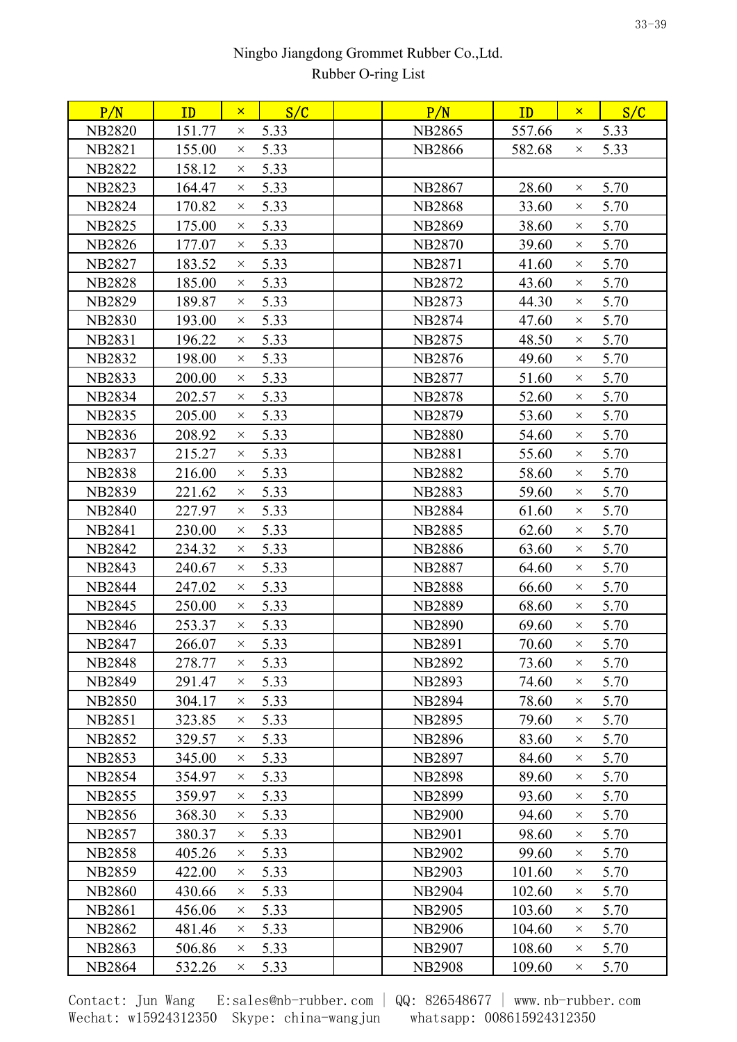Ningbo Jiangdong Grommet Rubber Co.,Ltd.
Rubber O-ring List

| P/N | ID | × | S/C | | P/N | ID | × | S/C |
|---|---|---|---|---|---|---|---|---|
| NB2820 | 151.77 | × | 5.33 | | NB2865 | 557.66 | × | 5.33 |
| NB2821 | 155.00 | × | 5.33 | | NB2866 | 582.68 | × | 5.33 |
| NB2822 | 158.12 | × | 5.33 | | | | | |
| NB2823 | 164.47 | × | 5.33 | | NB2867 | 28.60 | × | 5.70 |
| NB2824 | 170.82 | × | 5.33 | | NB2868 | 33.60 | × | 5.70 |
| NB2825 | 175.00 | × | 5.33 | | NB2869 | 38.60 | × | 5.70 |
| NB2826 | 177.07 | × | 5.33 | | NB2870 | 39.60 | × | 5.70 |
| NB2827 | 183.52 | × | 5.33 | | NB2871 | 41.60 | × | 5.70 |
| NB2828 | 185.00 | × | 5.33 | | NB2872 | 43.60 | × | 5.70 |
| NB2829 | 189.87 | × | 5.33 | | NB2873 | 44.30 | × | 5.70 |
| NB2830 | 193.00 | × | 5.33 | | NB2874 | 47.60 | × | 5.70 |
| NB2831 | 196.22 | × | 5.33 | | NB2875 | 48.50 | × | 5.70 |
| NB2832 | 198.00 | × | 5.33 | | NB2876 | 49.60 | × | 5.70 |
| NB2833 | 200.00 | × | 5.33 | | NB2877 | 51.60 | × | 5.70 |
| NB2834 | 202.57 | × | 5.33 | | NB2878 | 52.60 | × | 5.70 |
| NB2835 | 205.00 | × | 5.33 | | NB2879 | 53.60 | × | 5.70 |
| NB2836 | 208.92 | × | 5.33 | | NB2880 | 54.60 | × | 5.70 |
| NB2837 | 215.27 | × | 5.33 | | NB2881 | 55.60 | × | 5.70 |
| NB2838 | 216.00 | × | 5.33 | | NB2882 | 58.60 | × | 5.70 |
| NB2839 | 221.62 | × | 5.33 | | NB2883 | 59.60 | × | 5.70 |
| NB2840 | 227.97 | × | 5.33 | | NB2884 | 61.60 | × | 5.70 |
| NB2841 | 230.00 | × | 5.33 | | NB2885 | 62.60 | × | 5.70 |
| NB2842 | 234.32 | × | 5.33 | | NB2886 | 63.60 | × | 5.70 |
| NB2843 | 240.67 | × | 5.33 | | NB2887 | 64.60 | × | 5.70 |
| NB2844 | 247.02 | × | 5.33 | | NB2888 | 66.60 | × | 5.70 |
| NB2845 | 250.00 | × | 5.33 | | NB2889 | 68.60 | × | 5.70 |
| NB2846 | 253.37 | × | 5.33 | | NB2890 | 69.60 | × | 5.70 |
| NB2847 | 266.07 | × | 5.33 | | NB2891 | 70.60 | × | 5.70 |
| NB2848 | 278.77 | × | 5.33 | | NB2892 | 73.60 | × | 5.70 |
| NB2849 | 291.47 | × | 5.33 | | NB2893 | 74.60 | × | 5.70 |
| NB2850 | 304.17 | × | 5.33 | | NB2894 | 78.60 | × | 5.70 |
| NB2851 | 323.85 | × | 5.33 | | NB2895 | 79.60 | × | 5.70 |
| NB2852 | 329.57 | × | 5.33 | | NB2896 | 83.60 | × | 5.70 |
| NB2853 | 345.00 | × | 5.33 | | NB2897 | 84.60 | × | 5.70 |
| NB2854 | 354.97 | × | 5.33 | | NB2898 | 89.60 | × | 5.70 |
| NB2855 | 359.97 | × | 5.33 | | NB2899 | 93.60 | × | 5.70 |
| NB2856 | 368.30 | × | 5.33 | | NB2900 | 94.60 | × | 5.70 |
| NB2857 | 380.37 | × | 5.33 | | NB2901 | 98.60 | × | 5.70 |
| NB2858 | 405.26 | × | 5.33 | | NB2902 | 99.60 | × | 5.70 |
| NB2859 | 422.00 | × | 5.33 | | NB2903 | 101.60 | × | 5.70 |
| NB2860 | 430.66 | × | 5.33 | | NB2904 | 102.60 | × | 5.70 |
| NB2861 | 456.06 | × | 5.33 | | NB2905 | 103.60 | × | 5.70 |
| NB2862 | 481.46 | × | 5.33 | | NB2906 | 104.60 | × | 5.70 |
| NB2863 | 506.86 | × | 5.33 | | NB2907 | 108.60 | × | 5.70 |
| NB2864 | 532.26 | × | 5.33 | | NB2908 | 109.60 | × | 5.70 |

Contact: Jun Wang E:sales@nb-rubber.com | QQ: 826548677 | www.nb-rubber.com
Wechat: w15924312350 Skype: china-wangjun whatsapp: 008615924312350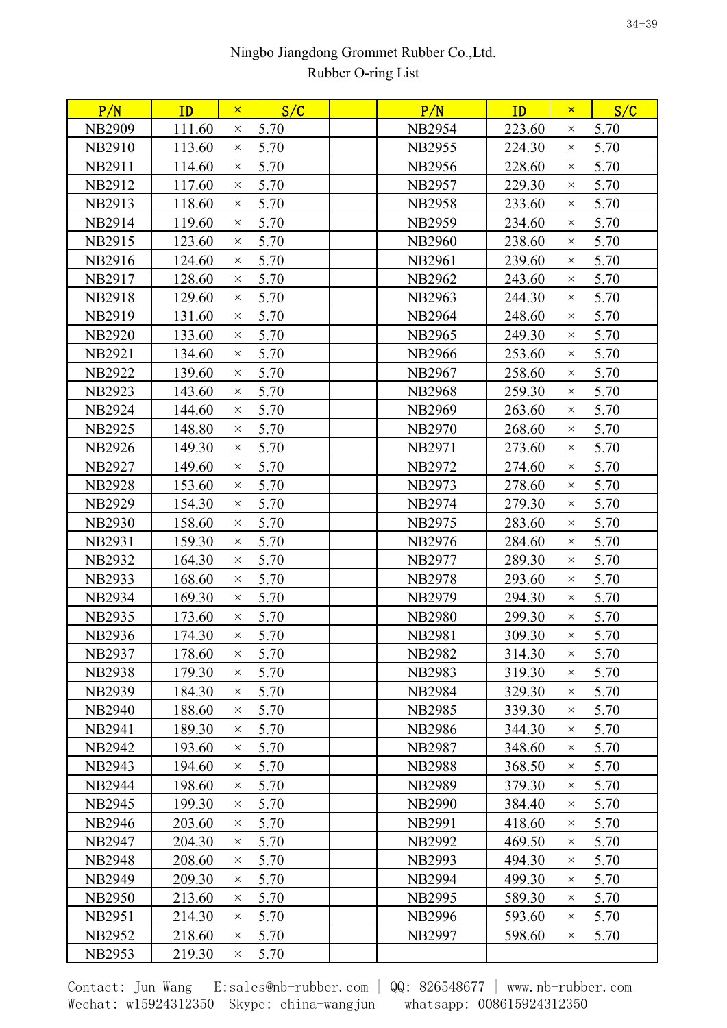Ningbo Jiangdong Grommet Rubber Co.,Ltd.

Rubber O-ring List

| P/N | ID | × | S/C | | P/N | ID | × | S/C |
|---|---|---|---|---|---|---|---|---|
| NB2909 | 111.60 | × | 5.70 | | NB2954 | 223.60 | × | 5.70 |
| NB2910 | 113.60 | × | 5.70 | | NB2955 | 224.30 | × | 5.70 |
| NB2911 | 114.60 | × | 5.70 | | NB2956 | 228.60 | × | 5.70 |
| NB2912 | 117.60 | × | 5.70 | | NB2957 | 229.30 | × | 5.70 |
| NB2913 | 118.60 | × | 5.70 | | NB2958 | 233.60 | × | 5.70 |
| NB2914 | 119.60 | × | 5.70 | | NB2959 | 234.60 | × | 5.70 |
| NB2915 | 123.60 | × | 5.70 | | NB2960 | 238.60 | × | 5.70 |
| NB2916 | 124.60 | × | 5.70 | | NB2961 | 239.60 | × | 5.70 |
| NB2917 | 128.60 | × | 5.70 | | NB2962 | 243.60 | × | 5.70 |
| NB2918 | 129.60 | × | 5.70 | | NB2963 | 244.30 | × | 5.70 |
| NB2919 | 131.60 | × | 5.70 | | NB2964 | 248.60 | × | 5.70 |
| NB2920 | 133.60 | × | 5.70 | | NB2965 | 249.30 | × | 5.70 |
| NB2921 | 134.60 | × | 5.70 | | NB2966 | 253.60 | × | 5.70 |
| NB2922 | 139.60 | × | 5.70 | | NB2967 | 258.60 | × | 5.70 |
| NB2923 | 143.60 | × | 5.70 | | NB2968 | 259.30 | × | 5.70 |
| NB2924 | 144.60 | × | 5.70 | | NB2969 | 263.60 | × | 5.70 |
| NB2925 | 148.80 | × | 5.70 | | NB2970 | 268.60 | × | 5.70 |
| NB2926 | 149.30 | × | 5.70 | | NB2971 | 273.60 | × | 5.70 |
| NB2927 | 149.60 | × | 5.70 | | NB2972 | 274.60 | × | 5.70 |
| NB2928 | 153.60 | × | 5.70 | | NB2973 | 278.60 | × | 5.70 |
| NB2929 | 154.30 | × | 5.70 | | NB2974 | 279.30 | × | 5.70 |
| NB2930 | 158.60 | × | 5.70 | | NB2975 | 283.60 | × | 5.70 |
| NB2931 | 159.30 | × | 5.70 | | NB2976 | 284.60 | × | 5.70 |
| NB2932 | 164.30 | × | 5.70 | | NB2977 | 289.30 | × | 5.70 |
| NB2933 | 168.60 | × | 5.70 | | NB2978 | 293.60 | × | 5.70 |
| NB2934 | 169.30 | × | 5.70 | | NB2979 | 294.30 | × | 5.70 |
| NB2935 | 173.60 | × | 5.70 | | NB2980 | 299.30 | × | 5.70 |
| NB2936 | 174.30 | × | 5.70 | | NB2981 | 309.30 | × | 5.70 |
| NB2937 | 178.60 | × | 5.70 | | NB2982 | 314.30 | × | 5.70 |
| NB2938 | 179.30 | × | 5.70 | | NB2983 | 319.30 | × | 5.70 |
| NB2939 | 184.30 | × | 5.70 | | NB2984 | 329.30 | × | 5.70 |
| NB2940 | 188.60 | × | 5.70 | | NB2985 | 339.30 | × | 5.70 |
| NB2941 | 189.30 | × | 5.70 | | NB2986 | 344.30 | × | 5.70 |
| NB2942 | 193.60 | × | 5.70 | | NB2987 | 348.60 | × | 5.70 |
| NB2943 | 194.60 | × | 5.70 | | NB2988 | 368.50 | × | 5.70 |
| NB2944 | 198.60 | × | 5.70 | | NB2989 | 379.30 | × | 5.70 |
| NB2945 | 199.30 | × | 5.70 | | NB2990 | 384.40 | × | 5.70 |
| NB2946 | 203.60 | × | 5.70 | | NB2991 | 418.60 | × | 5.70 |
| NB2947 | 204.30 | × | 5.70 | | NB2992 | 469.50 | × | 5.70 |
| NB2948 | 208.60 | × | 5.70 | | NB2993 | 494.30 | × | 5.70 |
| NB2949 | 209.30 | × | 5.70 | | NB2994 | 499.30 | × | 5.70 |
| NB2950 | 213.60 | × | 5.70 | | NB2995 | 589.30 | × | 5.70 |
| NB2951 | 214.30 | × | 5.70 | | NB2996 | 593.60 | × | 5.70 |
| NB2952 | 218.60 | × | 5.70 | | NB2997 | 598.60 | × | 5.70 |
| NB2953 | 219.30 | × | 5.70 | | | | | |

Contact: Jun Wang E:sales@nb-rubber.com | QQ: 826548677 | www.nb-rubber.com
Wechat: w15924312350 Skype: china-wangjun whatsapp: 008615924312350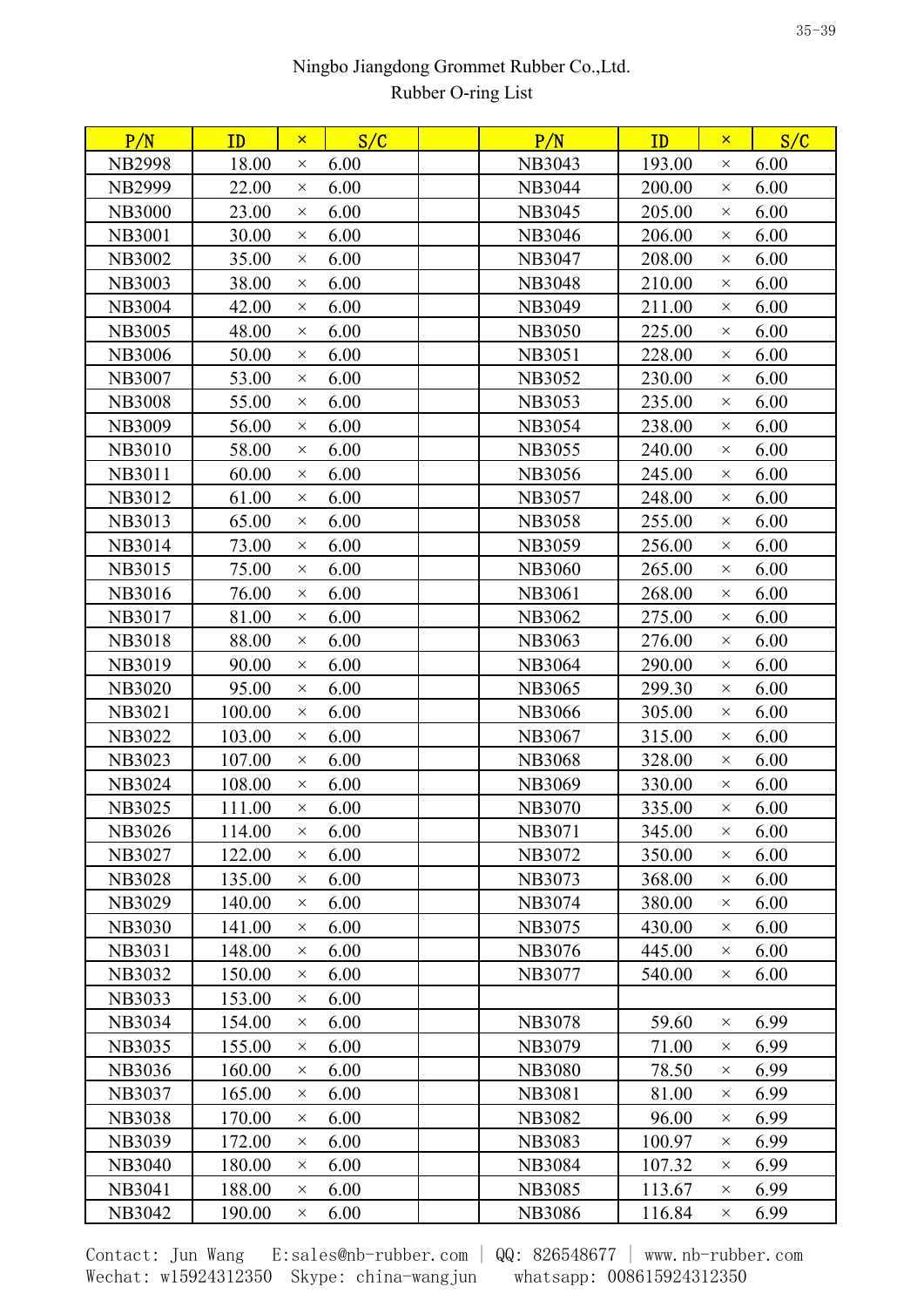Ningbo Jiangdong Grommet Rubber Co.,Ltd.
Rubber O-ring List

| P/N | ID | × | S/C | | P/N | ID | × | S/C |
|---|---|---|---|---|---|---|---|---|
| NB2998 | 18.00 | × | 6.00 | | NB3043 | 193.00 | × | 6.00 |
| NB2999 | 22.00 | × | 6.00 | | NB3044 | 200.00 | × | 6.00 |
| NB3000 | 23.00 | × | 6.00 | | NB3045 | 205.00 | × | 6.00 |
| NB3001 | 30.00 | × | 6.00 | | NB3046 | 206.00 | × | 6.00 |
| NB3002 | 35.00 | × | 6.00 | | NB3047 | 208.00 | × | 6.00 |
| NB3003 | 38.00 | × | 6.00 | | NB3048 | 210.00 | × | 6.00 |
| NB3004 | 42.00 | × | 6.00 | | NB3049 | 211.00 | × | 6.00 |
| NB3005 | 48.00 | × | 6.00 | | NB3050 | 225.00 | × | 6.00 |
| NB3006 | 50.00 | × | 6.00 | | NB3051 | 228.00 | × | 6.00 |
| NB3007 | 53.00 | × | 6.00 | | NB3052 | 230.00 | × | 6.00 |
| NB3008 | 55.00 | × | 6.00 | | NB3053 | 235.00 | × | 6.00 |
| NB3009 | 56.00 | × | 6.00 | | NB3054 | 238.00 | × | 6.00 |
| NB3010 | 58.00 | × | 6.00 | | NB3055 | 240.00 | × | 6.00 |
| NB3011 | 60.00 | × | 6.00 | | NB3056 | 245.00 | × | 6.00 |
| NB3012 | 61.00 | × | 6.00 | | NB3057 | 248.00 | × | 6.00 |
| NB3013 | 65.00 | × | 6.00 | | NB3058 | 255.00 | × | 6.00 |
| NB3014 | 73.00 | × | 6.00 | | NB3059 | 256.00 | × | 6.00 |
| NB3015 | 75.00 | × | 6.00 | | NB3060 | 265.00 | × | 6.00 |
| NB3016 | 76.00 | × | 6.00 | | NB3061 | 268.00 | × | 6.00 |
| NB3017 | 81.00 | × | 6.00 | | NB3062 | 275.00 | × | 6.00 |
| NB3018 | 88.00 | × | 6.00 | | NB3063 | 276.00 | × | 6.00 |
| NB3019 | 90.00 | × | 6.00 | | NB3064 | 290.00 | × | 6.00 |
| NB3020 | 95.00 | × | 6.00 | | NB3065 | 299.30 | × | 6.00 |
| NB3021 | 100.00 | × | 6.00 | | NB3066 | 305.00 | × | 6.00 |
| NB3022 | 103.00 | × | 6.00 | | NB3067 | 315.00 | × | 6.00 |
| NB3023 | 107.00 | × | 6.00 | | NB3068 | 328.00 | × | 6.00 |
| NB3024 | 108.00 | × | 6.00 | | NB3069 | 330.00 | × | 6.00 |
| NB3025 | 111.00 | × | 6.00 | | NB3070 | 335.00 | × | 6.00 |
| NB3026 | 114.00 | × | 6.00 | | NB3071 | 345.00 | × | 6.00 |
| NB3027 | 122.00 | × | 6.00 | | NB3072 | 350.00 | × | 6.00 |
| NB3028 | 135.00 | × | 6.00 | | NB3073 | 368.00 | × | 6.00 |
| NB3029 | 140.00 | × | 6.00 | | NB3074 | 380.00 | × | 6.00 |
| NB3030 | 141.00 | × | 6.00 | | NB3075 | 430.00 | × | 6.00 |
| NB3031 | 148.00 | × | 6.00 | | NB3076 | 445.00 | × | 6.00 |
| NB3032 | 150.00 | × | 6.00 | | NB3077 | 540.00 | × | 6.00 |
| NB3033 | 153.00 | × | 6.00 | | | | | |
| NB3034 | 154.00 | × | 6.00 | | NB3078 | 59.60 | × | 6.99 |
| NB3035 | 155.00 | × | 6.00 | | NB3079 | 71.00 | × | 6.99 |
| NB3036 | 160.00 | × | 6.00 | | NB3080 | 78.50 | × | 6.99 |
| NB3037 | 165.00 | × | 6.00 | | NB3081 | 81.00 | × | 6.99 |
| NB3038 | 170.00 | × | 6.00 | | NB3082 | 96.00 | × | 6.99 |
| NB3039 | 172.00 | × | 6.00 | | NB3083 | 100.97 | × | 6.99 |
| NB3040 | 180.00 | × | 6.00 | | NB3084 | 107.32 | × | 6.99 |
| NB3041 | 188.00 | × | 6.00 | | NB3085 | 113.67 | × | 6.99 |
| NB3042 | 190.00 | × | 6.00 | | NB3086 | 116.84 | × | 6.99 |

Contact: Jun Wang E:sales@nb-rubber.com | QQ: 826548677 | www.nb-rubber.com
Wechat: w15924312350 Skype: china-wangjun whatsapp: 008615924312350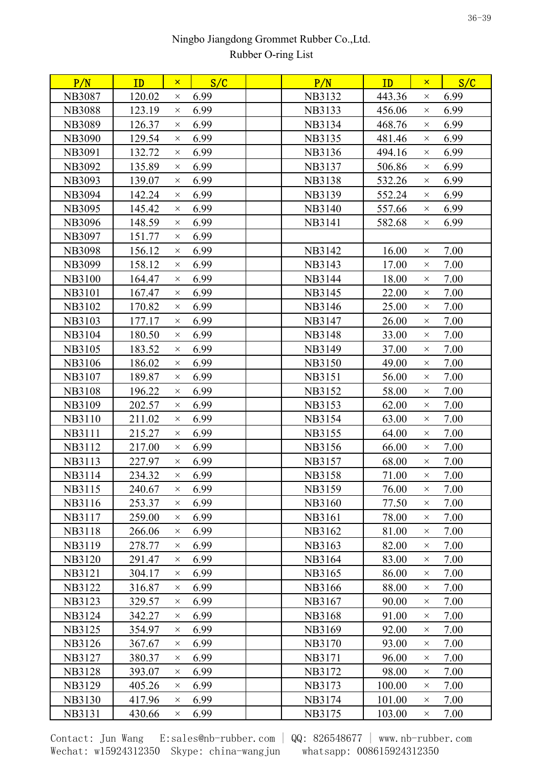Ningbo Jiangdong Grommet Rubber Co.,Ltd.
Rubber O-ring List

| P/N | ID | × | S/C | | P/N | ID | × | S/C |
|---|---|---|---|---|---|---|---|---|
| NB3087 | 120.02 | × | 6.99 | | NB3132 | 443.36 | × | 6.99 |
| NB3088 | 123.19 | × | 6.99 | | NB3133 | 456.06 | × | 6.99 |
| NB3089 | 126.37 | × | 6.99 | | NB3134 | 468.76 | × | 6.99 |
| NB3090 | 129.54 | × | 6.99 | | NB3135 | 481.46 | × | 6.99 |
| NB3091 | 132.72 | × | 6.99 | | NB3136 | 494.16 | × | 6.99 |
| NB3092 | 135.89 | × | 6.99 | | NB3137 | 506.86 | × | 6.99 |
| NB3093 | 139.07 | × | 6.99 | | NB3138 | 532.26 | × | 6.99 |
| NB3094 | 142.24 | × | 6.99 | | NB3139 | 552.24 | × | 6.99 |
| NB3095 | 145.42 | × | 6.99 | | NB3140 | 557.66 | × | 6.99 |
| NB3096 | 148.59 | × | 6.99 | | NB3141 | 582.68 | × | 6.99 |
| NB3097 | 151.77 | × | 6.99 | | | | | |
| NB3098 | 156.12 | × | 6.99 | | NB3142 | 16.00 | × | 7.00 |
| NB3099 | 158.12 | × | 6.99 | | NB3143 | 17.00 | × | 7.00 |
| NB3100 | 164.47 | × | 6.99 | | NB3144 | 18.00 | × | 7.00 |
| NB3101 | 167.47 | × | 6.99 | | NB3145 | 22.00 | × | 7.00 |
| NB3102 | 170.82 | × | 6.99 | | NB3146 | 25.00 | × | 7.00 |
| NB3103 | 177.17 | × | 6.99 | | NB3147 | 26.00 | × | 7.00 |
| NB3104 | 180.50 | × | 6.99 | | NB3148 | 33.00 | × | 7.00 |
| NB3105 | 183.52 | × | 6.99 | | NB3149 | 37.00 | × | 7.00 |
| NB3106 | 186.02 | × | 6.99 | | NB3150 | 49.00 | × | 7.00 |
| NB3107 | 189.87 | × | 6.99 | | NB3151 | 56.00 | × | 7.00 |
| NB3108 | 196.22 | × | 6.99 | | NB3152 | 58.00 | × | 7.00 |
| NB3109 | 202.57 | × | 6.99 | | NB3153 | 62.00 | × | 7.00 |
| NB3110 | 211.02 | × | 6.99 | | NB3154 | 63.00 | × | 7.00 |
| NB3111 | 215.27 | × | 6.99 | | NB3155 | 64.00 | × | 7.00 |
| NB3112 | 217.00 | × | 6.99 | | NB3156 | 66.00 | × | 7.00 |
| NB3113 | 227.97 | × | 6.99 | | NB3157 | 68.00 | × | 7.00 |
| NB3114 | 234.32 | × | 6.99 | | NB3158 | 71.00 | × | 7.00 |
| NB3115 | 240.67 | × | 6.99 | | NB3159 | 76.00 | × | 7.00 |
| NB3116 | 253.37 | × | 6.99 | | NB3160 | 77.50 | × | 7.00 |
| NB3117 | 259.00 | × | 6.99 | | NB3161 | 78.00 | × | 7.00 |
| NB3118 | 266.06 | × | 6.99 | | NB3162 | 81.00 | × | 7.00 |
| NB3119 | 278.77 | × | 6.99 | | NB3163 | 82.00 | × | 7.00 |
| NB3120 | 291.47 | × | 6.99 | | NB3164 | 83.00 | × | 7.00 |
| NB3121 | 304.17 | × | 6.99 | | NB3165 | 86.00 | × | 7.00 |
| NB3122 | 316.87 | × | 6.99 | | NB3166 | 88.00 | × | 7.00 |
| NB3123 | 329.57 | × | 6.99 | | NB3167 | 90.00 | × | 7.00 |
| NB3124 | 342.27 | × | 6.99 | | NB3168 | 91.00 | × | 7.00 |
| NB3125 | 354.97 | × | 6.99 | | NB3169 | 92.00 | × | 7.00 |
| NB3126 | 367.67 | × | 6.99 | | NB3170 | 93.00 | × | 7.00 |
| NB3127 | 380.37 | × | 6.99 | | NB3171 | 96.00 | × | 7.00 |
| NB3128 | 393.07 | × | 6.99 | | NB3172 | 98.00 | × | 7.00 |
| NB3129 | 405.26 | × | 6.99 | | NB3173 | 100.00 | × | 7.00 |
| NB3130 | 417.96 | × | 6.99 | | NB3174 | 101.00 | × | 7.00 |
| NB3131 | 430.66 | × | 6.99 | | NB3175 | 103.00 | × | 7.00 |

Contact: Jun Wang E:sales@nb-rubber.com | QQ: 826548677 | www.nb-rubber.com
Wechat: w15924312350 Skype: china-wangjun whatsapp: 008615924312350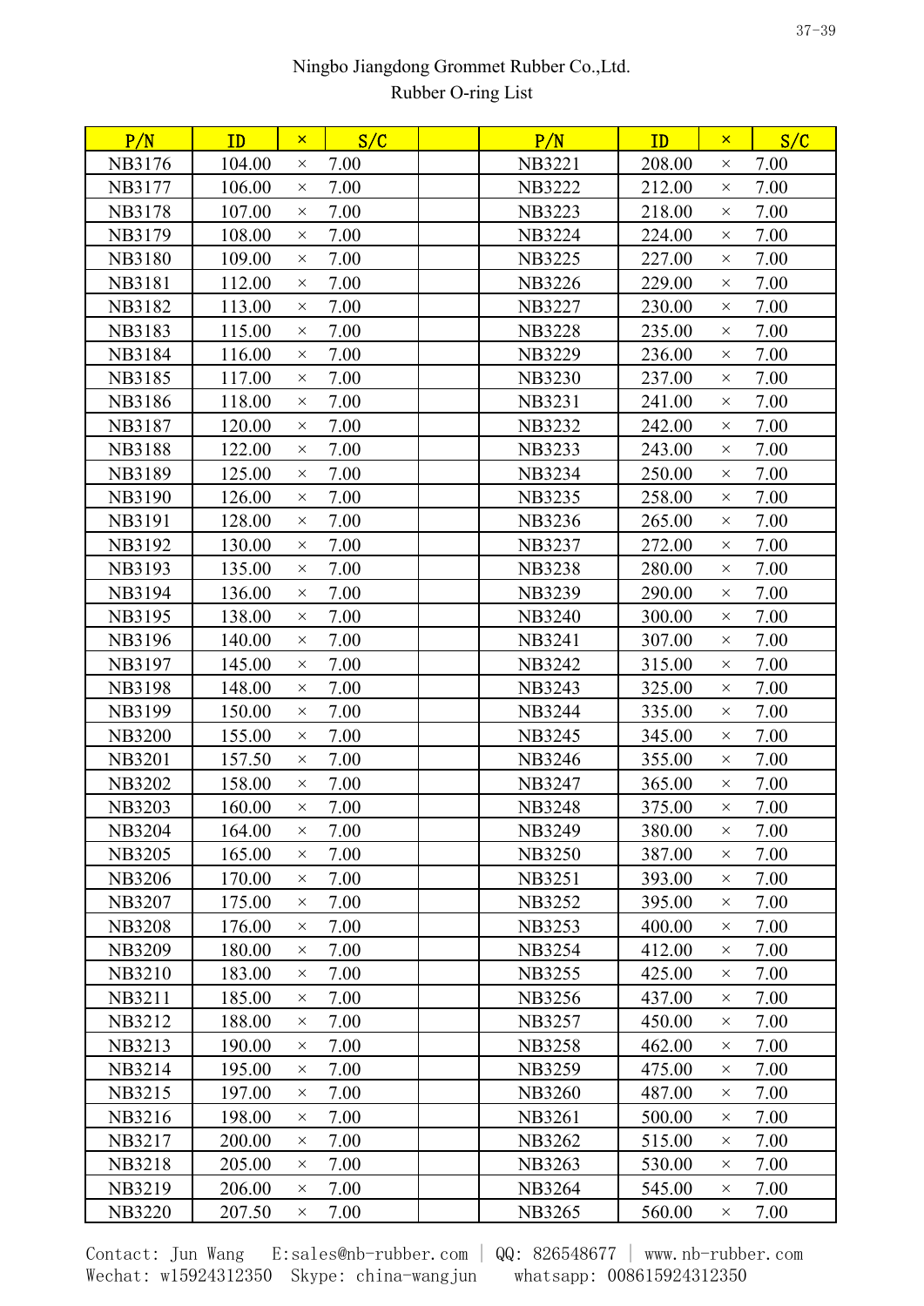Ningbo Jiangdong Grommet Rubber Co.,Ltd.
Rubber O-ring List

| P/N | ID | × | S/C | | P/N | ID | × | S/C |
|---|---|---|---|---|---|---|---|---|
| NB3176 | 104.00 | × | 7.00 | | NB3221 | 208.00 | × | 7.00 |
| NB3177 | 106.00 | × | 7.00 | | NB3222 | 212.00 | × | 7.00 |
| NB3178 | 107.00 | × | 7.00 | | NB3223 | 218.00 | × | 7.00 |
| NB3179 | 108.00 | × | 7.00 | | NB3224 | 224.00 | × | 7.00 |
| NB3180 | 109.00 | × | 7.00 | | NB3225 | 227.00 | × | 7.00 |
| NB3181 | 112.00 | × | 7.00 | | NB3226 | 229.00 | × | 7.00 |
| NB3182 | 113.00 | × | 7.00 | | NB3227 | 230.00 | × | 7.00 |
| NB3183 | 115.00 | × | 7.00 | | NB3228 | 235.00 | × | 7.00 |
| NB3184 | 116.00 | × | 7.00 | | NB3229 | 236.00 | × | 7.00 |
| NB3185 | 117.00 | × | 7.00 | | NB3230 | 237.00 | × | 7.00 |
| NB3186 | 118.00 | × | 7.00 | | NB3231 | 241.00 | × | 7.00 |
| NB3187 | 120.00 | × | 7.00 | | NB3232 | 242.00 | × | 7.00 |
| NB3188 | 122.00 | × | 7.00 | | NB3233 | 243.00 | × | 7.00 |
| NB3189 | 125.00 | × | 7.00 | | NB3234 | 250.00 | × | 7.00 |
| NB3190 | 126.00 | × | 7.00 | | NB3235 | 258.00 | × | 7.00 |
| NB3191 | 128.00 | × | 7.00 | | NB3236 | 265.00 | × | 7.00 |
| NB3192 | 130.00 | × | 7.00 | | NB3237 | 272.00 | × | 7.00 |
| NB3193 | 135.00 | × | 7.00 | | NB3238 | 280.00 | × | 7.00 |
| NB3194 | 136.00 | × | 7.00 | | NB3239 | 290.00 | × | 7.00 |
| NB3195 | 138.00 | × | 7.00 | | NB3240 | 300.00 | × | 7.00 |
| NB3196 | 140.00 | × | 7.00 | | NB3241 | 307.00 | × | 7.00 |
| NB3197 | 145.00 | × | 7.00 | | NB3242 | 315.00 | × | 7.00 |
| NB3198 | 148.00 | × | 7.00 | | NB3243 | 325.00 | × | 7.00 |
| NB3199 | 150.00 | × | 7.00 | | NB3244 | 335.00 | × | 7.00 |
| NB3200 | 155.00 | × | 7.00 | | NB3245 | 345.00 | × | 7.00 |
| NB3201 | 157.50 | × | 7.00 | | NB3246 | 355.00 | × | 7.00 |
| NB3202 | 158.00 | × | 7.00 | | NB3247 | 365.00 | × | 7.00 |
| NB3203 | 160.00 | × | 7.00 | | NB3248 | 375.00 | × | 7.00 |
| NB3204 | 164.00 | × | 7.00 | | NB3249 | 380.00 | × | 7.00 |
| NB3205 | 165.00 | × | 7.00 | | NB3250 | 387.00 | × | 7.00 |
| NB3206 | 170.00 | × | 7.00 | | NB3251 | 393.00 | × | 7.00 |
| NB3207 | 175.00 | × | 7.00 | | NB3252 | 395.00 | × | 7.00 |
| NB3208 | 176.00 | × | 7.00 | | NB3253 | 400.00 | × | 7.00 |
| NB3209 | 180.00 | × | 7.00 | | NB3254 | 412.00 | × | 7.00 |
| NB3210 | 183.00 | × | 7.00 | | NB3255 | 425.00 | × | 7.00 |
| NB3211 | 185.00 | × | 7.00 | | NB3256 | 437.00 | × | 7.00 |
| NB3212 | 188.00 | × | 7.00 | | NB3257 | 450.00 | × | 7.00 |
| NB3213 | 190.00 | × | 7.00 | | NB3258 | 462.00 | × | 7.00 |
| NB3214 | 195.00 | × | 7.00 | | NB3259 | 475.00 | × | 7.00 |
| NB3215 | 197.00 | × | 7.00 | | NB3260 | 487.00 | × | 7.00 |
| NB3216 | 198.00 | × | 7.00 | | NB3261 | 500.00 | × | 7.00 |
| NB3217 | 200.00 | × | 7.00 | | NB3262 | 515.00 | × | 7.00 |
| NB3218 | 205.00 | × | 7.00 | | NB3263 | 530.00 | × | 7.00 |
| NB3219 | 206.00 | × | 7.00 | | NB3264 | 545.00 | × | 7.00 |
| NB3220 | 207.50 | × | 7.00 | | NB3265 | 560.00 | × | 7.00 |

Contact: Jun Wang E:sales@nb-rubber.com | QQ: 826548677 | www.nb-rubber.com
Wechat: w15924312350 Skype: china-wangjun whatsapp: 008615924312350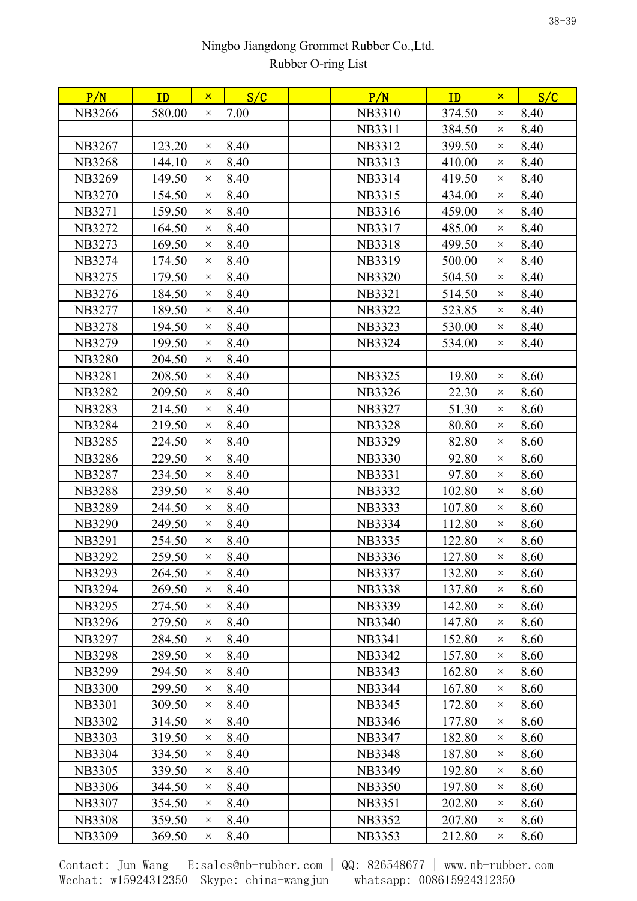Ningbo Jiangdong Grommet Rubber Co.,Ltd.

Rubber O-ring List

| P/N | ID | × | S/C | | P/N | ID | × | S/C |
|---|---|---|---|---|---|---|---|---|
| NB3266 | 580.00 | × | 7.00 | | NB3310 | 374.50 | × | 8.40 |
| | | | | | NB3311 | 384.50 | × | 8.40 |
| NB3267 | 123.20 | × | 8.40 | | NB3312 | 399.50 | × | 8.40 |
| NB3268 | 144.10 | × | 8.40 | | NB3313 | 410.00 | × | 8.40 |
| NB3269 | 149.50 | × | 8.40 | | NB3314 | 419.50 | × | 8.40 |
| NB3270 | 154.50 | × | 8.40 | | NB3315 | 434.00 | × | 8.40 |
| NB3271 | 159.50 | × | 8.40 | | NB3316 | 459.00 | × | 8.40 |
| NB3272 | 164.50 | × | 8.40 | | NB3317 | 485.00 | × | 8.40 |
| NB3273 | 169.50 | × | 8.40 | | NB3318 | 499.50 | × | 8.40 |
| NB3274 | 174.50 | × | 8.40 | | NB3319 | 500.00 | × | 8.40 |
| NB3275 | 179.50 | × | 8.40 | | NB3320 | 504.50 | × | 8.40 |
| NB3276 | 184.50 | × | 8.40 | | NB3321 | 514.50 | × | 8.40 |
| NB3277 | 189.50 | × | 8.40 | | NB3322 | 523.85 | × | 8.40 |
| NB3278 | 194.50 | × | 8.40 | | NB3323 | 530.00 | × | 8.40 |
| NB3279 | 199.50 | × | 8.40 | | NB3324 | 534.00 | × | 8.40 |
| NB3280 | 204.50 | × | 8.40 | | | | | |
| NB3281 | 208.50 | × | 8.40 | | NB3325 | 19.80 | × | 8.60 |
| NB3282 | 209.50 | × | 8.40 | | NB3326 | 22.30 | × | 8.60 |
| NB3283 | 214.50 | × | 8.40 | | NB3327 | 51.30 | × | 8.60 |
| NB3284 | 219.50 | × | 8.40 | | NB3328 | 80.80 | × | 8.60 |
| NB3285 | 224.50 | × | 8.40 | | NB3329 | 82.80 | × | 8.60 |
| NB3286 | 229.50 | × | 8.40 | | NB3330 | 92.80 | × | 8.60 |
| NB3287 | 234.50 | × | 8.40 | | NB3331 | 97.80 | × | 8.60 |
| NB3288 | 239.50 | × | 8.40 | | NB3332 | 102.80 | × | 8.60 |
| NB3289 | 244.50 | × | 8.40 | | NB3333 | 107.80 | × | 8.60 |
| NB3290 | 249.50 | × | 8.40 | | NB3334 | 112.80 | × | 8.60 |
| NB3291 | 254.50 | × | 8.40 | | NB3335 | 122.80 | × | 8.60 |
| NB3292 | 259.50 | × | 8.40 | | NB3336 | 127.80 | × | 8.60 |
| NB3293 | 264.50 | × | 8.40 | | NB3337 | 132.80 | × | 8.60 |
| NB3294 | 269.50 | × | 8.40 | | NB3338 | 137.80 | × | 8.60 |
| NB3295 | 274.50 | × | 8.40 | | NB3339 | 142.80 | × | 8.60 |
| NB3296 | 279.50 | × | 8.40 | | NB3340 | 147.80 | × | 8.60 |
| NB3297 | 284.50 | × | 8.40 | | NB3341 | 152.80 | × | 8.60 |
| NB3298 | 289.50 | × | 8.40 | | NB3342 | 157.80 | × | 8.60 |
| NB3299 | 294.50 | × | 8.40 | | NB3343 | 162.80 | × | 8.60 |
| NB3300 | 299.50 | × | 8.40 | | NB3344 | 167.80 | × | 8.60 |
| NB3301 | 309.50 | × | 8.40 | | NB3345 | 172.80 | × | 8.60 |
| NB3302 | 314.50 | × | 8.40 | | NB3346 | 177.80 | × | 8.60 |
| NB3303 | 319.50 | × | 8.40 | | NB3347 | 182.80 | × | 8.60 |
| NB3304 | 334.50 | × | 8.40 | | NB3348 | 187.80 | × | 8.60 |
| NB3305 | 339.50 | × | 8.40 | | NB3349 | 192.80 | × | 8.60 |
| NB3306 | 344.50 | × | 8.40 | | NB3350 | 197.80 | × | 8.60 |
| NB3307 | 354.50 | × | 8.40 | | NB3351 | 202.80 | × | 8.60 |
| NB3308 | 359.50 | × | 8.40 | | NB3352 | 207.80 | × | 8.60 |
| NB3309 | 369.50 | × | 8.40 | | NB3353 | 212.80 | × | 8.60 |

Contact: Jun Wang E:sales@nb-rubber.com | QQ: 826548677 | www.nb-rubber.com
Wechat: w15924312350 Skype: china-wangjun whatsapp: 008615924312350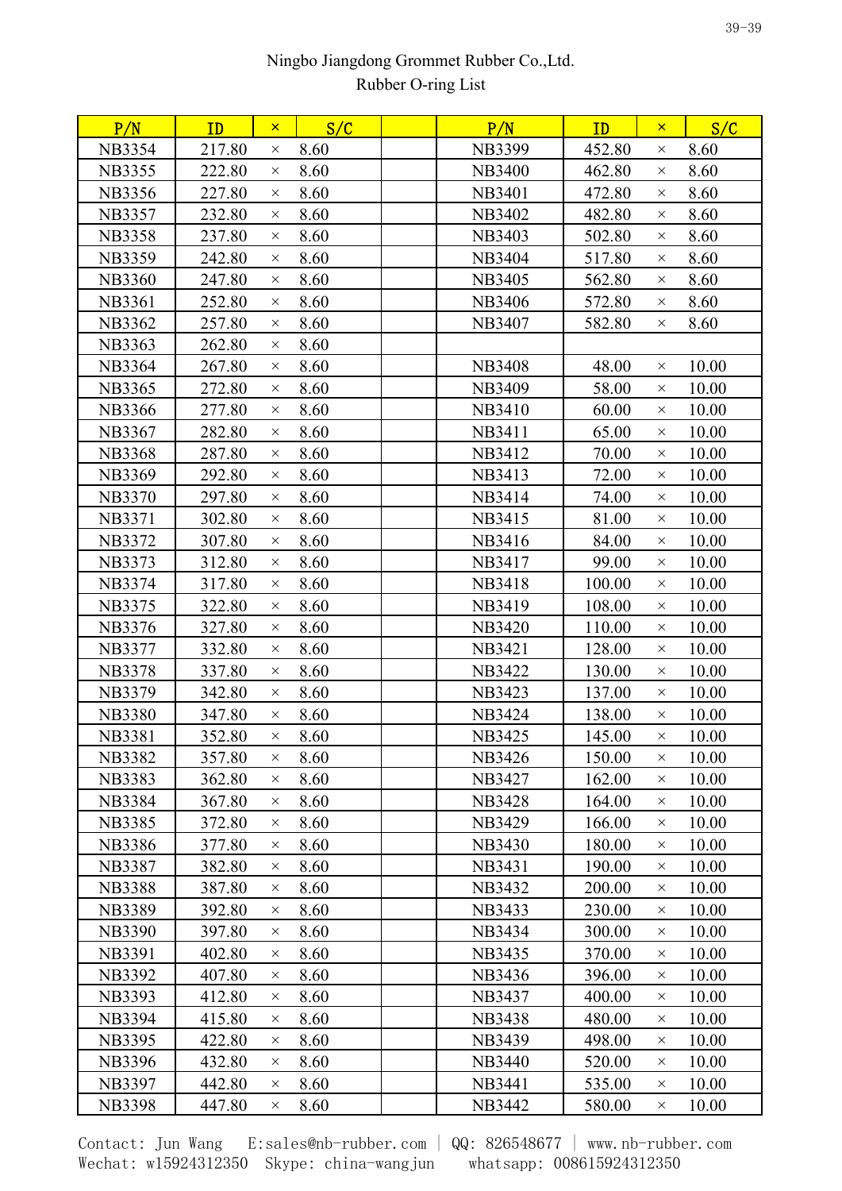Ningbo Jiangdong Grommet Rubber Co.,Ltd.
Rubber O-ring List

| P/N | ID | × | S/C | | P/N | ID | × | S/C |
|---|---|---|---|---|---|---|---|---|
| NB3354 | 217.80 | × | 8.60 | | NB3399 | 452.80 | × | 8.60 |
| NB3355 | 222.80 | × | 8.60 | | NB3400 | 462.80 | × | 8.60 |
| NB3356 | 227.80 | × | 8.60 | | NB3401 | 472.80 | × | 8.60 |
| NB3357 | 232.80 | × | 8.60 | | NB3402 | 482.80 | × | 8.60 |
| NB3358 | 237.80 | × | 8.60 | | NB3403 | 502.80 | × | 8.60 |
| NB3359 | 242.80 | × | 8.60 | | NB3404 | 517.80 | × | 8.60 |
| NB3360 | 247.80 | × | 8.60 | | NB3405 | 562.80 | × | 8.60 |
| NB3361 | 252.80 | × | 8.60 | | NB3406 | 572.80 | × | 8.60 |
| NB3362 | 257.80 | × | 8.60 | | NB3407 | 582.80 | × | 8.60 |
| NB3363 | 262.80 | × | 8.60 | | | | | |
| NB3364 | 267.80 | × | 8.60 | | NB3408 | 48.00 | × | 10.00 |
| NB3365 | 272.80 | × | 8.60 | | NB3409 | 58.00 | × | 10.00 |
| NB3366 | 277.80 | × | 8.60 | | NB3410 | 60.00 | × | 10.00 |
| NB3367 | 282.80 | × | 8.60 | | NB3411 | 65.00 | × | 10.00 |
| NB3368 | 287.80 | × | 8.60 | | NB3412 | 70.00 | × | 10.00 |
| NB3369 | 292.80 | × | 8.60 | | NB3413 | 72.00 | × | 10.00 |
| NB3370 | 297.80 | × | 8.60 | | NB3414 | 74.00 | × | 10.00 |
| NB3371 | 302.80 | × | 8.60 | | NB3415 | 81.00 | × | 10.00 |
| NB3372 | 307.80 | × | 8.60 | | NB3416 | 84.00 | × | 10.00 |
| NB3373 | 312.80 | × | 8.60 | | NB3417 | 99.00 | × | 10.00 |
| NB3374 | 317.80 | × | 8.60 | | NB3418 | 100.00 | × | 10.00 |
| NB3375 | 322.80 | × | 8.60 | | NB3419 | 108.00 | × | 10.00 |
| NB3376 | 327.80 | × | 8.60 | | NB3420 | 110.00 | × | 10.00 |
| NB3377 | 332.80 | × | 8.60 | | NB3421 | 128.00 | × | 10.00 |
| NB3378 | 337.80 | × | 8.60 | | NB3422 | 130.00 | × | 10.00 |
| NB3379 | 342.80 | × | 8.60 | | NB3423 | 137.00 | × | 10.00 |
| NB3380 | 347.80 | × | 8.60 | | NB3424 | 138.00 | × | 10.00 |
| NB3381 | 352.80 | × | 8.60 | | NB3425 | 145.00 | × | 10.00 |
| NB3382 | 357.80 | × | 8.60 | | NB3426 | 150.00 | × | 10.00 |
| NB3383 | 362.80 | × | 8.60 | | NB3427 | 162.00 | × | 10.00 |
| NB3384 | 367.80 | × | 8.60 | | NB3428 | 164.00 | × | 10.00 |
| NB3385 | 372.80 | × | 8.60 | | NB3429 | 166.00 | × | 10.00 |
| NB3386 | 377.80 | × | 8.60 | | NB3430 | 180.00 | × | 10.00 |
| NB3387 | 382.80 | × | 8.60 | | NB3431 | 190.00 | × | 10.00 |
| NB3388 | 387.80 | × | 8.60 | | NB3432 | 200.00 | × | 10.00 |
| NB3389 | 392.80 | × | 8.60 | | NB3433 | 230.00 | × | 10.00 |
| NB3390 | 397.80 | × | 8.60 | | NB3434 | 300.00 | × | 10.00 |
| NB3391 | 402.80 | × | 8.60 | | NB3435 | 370.00 | × | 10.00 |
| NB3392 | 407.80 | × | 8.60 | | NB3436 | 396.00 | × | 10.00 |
| NB3393 | 412.80 | × | 8.60 | | NB3437 | 400.00 | × | 10.00 |
| NB3394 | 415.80 | × | 8.60 | | NB3438 | 480.00 | × | 10.00 |
| NB3395 | 422.80 | × | 8.60 | | NB3439 | 498.00 | × | 10.00 |
| NB3396 | 432.80 | × | 8.60 | | NB3440 | 520.00 | × | 10.00 |
| NB3397 | 442.80 | × | 8.60 | | NB3441 | 535.00 | × | 10.00 |
| NB3398 | 447.80 | × | 8.60 | | NB3442 | 580.00 | × | 10.00 |

Contact: Jun Wang E:sales@nb-rubber.com | QQ: 826548677 | www.nb-rubber.com
Wechat: w15924312350 Skype: china-wangjun whatsapp: 008615924312350